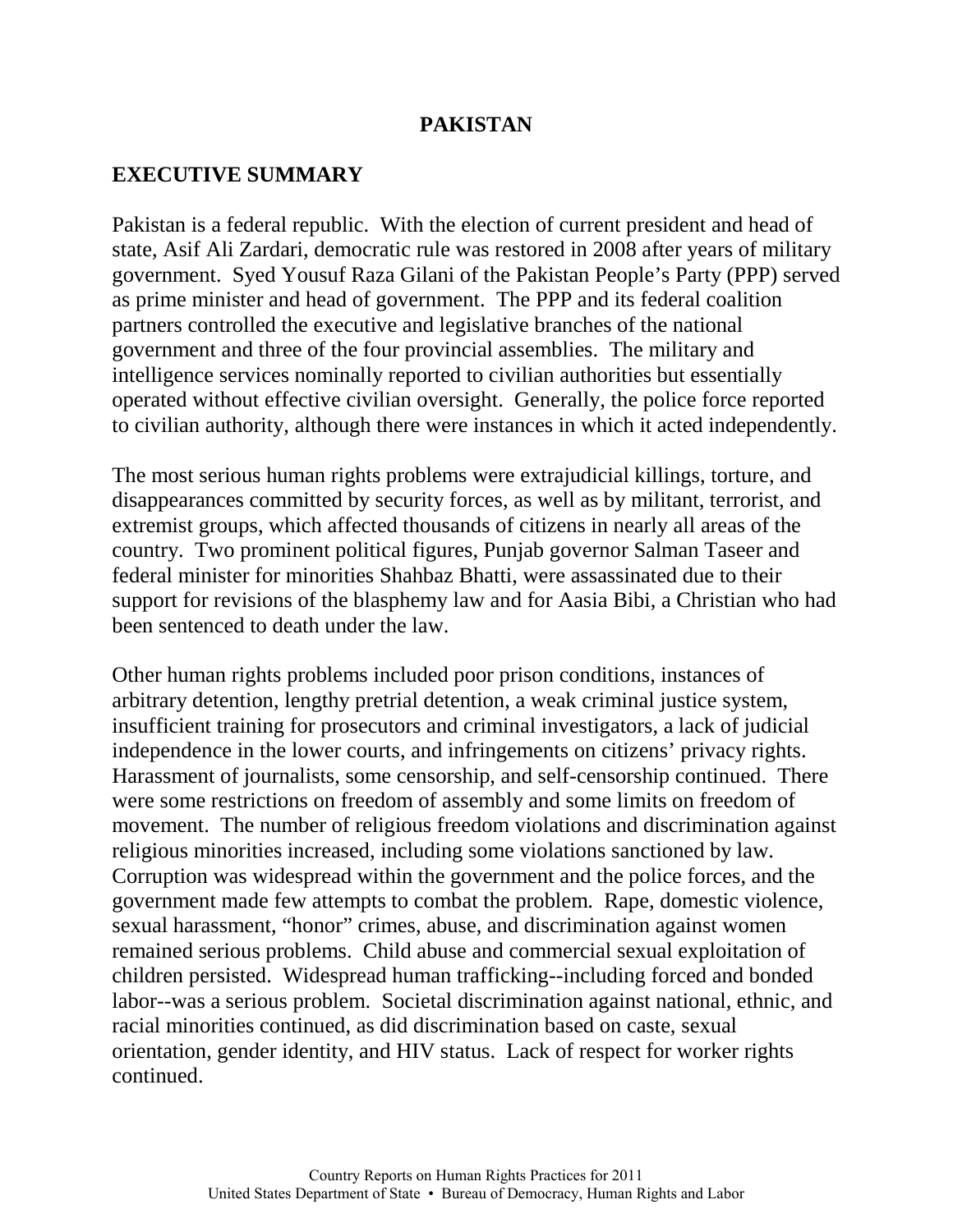# PAKISTAN

## EXECUTIVE SUMMARY

Pakistan is a federal republic. With the election of current president and head of state, Asif Ali Zardari, democratic rule was restored in 2008 after years of military government. Syed Yousuf Raza Gilani of the Pakistan People's Party (PPP) served as prime minister and head of government. The PPP and its federal coalition partners controlled the executive and legislative branches of the national government and three of the four provincial assemblies. The military and intelligence services nominally reported to civilian authorities but essentially operated without effective civilian oversight. Generally, the police force reported to civilian authority, although there were instances in which it acted independently.

The most serious human rights problems were extrajudicial killings, torture, and disappearances committed by security forces, as well as by militant, terrorist, and extremist groups, which affected thousands of citizens in nearly all areas of the country. Two prominent political figures, Punjab governor Salman Taseer and federal minister for minorities Shahbaz Bhatti, were assassinated due to their support for revisions of the blasphemy law and for Aasia Bibi, a Christian who had been sentenced to death under the law.

Other human rights problems included poor prison conditions, instances of arbitrary detention, lengthy pretrial detention, a weak criminal justice system, insufficient training for prosecutors and criminal investigators, a lack of judicial independence in the lower courts, and infringements on citizens' privacy rights. Harassment of journalists, some censorship, and self-censorship continued. There were some restrictions on freedom of assembly and some limits on freedom of movement. The number of religious freedom violations and discrimination against religious minorities increased, including some violations sanctioned by law. Corruption was widespread within the government and the police forces, and the government made few attempts to combat the problem. Rape, domestic violence, sexual harassment, "honor" crimes, abuse, and discrimination against women remained serious problems. Child abuse and commercial sexual exploitation of children persisted. Widespread human trafficking--including forced and bonded labor--was a serious problem. Societal discrimination against national, ethnic, and racial minorities continued, as did discrimination based on caste, sexual orientation, gender identity, and HIV status. Lack of respect for worker rights continued.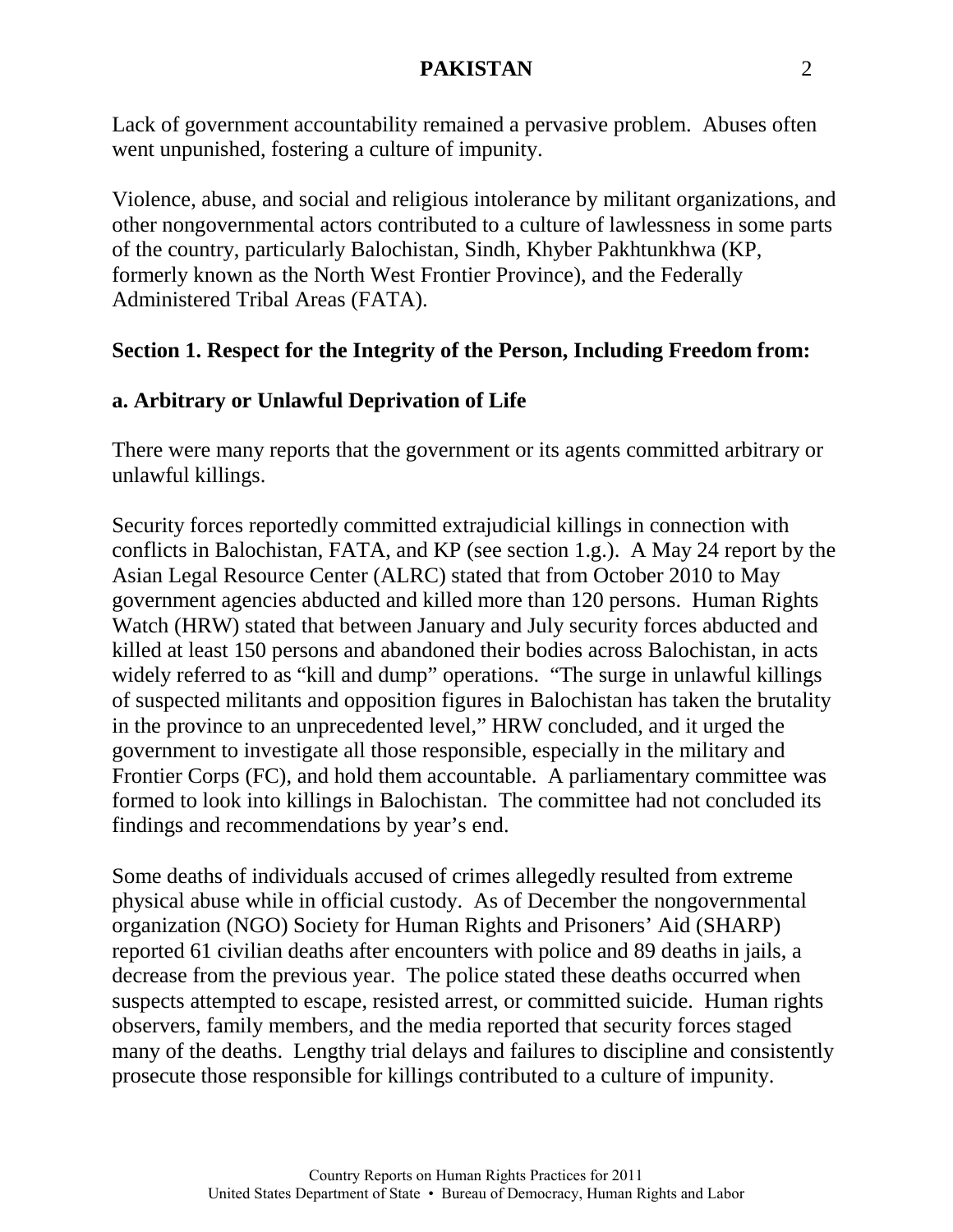Lack of government accountability remained a pervasive problem. Abuses often went unpunished, fostering a culture of impunity.

Violence, abuse, and social and religious intolerance by militant organizations, and other nongovernmental actors contributed to a culture of lawlessness in some parts of the country, particularly Balochistan, Sindh, Khyber Pakhtunkhwa (KP, formerly known as the North West Frontier Province), and the Federally Administered Tribal Areas (FATA).

## Section 1. Respect for the Integrity of the Person, Including Freedom from:

### a. Arbitrary or Unlawful Deprivation of Life

There were many reports that the government or its agents committed arbitrary or unlawful killings.

Security forces reportedly committed extrajudicial killings in connection with conflicts in Balochistan, FATA, and KP (see section 1.g.). A May 24 report by the Asian Legal Resource Center (ALRC) stated that from October 2010 to May government agencies abducted and killed more than 120 persons. Human Rights Watch (HRW) stated that between January and July security forces abducted and killed at least 150 persons and abandoned their bodies across Balochistan, in acts widely referred to as "kill and dump" operations. "The surge in unlawful killings of suspected militants and opposition figures in Balochistan has taken the brutality in the province to an unprecedented level," HRW concluded, and it urged the government to investigate all those responsible, especially in the military and Frontier Corps (FC), and hold them accountable. A parliamentary committee was formed to look into killings in Balochistan. The committee had not concluded its findings and recommendations by year's end.

Some deaths of individuals accused of crimes allegedly resulted from extreme physical abuse while in official custody. As of December the nongovernmental organization (NGO) Society for Human Rights and Prisoners' Aid (SHARP) reported 61 civilian deaths after encounters with police and 89 deaths in jails, a decrease from the previous year. The police stated these deaths occurred when suspects attempted to escape, resisted arrest, or committed suicide. Human rights observers, family members, and the media reported that security forces staged many of the deaths. Lengthy trial delays and failures to discipline and consistently prosecute those responsible for killings contributed to a culture of impunity.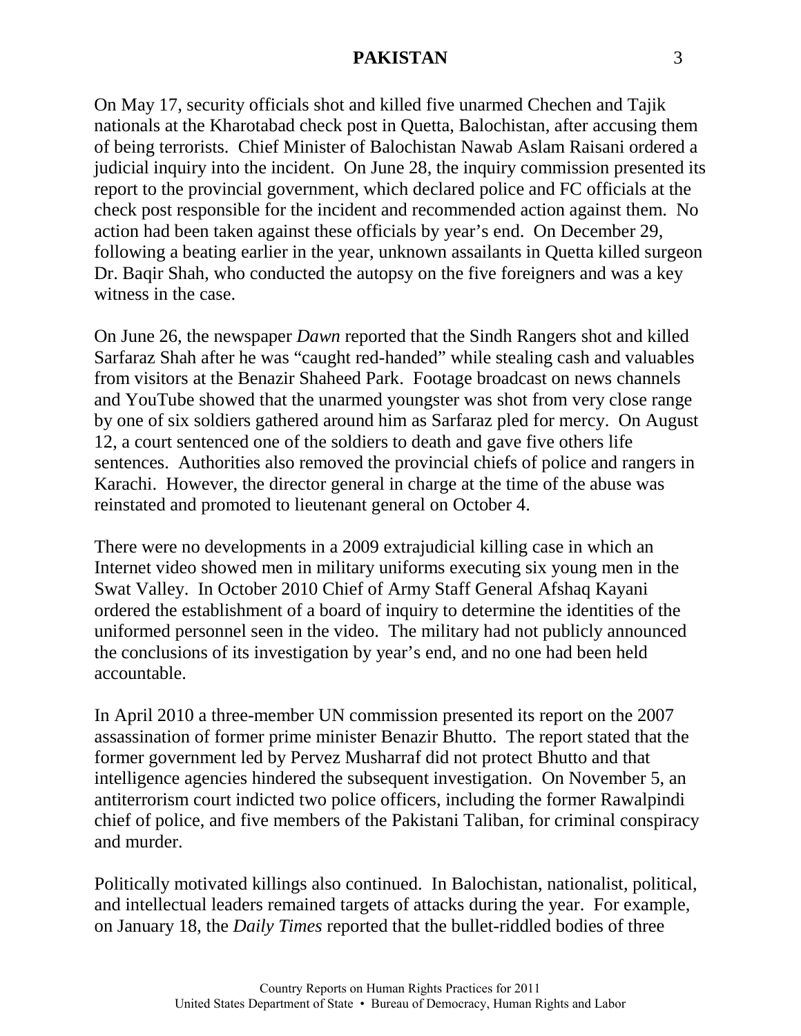On May 17, security officials shot and killed five unarmed Chechen and Tajik nationals at the Kharotabad check post in Quetta, Balochistan, after accusing them of being terrorists. Chief Minister of Balochistan Nawab Aslam Raisani ordered a judicial inquiry into the incident. On June 28, the inquiry commission presented its report to the provincial government, which declared police and FC officials at the check post responsible for the incident and recommended action against them. No action had been taken against these officials by year's end. On December 29, following a beating earlier in the year, unknown assailants in Quetta killed surgeon Dr. Baqir Shah, who conducted the autopsy on the five foreigners and was a key witness in the case.

On June 26, the newspaper *Dawn* reported that the Sindh Rangers shot and killed Sarfaraz Shah after he was "caught red-handed" while stealing cash and valuables from visitors at the Benazir Shaheed Park. Footage broadcast on news channels and YouTube showed that the unarmed youngster was shot from very close range by one of six soldiers gathered around him as Sarfaraz pled for mercy. On August 12, a court sentenced one of the soldiers to death and gave five others life sentences. Authorities also removed the provincial chiefs of police and rangers in Karachi. However, the director general in charge at the time of the abuse was reinstated and promoted to lieutenant general on October 4.

There were no developments in a 2009 extrajudicial killing case in which an Internet video showed men in military uniforms executing six young men in the Swat Valley. In October 2010 Chief of Army Staff General Afshaq Kayani ordered the establishment of a board of inquiry to determine the identities of the uniformed personnel seen in the video. The military had not publicly announced the conclusions of its investigation by year's end, and no one had been held accountable.

In April 2010 a three-member UN commission presented its report on the 2007 assassination of former prime minister Benazir Bhutto. The report stated that the former government led by Pervez Musharraf did not protect Bhutto and that intelligence agencies hindered the subsequent investigation. On November 5, an antiterrorism court indicted two police officers, including the former Rawalpindi chief of police, and five members of the Pakistani Taliban, for criminal conspiracy and murder.

Politically motivated killings also continued. In Balochistan, nationalist, political, and intellectual leaders remained targets of attacks during the year. For example, on January 18, the *Daily Times* reported that the bullet-riddled bodies of three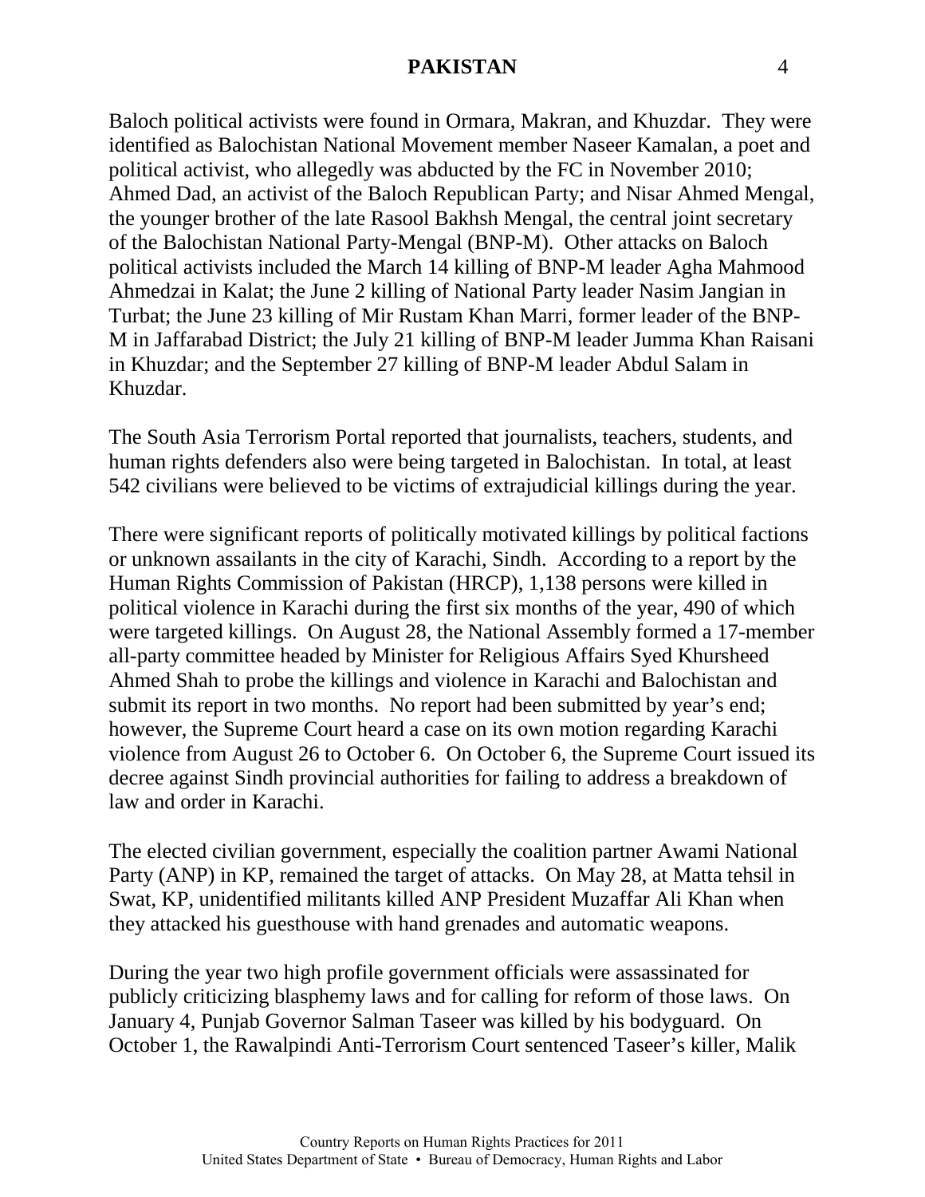Baloch political activists were found in Ormara, Makran, and Khuzdar. They were identified as Balochistan National Movement member Naseer Kamalan, a poet and political activist, who allegedly was abducted by the FC in November 2010; Ahmed Dad, an activist of the Baloch Republican Party; and Nisar Ahmed Mengal, the younger brother of the late Rasool Bakhsh Mengal, the central joint secretary of the Balochistan National Party-Mengal (BNP-M). Other attacks on Baloch political activists included the March 14 killing of BNP-M leader Agha Mahmood Ahmedzai in Kalat; the June 2 killing of National Party leader Nasim Jangian in Turbat; the June 23 killing of Mir Rustam Khan Marri, former leader of the BNP-M in Jaffarabad District; the July 21 killing of BNP-M leader Jumma Khan Raisani in Khuzdar; and the September 27 killing of BNP-M leader Abdul Salam in Khuzdar.

The South Asia Terrorism Portal reported that journalists, teachers, students, and human rights defenders also were being targeted in Balochistan. In total, at least 542 civilians were believed to be victims of extrajudicial killings during the year.

There were significant reports of politically motivated killings by political factions or unknown assailants in the city of Karachi, Sindh. According to a report by the Human Rights Commission of Pakistan (HRCP), 1,138 persons were killed in political violence in Karachi during the first six months of the year, 490 of which were targeted killings. On August 28, the National Assembly formed a 17-member all-party committee headed by Minister for Religious Affairs Syed Khursheed Ahmed Shah to probe the killings and violence in Karachi and Balochistan and submit its report in two months. No report had been submitted by year's end; however, the Supreme Court heard a case on its own motion regarding Karachi violence from August 26 to October 6. On October 6, the Supreme Court issued its decree against Sindh provincial authorities for failing to address a breakdown of law and order in Karachi.

The elected civilian government, especially the coalition partner Awami National Party (ANP) in KP, remained the target of attacks. On May 28, at Matta tehsil in Swat, KP, unidentified militants killed ANP President Muzaffar Ali Khan when they attacked his guesthouse with hand grenades and automatic weapons.

During the year two high profile government officials were assassinated for publicly criticizing blasphemy laws and for calling for reform of those laws. On January 4, Punjab Governor Salman Taseer was killed by his bodyguard. On October 1, the Rawalpindi Anti-Terrorism Court sentenced Taseer's killer, Malik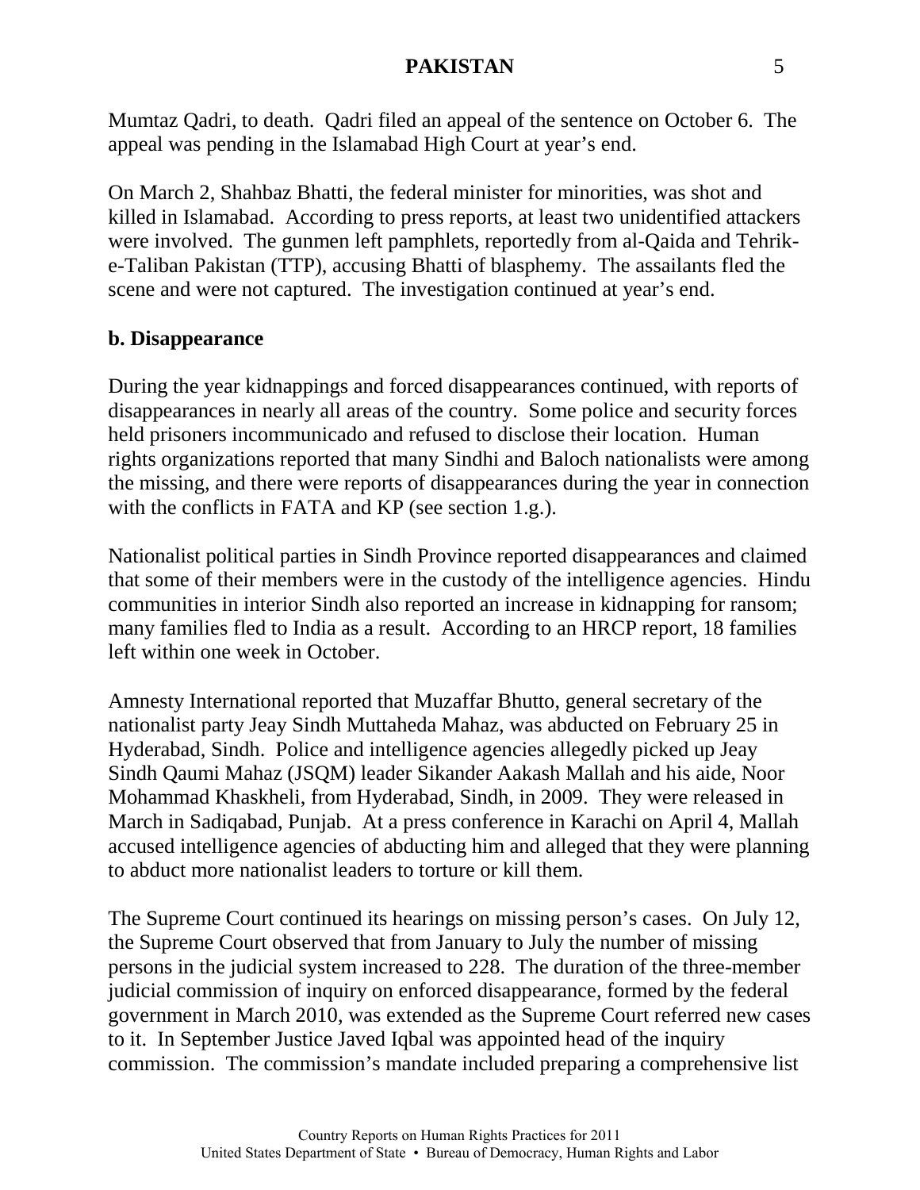Mumtaz Qadri, to death. Qadri filed an appeal of the sentence on October 6. The appeal was pending in the Islamabad High Court at year's end.

On March 2, Shahbaz Bhatti, the federal minister for minorities, was shot and killed in Islamabad. According to press reports, at least two unidentified attackers were involved. The gunmen left pamphlets, reportedly from al-Qaida and Tehrik-e-Taliban Pakistan (TTP), accusing Bhatti of blasphemy. The assailants fled the scene and were not captured. The investigation continued at year's end.

**b. Disappearance**

During the year kidnappings and forced disappearances continued, with reports of disappearances in nearly all areas of the country. Some police and security forces held prisoners incommunicado and refused to disclose their location. Human rights organizations reported that many Sindhi and Baloch nationalists were among the missing, and there were reports of disappearances during the year in connection with the conflicts in FATA and KP (see section 1.g.).

Nationalist political parties in Sindh Province reported disappearances and claimed that some of their members were in the custody of the intelligence agencies. Hindu communities in interior Sindh also reported an increase in kidnapping for ransom; many families fled to India as a result. According to an HRCP report, 18 families left within one week in October.

Amnesty International reported that Muzaffar Bhutto, general secretary of the nationalist party Jeay Sindh Muttaheda Mahaz, was abducted on February 25 in Hyderabad, Sindh. Police and intelligence agencies allegedly picked up Jeay Sindh Qaumi Mahaz (JSQM) leader Sikander Aakash Mallah and his aide, Noor Mohammad Khaskheli, from Hyderabad, Sindh, in 2009. They were released in March in Sadiqabad, Punjab. At a press conference in Karachi on April 4, Mallah accused intelligence agencies of abducting him and alleged that they were planning to abduct more nationalist leaders to torture or kill them.

The Supreme Court continued its hearings on missing person's cases. On July 12, the Supreme Court observed that from January to July the number of missing persons in the judicial system increased to 228. The duration of the three-member judicial commission of inquiry on enforced disappearance, formed by the federal government in March 2010, was extended as the Supreme Court referred new cases to it. In September Justice Javed Iqbal was appointed head of the inquiry commission. The commission's mandate included preparing a comprehensive list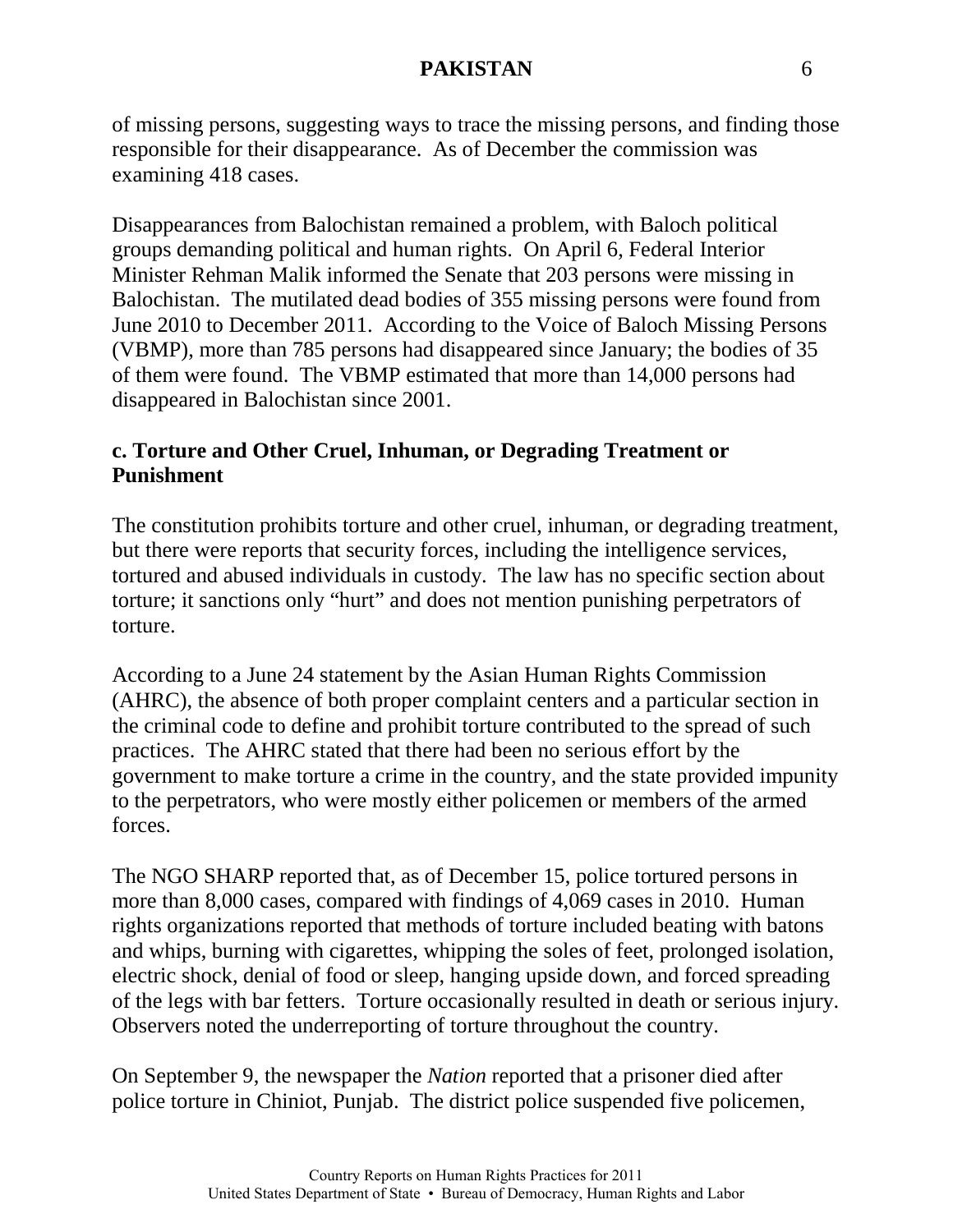of missing persons, suggesting ways to trace the missing persons, and finding those responsible for their disappearance. As of December the commission was examining 418 cases.

Disappearances from Balochistan remained a problem, with Baloch political groups demanding political and human rights. On April 6, Federal Interior Minister Rehman Malik informed the Senate that 203 persons were missing in Balochistan. The mutilated dead bodies of 355 missing persons were found from June 2010 to December 2011. According to the Voice of Baloch Missing Persons (VBMP), more than 785 persons had disappeared since January; the bodies of 35 of them were found. The VBMP estimated that more than 14,000 persons had disappeared in Balochistan since 2001.

**c. Torture and Other Cruel, Inhuman, or Degrading Treatment or Punishment**

The constitution prohibits torture and other cruel, inhuman, or degrading treatment, but there were reports that security forces, including the intelligence services, tortured and abused individuals in custody. The law has no specific section about torture; it sanctions only "hurt" and does not mention punishing perpetrators of torture.

According to a June 24 statement by the Asian Human Rights Commission (AHRC), the absence of both proper complaint centers and a particular section in the criminal code to define and prohibit torture contributed to the spread of such practices. The AHRC stated that there had been no serious effort by the government to make torture a crime in the country, and the state provided impunity to the perpetrators, who were mostly either policemen or members of the armed forces.

The NGO SHARP reported that, as of December 15, police tortured persons in more than 8,000 cases, compared with findings of 4,069 cases in 2010. Human rights organizations reported that methods of torture included beating with batons and whips, burning with cigarettes, whipping the soles of feet, prolonged isolation, electric shock, denial of food or sleep, hanging upside down, and forced spreading of the legs with bar fetters. Torture occasionally resulted in death or serious injury. Observers noted the underreporting of torture throughout the country.

On September 9, the newspaper the *Nation* reported that a prisoner died after police torture in Chiniot, Punjab. The district police suspended five policemen,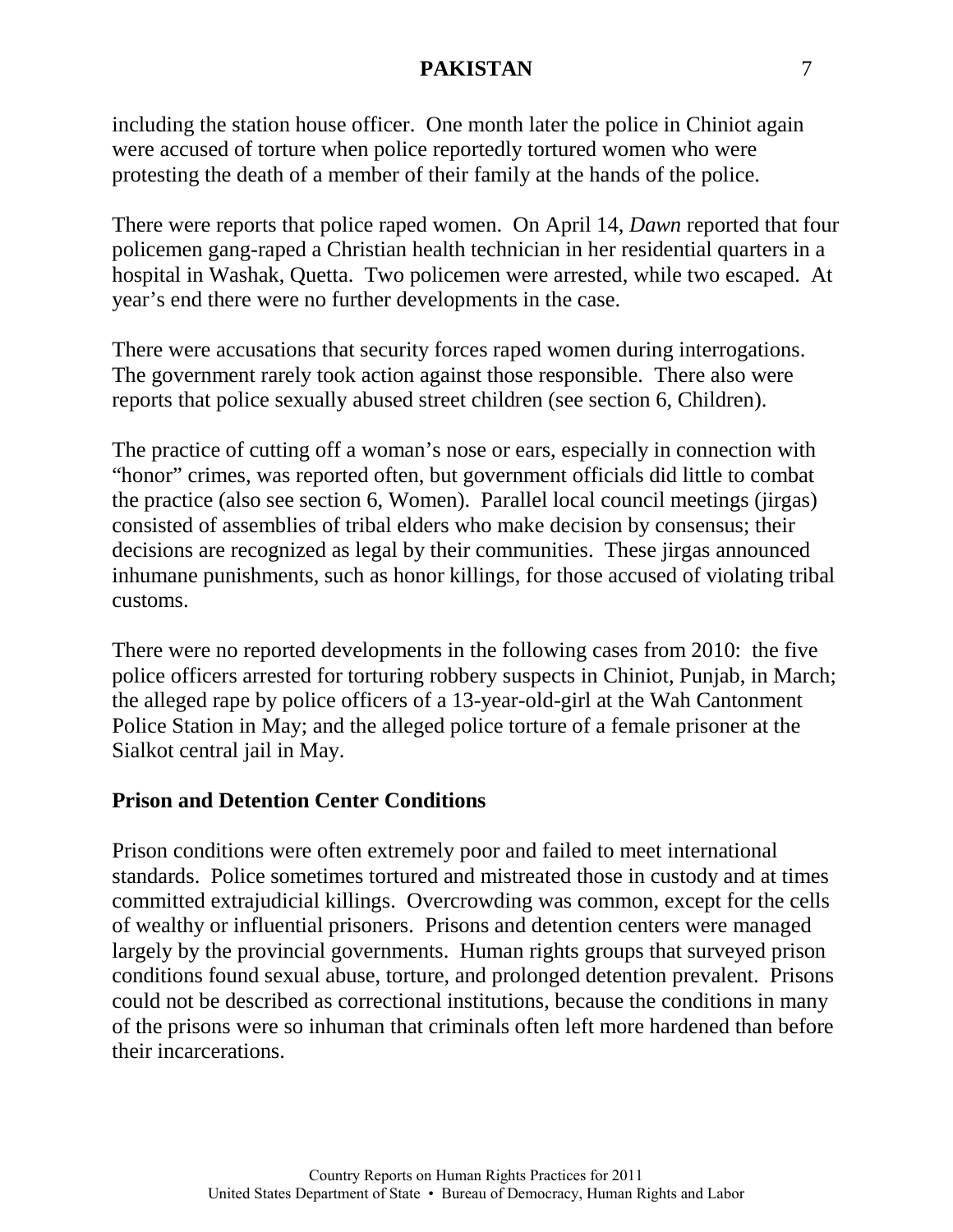including the station house officer. One month later the police in Chiniot again were accused of torture when police reportedly tortured women who were protesting the death of a member of their family at the hands of the police.

There were reports that police raped women. On April 14, *Dawn* reported that four policemen gang-raped a Christian health technician in her residential quarters in a hospital in Washak, Quetta. Two policemen were arrested, while two escaped. At year's end there were no further developments in the case.

There were accusations that security forces raped women during interrogations. The government rarely took action against those responsible. There also were reports that police sexually abused street children (see section 6, Children).

The practice of cutting off a woman's nose or ears, especially in connection with "honor" crimes, was reported often, but government officials did little to combat the practice (also see section 6, Women). Parallel local council meetings (jirgas) consisted of assemblies of tribal elders who make decision by consensus; their decisions are recognized as legal by their communities. These jirgas announced inhumane punishments, such as honor killings, for those accused of violating tribal customs.

There were no reported developments in the following cases from 2010: the five police officers arrested for torturing robbery suspects in Chiniot, Punjab, in March; the alleged rape by police officers of a 13-year-old-girl at the Wah Cantonment Police Station in May; and the alleged police torture of a female prisoner at the Sialkot central jail in May.

**Prison and Detention Center Conditions**

Prison conditions were often extremely poor and failed to meet international standards. Police sometimes tortured and mistreated those in custody and at times committed extrajudicial killings. Overcrowding was common, except for the cells of wealthy or influential prisoners. Prisons and detention centers were managed largely by the provincial governments. Human rights groups that surveyed prison conditions found sexual abuse, torture, and prolonged detention prevalent. Prisons could not be described as correctional institutions, because the conditions in many of the prisons were so inhuman that criminals often left more hardened than before their incarcerations.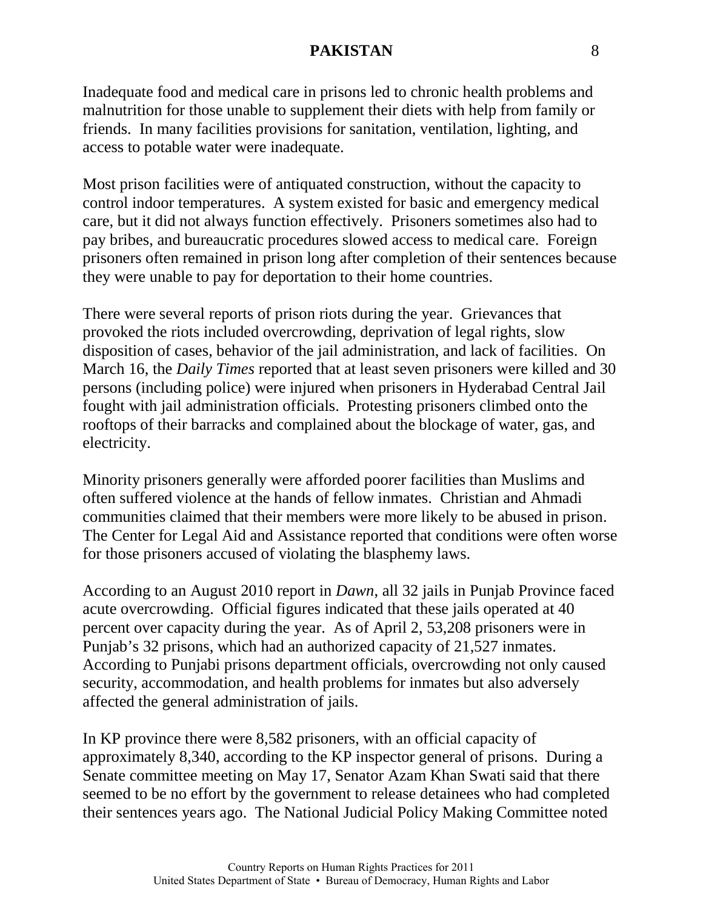Inadequate food and medical care in prisons led to chronic health problems and malnutrition for those unable to supplement their diets with help from family or friends. In many facilities provisions for sanitation, ventilation, lighting, and access to potable water were inadequate.

Most prison facilities were of antiquated construction, without the capacity to control indoor temperatures. A system existed for basic and emergency medical care, but it did not always function effectively. Prisoners sometimes also had to pay bribes, and bureaucratic procedures slowed access to medical care. Foreign prisoners often remained in prison long after completion of their sentences because they were unable to pay for deportation to their home countries.

There were several reports of prison riots during the year. Grievances that provoked the riots included overcrowding, deprivation of legal rights, slow disposition of cases, behavior of the jail administration, and lack of facilities. On March 16, the *Daily Times* reported that at least seven prisoners were killed and 30 persons (including police) were injured when prisoners in Hyderabad Central Jail fought with jail administration officials. Protesting prisoners climbed onto the rooftops of their barracks and complained about the blockage of water, gas, and electricity.

Minority prisoners generally were afforded poorer facilities than Muslims and often suffered violence at the hands of fellow inmates. Christian and Ahmadi communities claimed that their members were more likely to be abused in prison. The Center for Legal Aid and Assistance reported that conditions were often worse for those prisoners accused of violating the blasphemy laws.

According to an August 2010 report in *Dawn*, all 32 jails in Punjab Province faced acute overcrowding. Official figures indicated that these jails operated at 40 percent over capacity during the year. As of April 2, 53,208 prisoners were in Punjab's 32 prisons, which had an authorized capacity of 21,527 inmates. According to Punjabi prisons department officials, overcrowding not only caused security, accommodation, and health problems for inmates but also adversely affected the general administration of jails.

In KP province there were 8,582 prisoners, with an official capacity of approximately 8,340, according to the KP inspector general of prisons. During a Senate committee meeting on May 17, Senator Azam Khan Swati said that there seemed to be no effort by the government to release detainees who had completed their sentences years ago. The National Judicial Policy Making Committee noted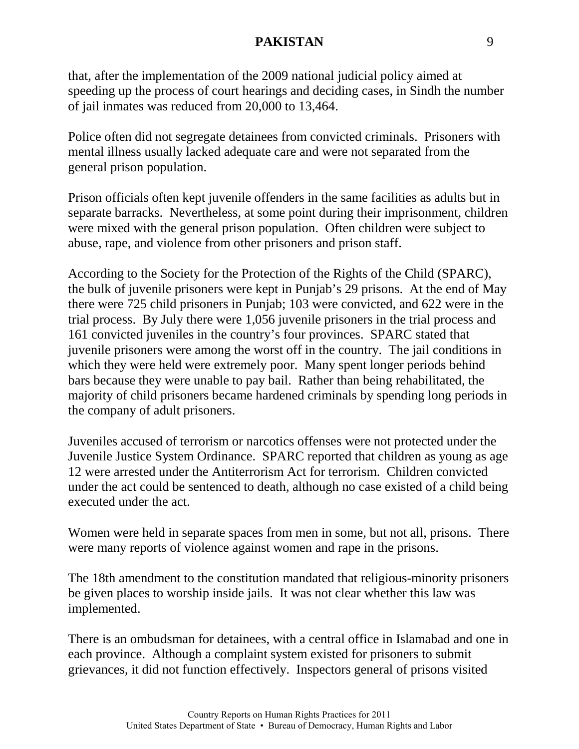that, after the implementation of the 2009 national judicial policy aimed at speeding up the process of court hearings and deciding cases, in Sindh the number of jail inmates was reduced from 20,000 to 13,464.

Police often did not segregate detainees from convicted criminals. Prisoners with mental illness usually lacked adequate care and were not separated from the general prison population.

Prison officials often kept juvenile offenders in the same facilities as adults but in separate barracks. Nevertheless, at some point during their imprisonment, children were mixed with the general prison population. Often children were subject to abuse, rape, and violence from other prisoners and prison staff.

According to the Society for the Protection of the Rights of the Child (SPARC), the bulk of juvenile prisoners were kept in Punjab's 29 prisons. At the end of May there were 725 child prisoners in Punjab; 103 were convicted, and 622 were in the trial process. By July there were 1,056 juvenile prisoners in the trial process and 161 convicted juveniles in the country's four provinces. SPARC stated that juvenile prisoners were among the worst off in the country. The jail conditions in which they were held were extremely poor. Many spent longer periods behind bars because they were unable to pay bail. Rather than being rehabilitated, the majority of child prisoners became hardened criminals by spending long periods in the company of adult prisoners.

Juveniles accused of terrorism or narcotics offenses were not protected under the Juvenile Justice System Ordinance. SPARC reported that children as young as age 12 were arrested under the Antiterrorism Act for terrorism. Children convicted under the act could be sentenced to death, although no case existed of a child being executed under the act.

Women were held in separate spaces from men in some, but not all, prisons. There were many reports of violence against women and rape in the prisons.

The 18th amendment to the constitution mandated that religious-minority prisoners be given places to worship inside jails. It was not clear whether this law was implemented.

There is an ombudsman for detainees, with a central office in Islamabad and one in each province. Although a complaint system existed for prisoners to submit grievances, it did not function effectively. Inspectors general of prisons visited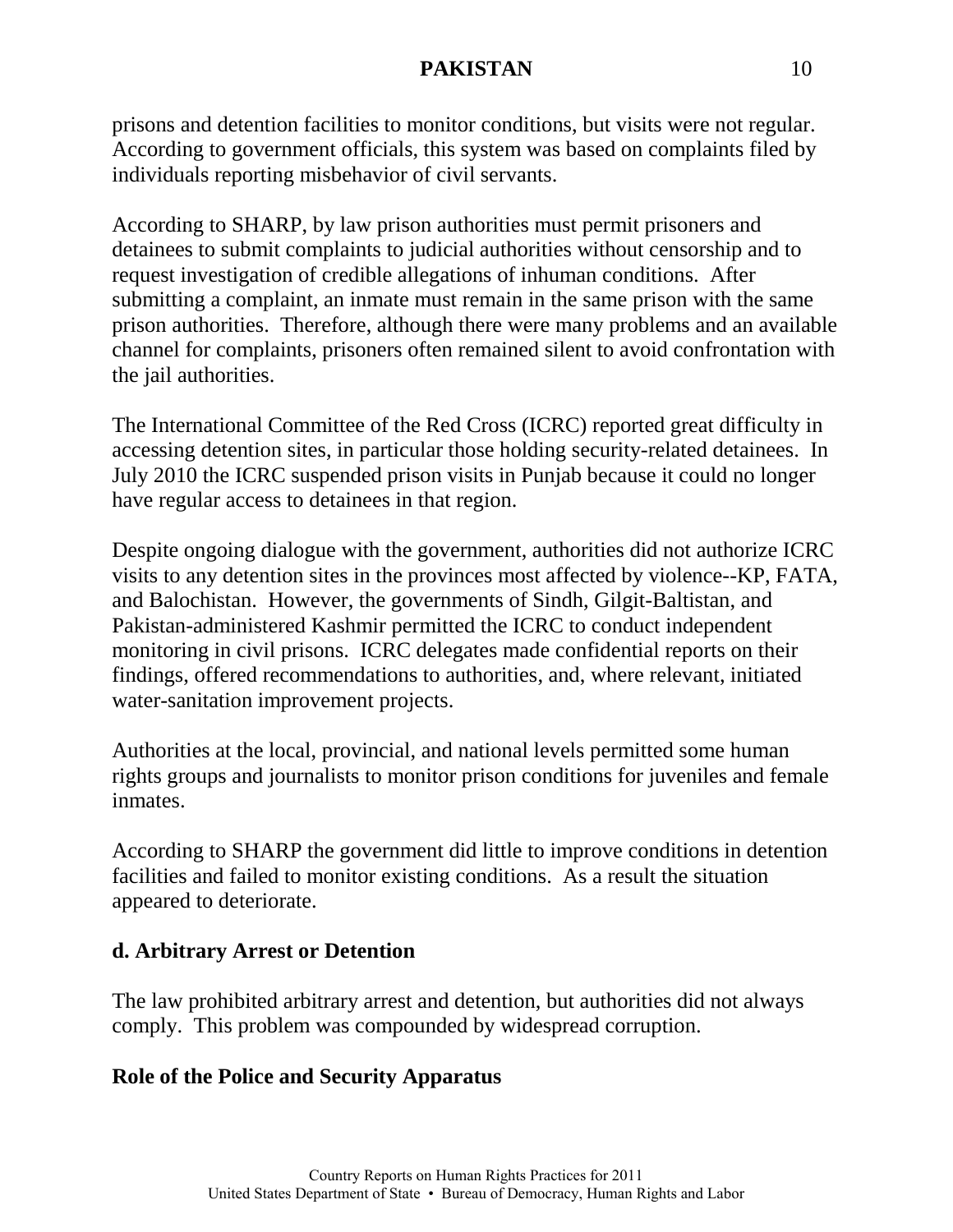prisons and detention facilities to monitor conditions, but visits were not regular. According to government officials, this system was based on complaints filed by individuals reporting misbehavior of civil servants.

According to SHARP, by law prison authorities must permit prisoners and detainees to submit complaints to judicial authorities without censorship and to request investigation of credible allegations of inhuman conditions. After submitting a complaint, an inmate must remain in the same prison with the same prison authorities. Therefore, although there were many problems and an available channel for complaints, prisoners often remained silent to avoid confrontation with the jail authorities.

The International Committee of the Red Cross (ICRC) reported great difficulty in accessing detention sites, in particular those holding security-related detainees. In July 2010 the ICRC suspended prison visits in Punjab because it could no longer have regular access to detainees in that region.

Despite ongoing dialogue with the government, authorities did not authorize ICRC visits to any detention sites in the provinces most affected by violence--KP, FATA, and Balochistan. However, the governments of Sindh, Gilgit-Baltistan, and Pakistan-administered Kashmir permitted the ICRC to conduct independent monitoring in civil prisons. ICRC delegates made confidential reports on their findings, offered recommendations to authorities, and, where relevant, initiated water-sanitation improvement projects.

Authorities at the local, provincial, and national levels permitted some human rights groups and journalists to monitor prison conditions for juveniles and female inmates.

According to SHARP the government did little to improve conditions in detention facilities and failed to monitor existing conditions. As a result the situation appeared to deteriorate.

## d. Arbitrary Arrest or Detention

The law prohibited arbitrary arrest and detention, but authorities did not always comply. This problem was compounded by widespread corruption.

### Role of the Police and Security Apparatus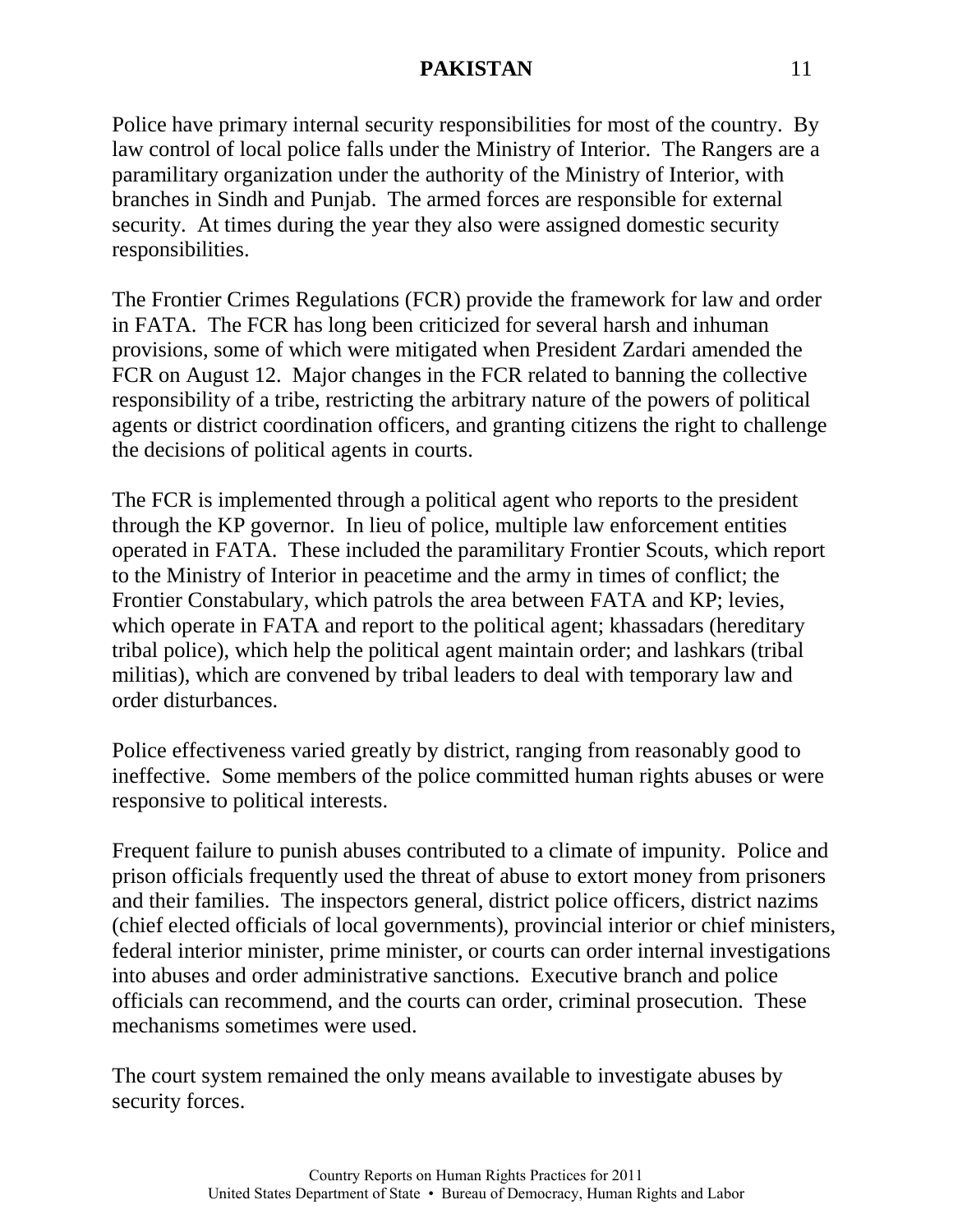Police have primary internal security responsibilities for most of the country. By law control of local police falls under the Ministry of Interior. The Rangers are a paramilitary organization under the authority of the Ministry of Interior, with branches in Sindh and Punjab. The armed forces are responsible for external security. At times during the year they also were assigned domestic security responsibilities.

The Frontier Crimes Regulations (FCR) provide the framework for law and order in FATA. The FCR has long been criticized for several harsh and inhuman provisions, some of which were mitigated when President Zardari amended the FCR on August 12. Major changes in the FCR related to banning the collective responsibility of a tribe, restricting the arbitrary nature of the powers of political agents or district coordination officers, and granting citizens the right to challenge the decisions of political agents in courts.

The FCR is implemented through a political agent who reports to the president through the KP governor. In lieu of police, multiple law enforcement entities operated in FATA. These included the paramilitary Frontier Scouts, which report to the Ministry of Interior in peacetime and the army in times of conflict; the Frontier Constabulary, which patrols the area between FATA and KP; levies, which operate in FATA and report to the political agent; khassadars (hereditary tribal police), which help the political agent maintain order; and lashkars (tribal militias), which are convened by tribal leaders to deal with temporary law and order disturbances.

Police effectiveness varied greatly by district, ranging from reasonably good to ineffective. Some members of the police committed human rights abuses or were responsive to political interests.

Frequent failure to punish abuses contributed to a climate of impunity. Police and prison officials frequently used the threat of abuse to extort money from prisoners and their families. The inspectors general, district police officers, district nazims (chief elected officials of local governments), provincial interior or chief ministers, federal interior minister, prime minister, or courts can order internal investigations into abuses and order administrative sanctions. Executive branch and police officials can recommend, and the courts can order, criminal prosecution. These mechanisms sometimes were used.

The court system remained the only means available to investigate abuses by security forces.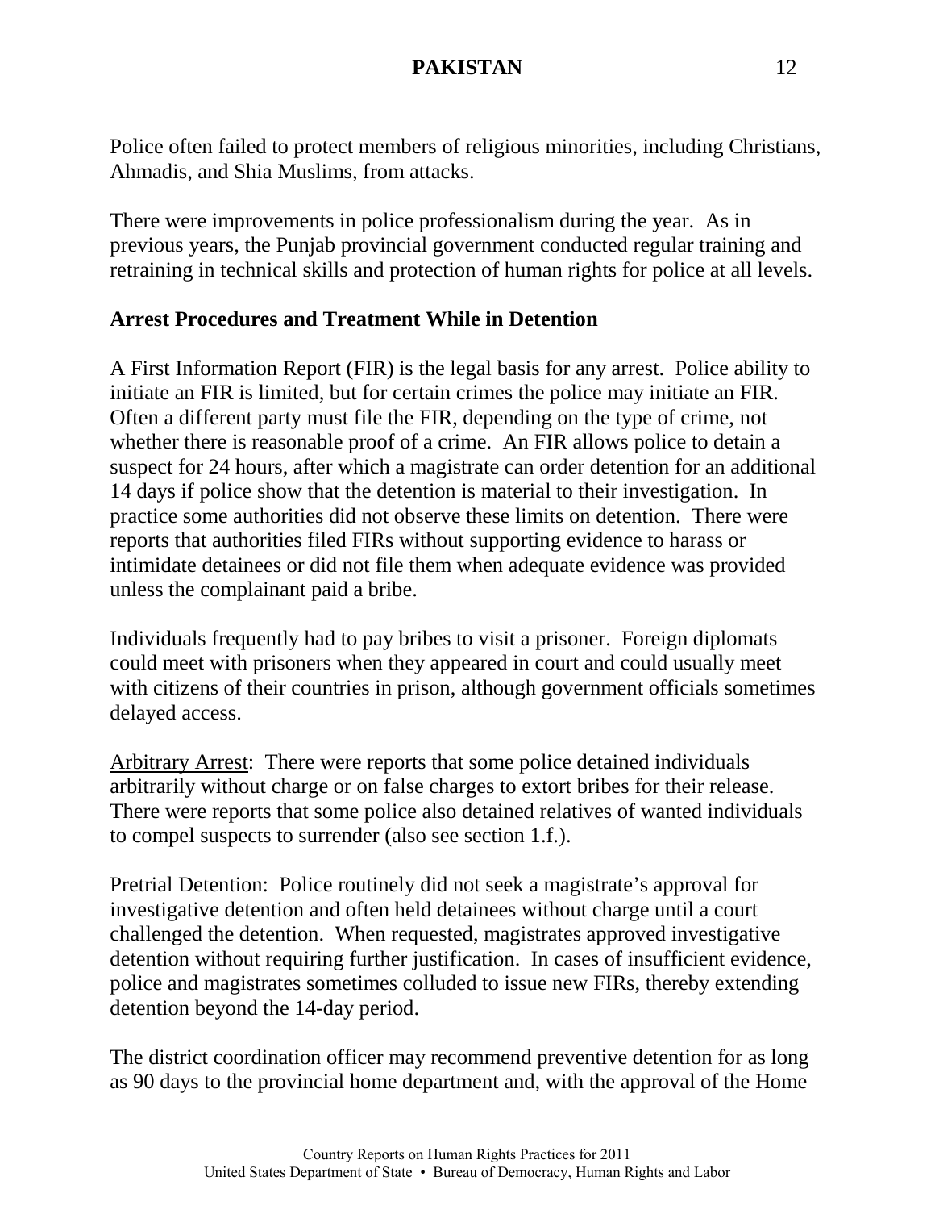Police often failed to protect members of religious minorities, including Christians, Ahmadis, and Shia Muslims, from attacks.

There were improvements in police professionalism during the year. As in previous years, the Punjab provincial government conducted regular training and retraining in technical skills and protection of human rights for police at all levels.

**Arrest Procedures and Treatment While in Detention**

A First Information Report (FIR) is the legal basis for any arrest. Police ability to initiate an FIR is limited, but for certain crimes the police may initiate an FIR. Often a different party must file the FIR, depending on the type of crime, not whether there is reasonable proof of a crime. An FIR allows police to detain a suspect for 24 hours, after which a magistrate can order detention for an additional 14 days if police show that the detention is material to their investigation. In practice some authorities did not observe these limits on detention. There were reports that authorities filed FIRs without supporting evidence to harass or intimidate detainees or did not file them when adequate evidence was provided unless the complainant paid a bribe.

Individuals frequently had to pay bribes to visit a prisoner. Foreign diplomats could meet with prisoners when they appeared in court and could usually meet with citizens of their countries in prison, although government officials sometimes delayed access.

Arbitrary Arrest: There were reports that some police detained individuals arbitrarily without charge or on false charges to extort bribes for their release. There were reports that some police also detained relatives of wanted individuals to compel suspects to surrender (also see section 1.f.).

Pretrial Detention: Police routinely did not seek a magistrate's approval for investigative detention and often held detainees without charge until a court challenged the detention. When requested, magistrates approved investigative detention without requiring further justification. In cases of insufficient evidence, police and magistrates sometimes colluded to issue new FIRs, thereby extending detention beyond the 14-day period.

The district coordination officer may recommend preventive detention for as long as 90 days to the provincial home department and, with the approval of the Home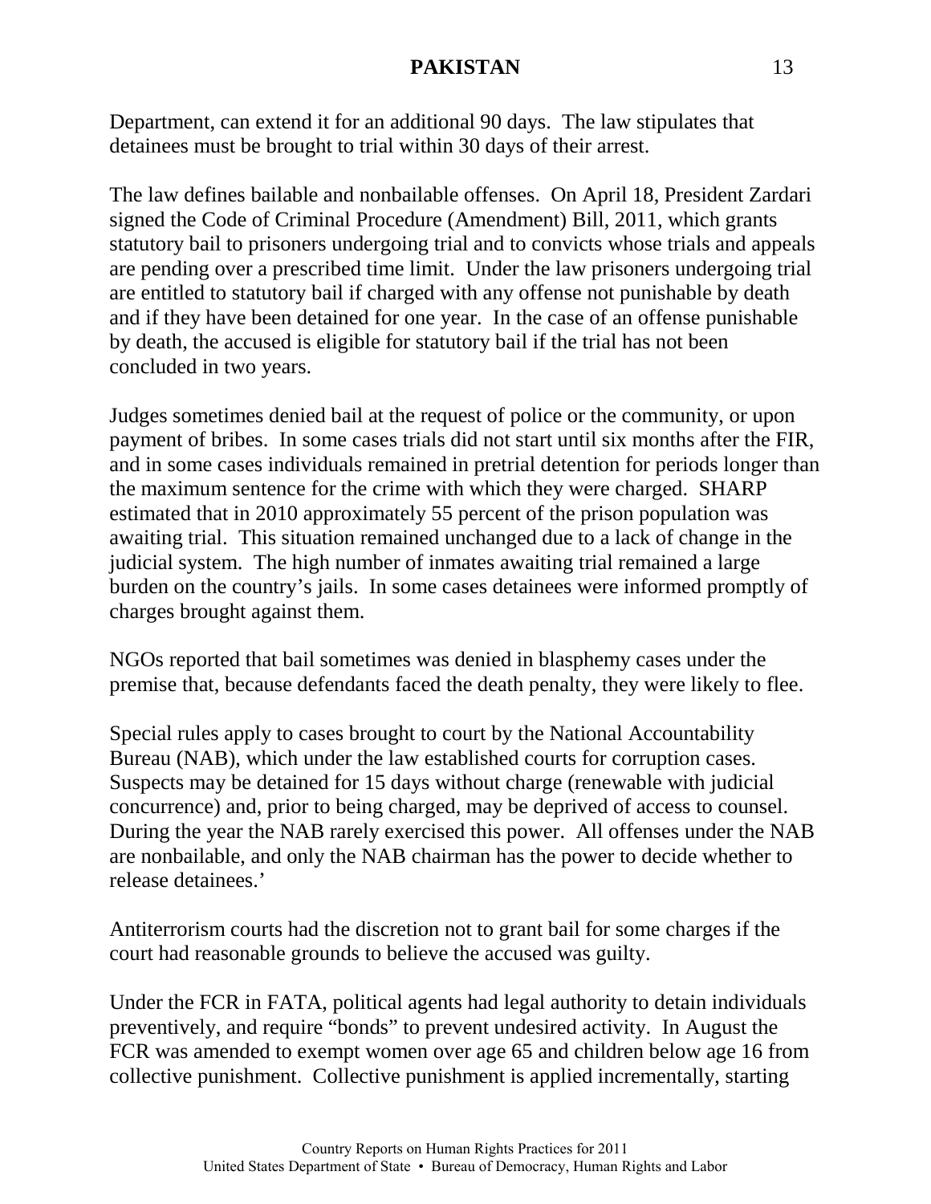Department, can extend it for an additional 90 days. The law stipulates that detainees must be brought to trial within 30 days of their arrest.

The law defines bailable and nonbailable offenses. On April 18, President Zardari signed the Code of Criminal Procedure (Amendment) Bill, 2011, which grants statutory bail to prisoners undergoing trial and to convicts whose trials and appeals are pending over a prescribed time limit. Under the law prisoners undergoing trial are entitled to statutory bail if charged with any offense not punishable by death and if they have been detained for one year. In the case of an offense punishable by death, the accused is eligible for statutory bail if the trial has not been concluded in two years.

Judges sometimes denied bail at the request of police or the community, or upon payment of bribes. In some cases trials did not start until six months after the FIR, and in some cases individuals remained in pretrial detention for periods longer than the maximum sentence for the crime with which they were charged. SHARP estimated that in 2010 approximately 55 percent of the prison population was awaiting trial. This situation remained unchanged due to a lack of change in the judicial system. The high number of inmates awaiting trial remained a large burden on the country's jails. In some cases detainees were informed promptly of charges brought against them.

NGOs reported that bail sometimes was denied in blasphemy cases under the premise that, because defendants faced the death penalty, they were likely to flee.

Special rules apply to cases brought to court by the National Accountability Bureau (NAB), which under the law established courts for corruption cases. Suspects may be detained for 15 days without charge (renewable with judicial concurrence) and, prior to being charged, may be deprived of access to counsel. During the year the NAB rarely exercised this power. All offenses under the NAB are nonbailable, and only the NAB chairman has the power to decide whether to release detainees.'

Antiterrorism courts had the discretion not to grant bail for some charges if the court had reasonable grounds to believe the accused was guilty.

Under the FCR in FATA, political agents had legal authority to detain individuals preventively, and require "bonds" to prevent undesired activity. In August the FCR was amended to exempt women over age 65 and children below age 16 from collective punishment. Collective punishment is applied incrementally, starting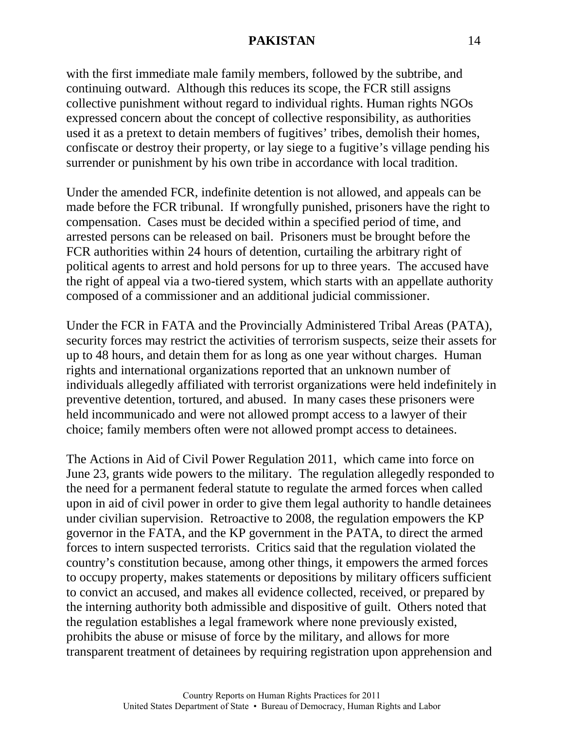with the first immediate male family members, followed by the subtribe, and continuing outward. Although this reduces its scope, the FCR still assigns collective punishment without regard to individual rights. Human rights NGOs expressed concern about the concept of collective responsibility, as authorities used it as a pretext to detain members of fugitives' tribes, demolish their homes, confiscate or destroy their property, or lay siege to a fugitive's village pending his surrender or punishment by his own tribe in accordance with local tradition.

Under the amended FCR, indefinite detention is not allowed, and appeals can be made before the FCR tribunal. If wrongfully punished, prisoners have the right to compensation. Cases must be decided within a specified period of time, and arrested persons can be released on bail. Prisoners must be brought before the FCR authorities within 24 hours of detention, curtailing the arbitrary right of political agents to arrest and hold persons for up to three years. The accused have the right of appeal via a two-tiered system, which starts with an appellate authority composed of a commissioner and an additional judicial commissioner.

Under the FCR in FATA and the Provincially Administered Tribal Areas (PATA), security forces may restrict the activities of terrorism suspects, seize their assets for up to 48 hours, and detain them for as long as one year without charges. Human rights and international organizations reported that an unknown number of individuals allegedly affiliated with terrorist organizations were held indefinitely in preventive detention, tortured, and abused. In many cases these prisoners were held incommunicado and were not allowed prompt access to a lawyer of their choice; family members often were not allowed prompt access to detainees.

The Actions in Aid of Civil Power Regulation 2011, which came into force on June 23, grants wide powers to the military. The regulation allegedly responded to the need for a permanent federal statute to regulate the armed forces when called upon in aid of civil power in order to give them legal authority to handle detainees under civilian supervision. Retroactive to 2008, the regulation empowers the KP governor in the FATA, and the KP government in the PATA, to direct the armed forces to intern suspected terrorists. Critics said that the regulation violated the country's constitution because, among other things, it empowers the armed forces to occupy property, makes statements or depositions by military officers sufficient to convict an accused, and makes all evidence collected, received, or prepared by the interning authority both admissible and dispositive of guilt. Others noted that the regulation establishes a legal framework where none previously existed, prohibits the abuse or misuse of force by the military, and allows for more transparent treatment of detainees by requiring registration upon apprehension and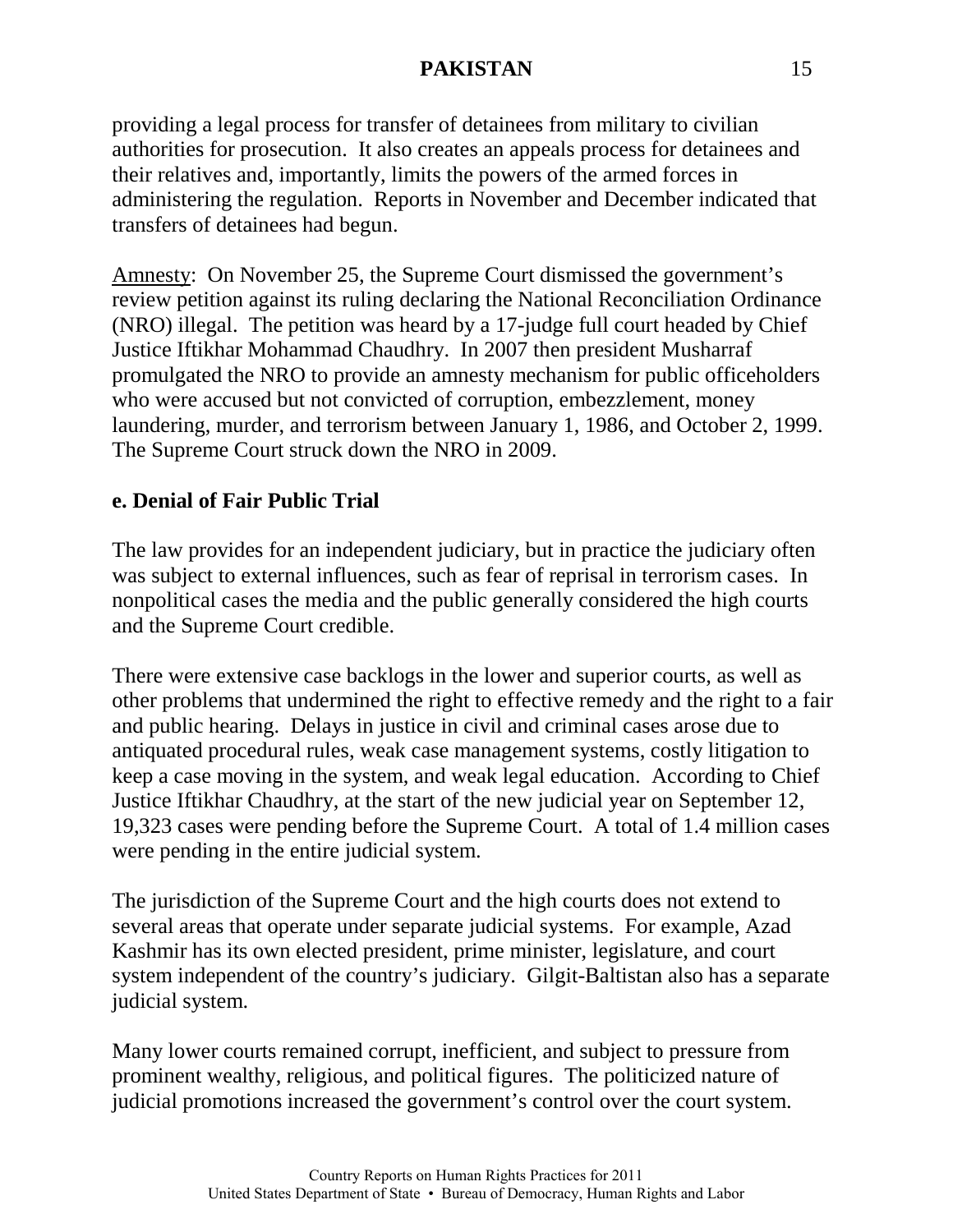providing a legal process for transfer of detainees from military to civilian authorities for prosecution. It also creates an appeals process for detainees and their relatives and, importantly, limits the powers of the armed forces in administering the regulation. Reports in November and December indicated that transfers of detainees had begun.

Amnesty: On November 25, the Supreme Court dismissed the government's review petition against its ruling declaring the National Reconciliation Ordinance (NRO) illegal. The petition was heard by a 17-judge full court headed by Chief Justice Iftikhar Mohammad Chaudhry. In 2007 then president Musharraf promulgated the NRO to provide an amnesty mechanism for public officeholders who were accused but not convicted of corruption, embezzlement, money laundering, murder, and terrorism between January 1, 1986, and October 2, 1999. The Supreme Court struck down the NRO in 2009.

**e. Denial of Fair Public Trial**

The law provides for an independent judiciary, but in practice the judiciary often was subject to external influences, such as fear of reprisal in terrorism cases. In nonpolitical cases the media and the public generally considered the high courts and the Supreme Court credible.

There were extensive case backlogs in the lower and superior courts, as well as other problems that undermined the right to effective remedy and the right to a fair and public hearing. Delays in justice in civil and criminal cases arose due to antiquated procedural rules, weak case management systems, costly litigation to keep a case moving in the system, and weak legal education. According to Chief Justice Iftikhar Chaudhry, at the start of the new judicial year on September 12, 19,323 cases were pending before the Supreme Court. A total of 1.4 million cases were pending in the entire judicial system.

The jurisdiction of the Supreme Court and the high courts does not extend to several areas that operate under separate judicial systems. For example, Azad Kashmir has its own elected president, prime minister, legislature, and court system independent of the country's judiciary. Gilgit-Baltistan also has a separate judicial system.

Many lower courts remained corrupt, inefficient, and subject to pressure from prominent wealthy, religious, and political figures. The politicized nature of judicial promotions increased the government's control over the court system.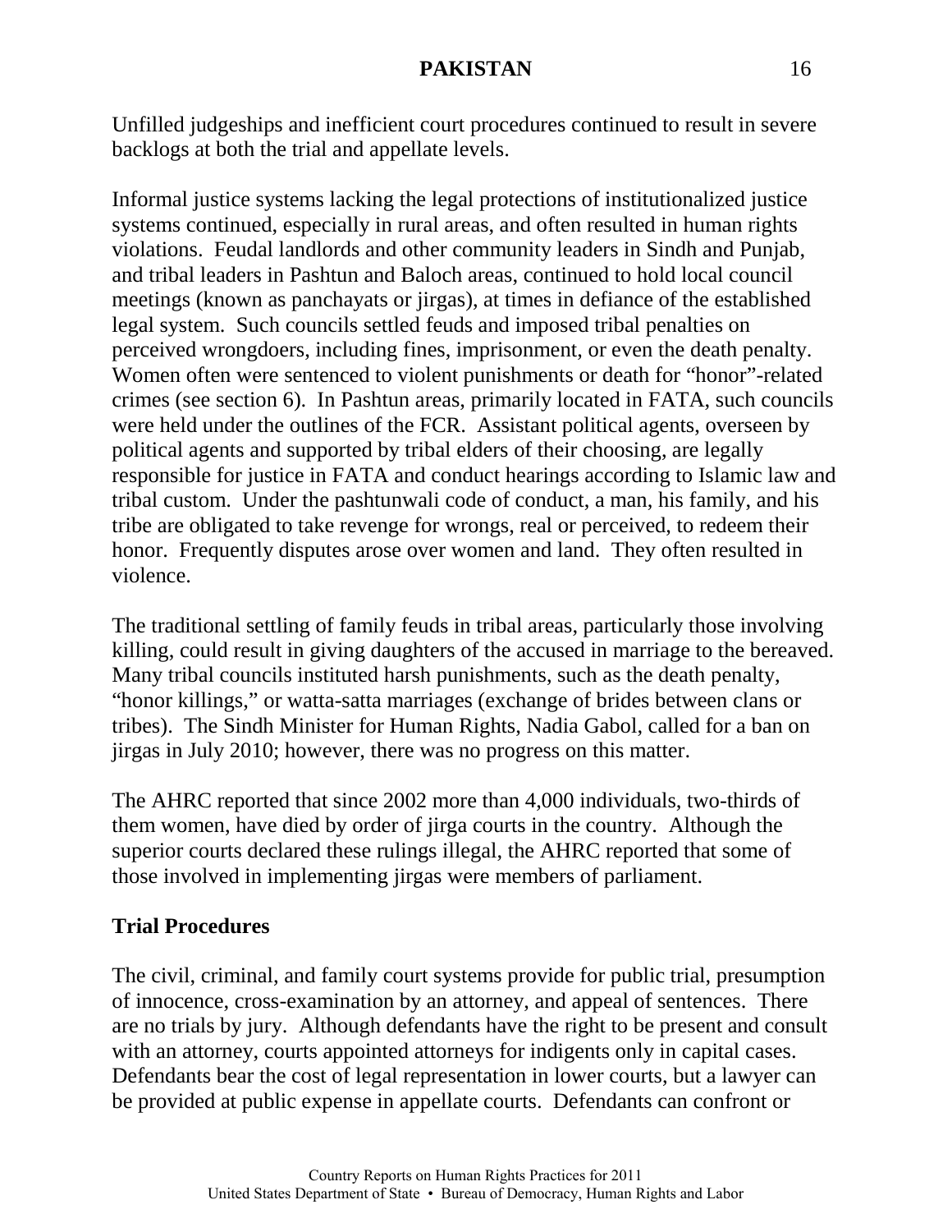Unfilled judgeships and inefficient court procedures continued to result in severe backlogs at both the trial and appellate levels.

Informal justice systems lacking the legal protections of institutionalized justice systems continued, especially in rural areas, and often resulted in human rights violations. Feudal landlords and other community leaders in Sindh and Punjab, and tribal leaders in Pashtun and Baloch areas, continued to hold local council meetings (known as panchayats or jirgas), at times in defiance of the established legal system. Such councils settled feuds and imposed tribal penalties on perceived wrongdoers, including fines, imprisonment, or even the death penalty. Women often were sentenced to violent punishments or death for "honor"-related crimes (see section 6). In Pashtun areas, primarily located in FATA, such councils were held under the outlines of the FCR. Assistant political agents, overseen by political agents and supported by tribal elders of their choosing, are legally responsible for justice in FATA and conduct hearings according to Islamic law and tribal custom. Under the pashtunwali code of conduct, a man, his family, and his tribe are obligated to take revenge for wrongs, real or perceived, to redeem their honor. Frequently disputes arose over women and land. They often resulted in violence.

The traditional settling of family feuds in tribal areas, particularly those involving killing, could result in giving daughters of the accused in marriage to the bereaved. Many tribal councils instituted harsh punishments, such as the death penalty, "honor killings," or watta-satta marriages (exchange of brides between clans or tribes). The Sindh Minister for Human Rights, Nadia Gabol, called for a ban on jirgas in July 2010; however, there was no progress on this matter.

The AHRC reported that since 2002 more than 4,000 individuals, two-thirds of them women, have died by order of jirga courts in the country. Although the superior courts declared these rulings illegal, the AHRC reported that some of those involved in implementing jirgas were members of parliament.

## Trial Procedures

The civil, criminal, and family court systems provide for public trial, presumption of innocence, cross-examination by an attorney, and appeal of sentences. There are no trials by jury. Although defendants have the right to be present and consult with an attorney, courts appointed attorneys for indigents only in capital cases. Defendants bear the cost of legal representation in lower courts, but a lawyer can be provided at public expense in appellate courts. Defendants can confront or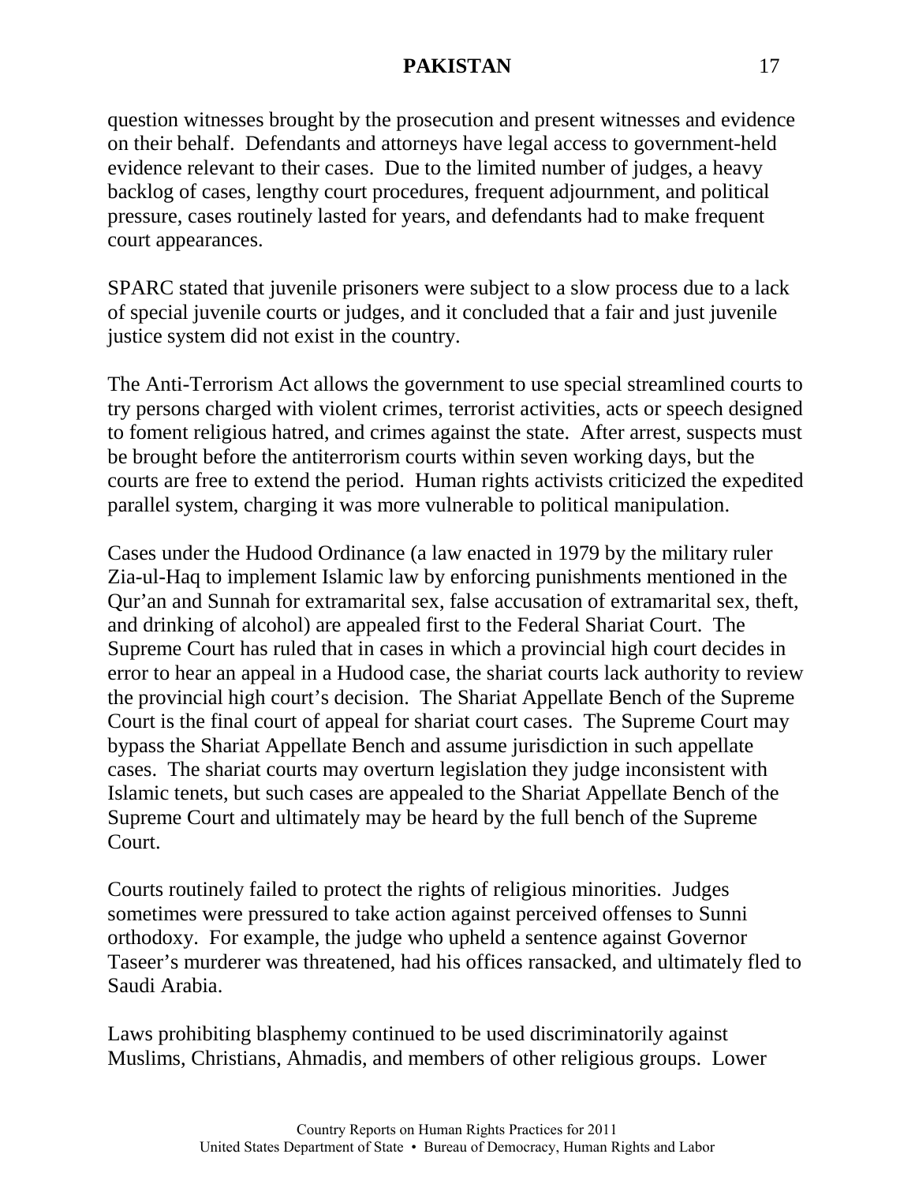question witnesses brought by the prosecution and present witnesses and evidence on their behalf. Defendants and attorneys have legal access to government-held evidence relevant to their cases. Due to the limited number of judges, a heavy backlog of cases, lengthy court procedures, frequent adjournment, and political pressure, cases routinely lasted for years, and defendants had to make frequent court appearances.

SPARC stated that juvenile prisoners were subject to a slow process due to a lack of special juvenile courts or judges, and it concluded that a fair and just juvenile justice system did not exist in the country.

The Anti-Terrorism Act allows the government to use special streamlined courts to try persons charged with violent crimes, terrorist activities, acts or speech designed to foment religious hatred, and crimes against the state. After arrest, suspects must be brought before the antiterrorism courts within seven working days, but the courts are free to extend the period. Human rights activists criticized the expedited parallel system, charging it was more vulnerable to political manipulation.

Cases under the Hudood Ordinance (a law enacted in 1979 by the military ruler Zia-ul-Haq to implement Islamic law by enforcing punishments mentioned in the Qur'an and Sunnah for extramarital sex, false accusation of extramarital sex, theft, and drinking of alcohol) are appealed first to the Federal Shariat Court. The Supreme Court has ruled that in cases in which a provincial high court decides in error to hear an appeal in a Hudood case, the shariat courts lack authority to review the provincial high court's decision. The Shariat Appellate Bench of the Supreme Court is the final court of appeal for shariat court cases. The Supreme Court may bypass the Shariat Appellate Bench and assume jurisdiction in such appellate cases. The shariat courts may overturn legislation they judge inconsistent with Islamic tenets, but such cases are appealed to the Shariat Appellate Bench of the Supreme Court and ultimately may be heard by the full bench of the Supreme Court.

Courts routinely failed to protect the rights of religious minorities. Judges sometimes were pressured to take action against perceived offenses to Sunni orthodoxy. For example, the judge who upheld a sentence against Governor Taseer's murderer was threatened, had his offices ransacked, and ultimately fled to Saudi Arabia.

Laws prohibiting blasphemy continued to be used discriminatorily against Muslims, Christians, Ahmadis, and members of other religious groups. Lower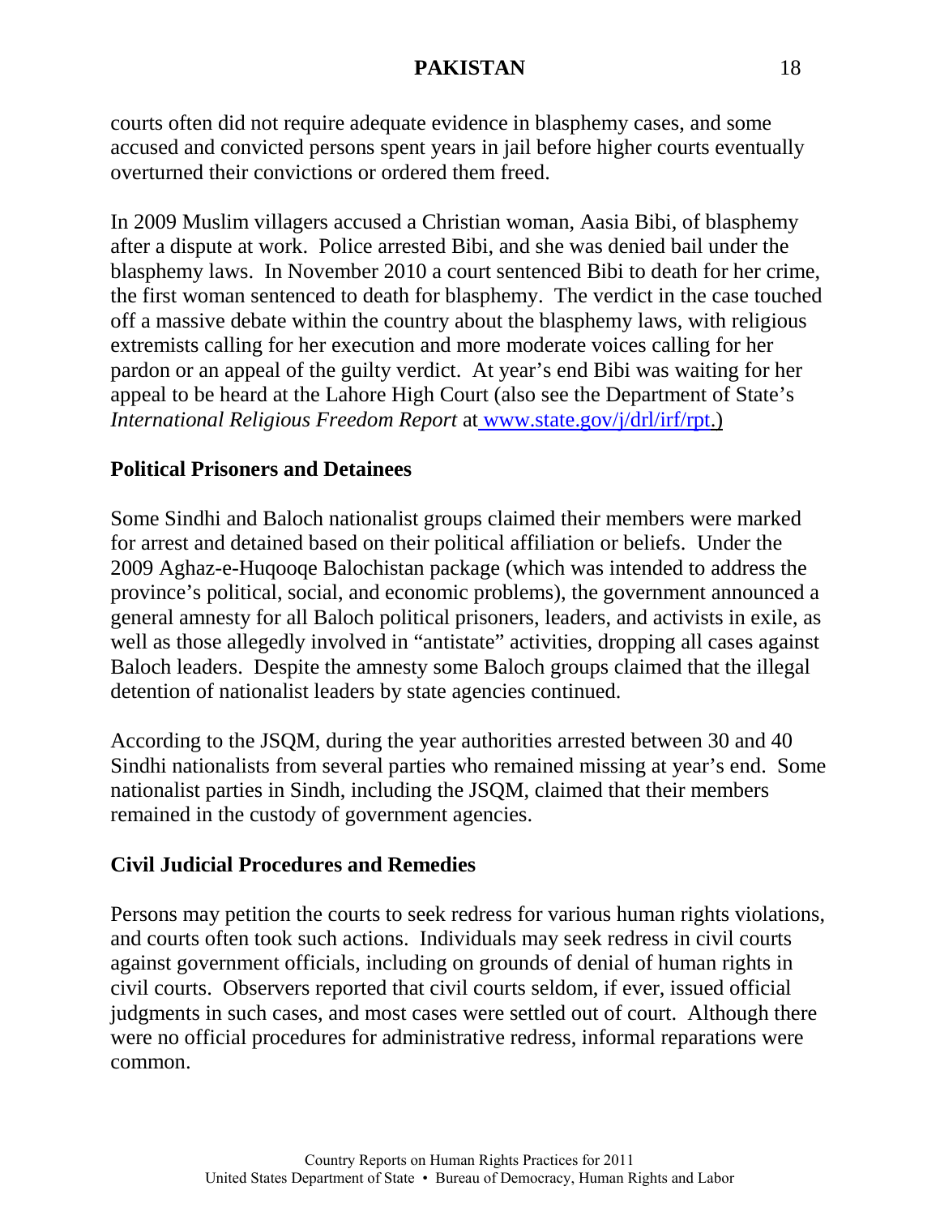courts often did not require adequate evidence in blasphemy cases, and some accused and convicted persons spent years in jail before higher courts eventually overturned their convictions or ordered them freed.

In 2009 Muslim villagers accused a Christian woman, Aasia Bibi, of blasphemy after a dispute at work. Police arrested Bibi, and she was denied bail under the blasphemy laws. In November 2010 a court sentenced Bibi to death for her crime, the first woman sentenced to death for blasphemy. The verdict in the case touched off a massive debate within the country about the blasphemy laws, with religious extremists calling for her execution and more moderate voices calling for her pardon or an appeal of the guilty verdict. At year's end Bibi was waiting for her appeal to be heard at the Lahore High Court (also see the Department of State's *International Religious Freedom Report* at www.state.gov/j/drl/irf/rpt.)

**Political Prisoners and Detainees**

Some Sindhi and Baloch nationalist groups claimed their members were marked for arrest and detained based on their political affiliation or beliefs. Under the 2009 Aghaz-e-Huqooqe Balochistan package (which was intended to address the province's political, social, and economic problems), the government announced a general amnesty for all Baloch political prisoners, leaders, and activists in exile, as well as those allegedly involved in "antistate" activities, dropping all cases against Baloch leaders. Despite the amnesty some Baloch groups claimed that the illegal detention of nationalist leaders by state agencies continued.

According to the JSQM, during the year authorities arrested between 30 and 40 Sindhi nationalists from several parties who remained missing at year's end. Some nationalist parties in Sindh, including the JSQM, claimed that their members remained in the custody of government agencies.

**Civil Judicial Procedures and Remedies**

Persons may petition the courts to seek redress for various human rights violations, and courts often took such actions. Individuals may seek redress in civil courts against government officials, including on grounds of denial of human rights in civil courts. Observers reported that civil courts seldom, if ever, issued official judgments in such cases, and most cases were settled out of court. Although there were no official procedures for administrative redress, informal reparations were common.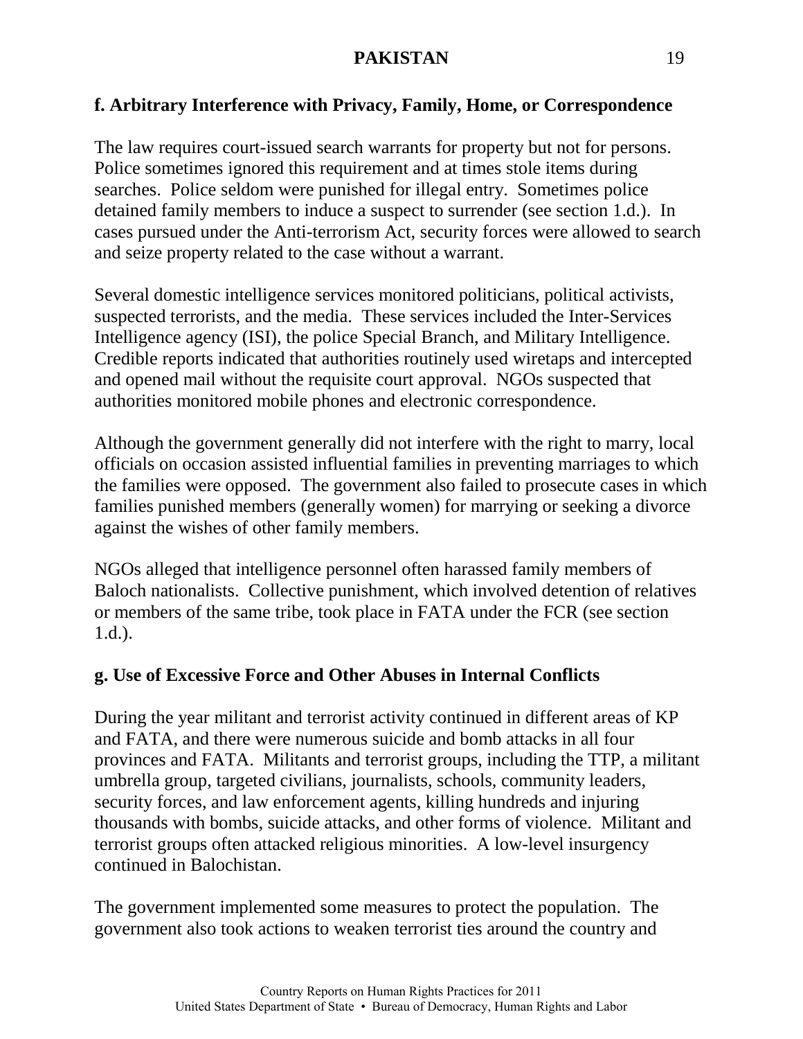**f. Arbitrary Interference with Privacy, Family, Home, or Correspondence**

The law requires court-issued search warrants for property but not for persons. Police sometimes ignored this requirement and at times stole items during searches. Police seldom were punished for illegal entry. Sometimes police detained family members to induce a suspect to surrender (see section 1.d.). In cases pursued under the Anti-terrorism Act, security forces were allowed to search and seize property related to the case without a warrant.

Several domestic intelligence services monitored politicians, political activists, suspected terrorists, and the media. These services included the Inter-Services Intelligence agency (ISI), the police Special Branch, and Military Intelligence. Credible reports indicated that authorities routinely used wiretaps and intercepted and opened mail without the requisite court approval. NGOs suspected that authorities monitored mobile phones and electronic correspondence.

Although the government generally did not interfere with the right to marry, local officials on occasion assisted influential families in preventing marriages to which the families were opposed. The government also failed to prosecute cases in which families punished members (generally women) for marrying or seeking a divorce against the wishes of other family members.

NGOs alleged that intelligence personnel often harassed family members of Baloch nationalists. Collective punishment, which involved detention of relatives or members of the same tribe, took place in FATA under the FCR (see section 1.d.).

**g. Use of Excessive Force and Other Abuses in Internal Conflicts**

During the year militant and terrorist activity continued in different areas of KP and FATA, and there were numerous suicide and bomb attacks in all four provinces and FATA. Militants and terrorist groups, including the TTP, a militant umbrella group, targeted civilians, journalists, schools, community leaders, security forces, and law enforcement agents, killing hundreds and injuring thousands with bombs, suicide attacks, and other forms of violence. Militant and terrorist groups often attacked religious minorities. A low-level insurgency continued in Balochistan.

The government implemented some measures to protect the population. The government also took actions to weaken terrorist ties around the country and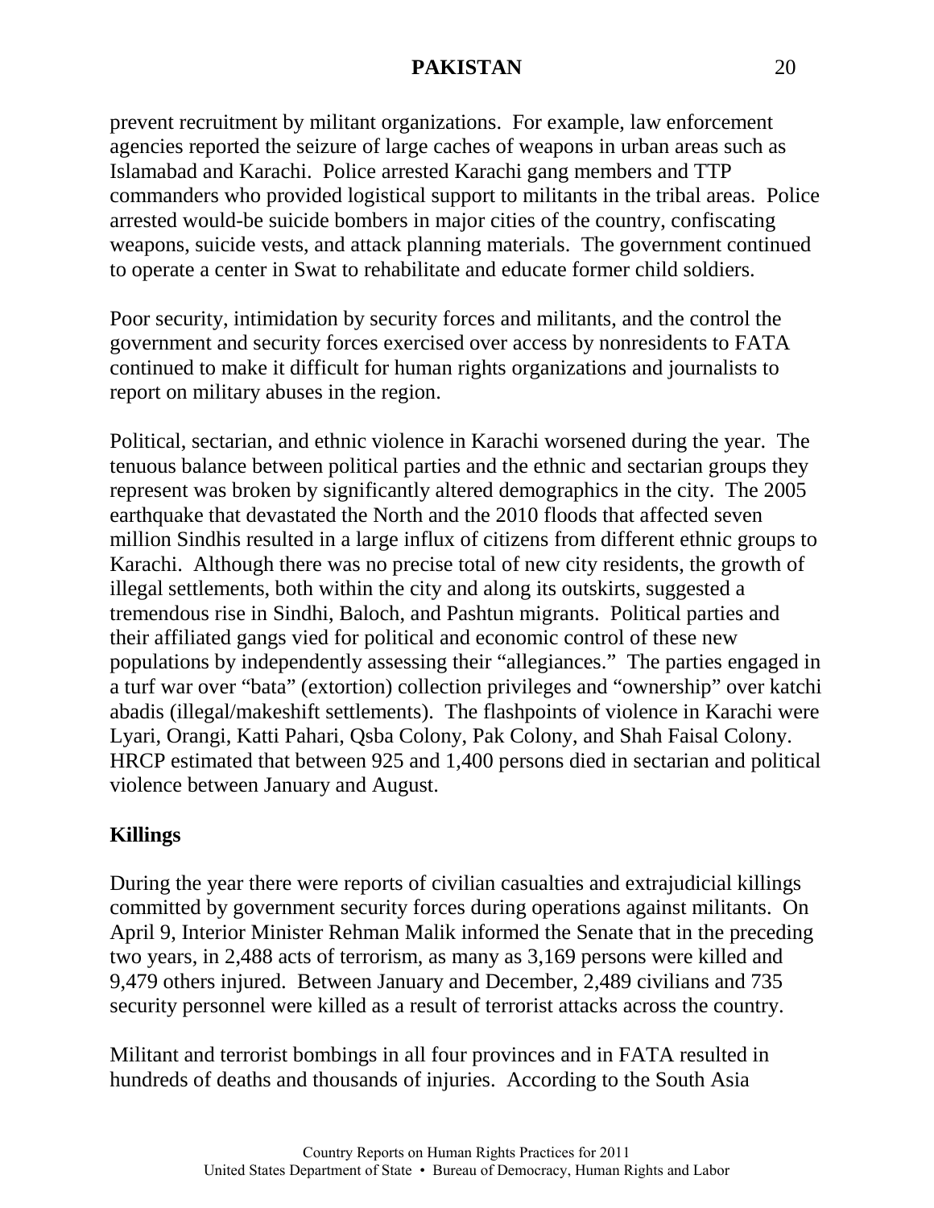prevent recruitment by militant organizations. For example, law enforcement agencies reported the seizure of large caches of weapons in urban areas such as Islamabad and Karachi. Police arrested Karachi gang members and TTP commanders who provided logistical support to militants in the tribal areas. Police arrested would-be suicide bombers in major cities of the country, confiscating weapons, suicide vests, and attack planning materials. The government continued to operate a center in Swat to rehabilitate and educate former child soldiers.

Poor security, intimidation by security forces and militants, and the control the government and security forces exercised over access by nonresidents to FATA continued to make it difficult for human rights organizations and journalists to report on military abuses in the region.

Political, sectarian, and ethnic violence in Karachi worsened during the year. The tenuous balance between political parties and the ethnic and sectarian groups they represent was broken by significantly altered demographics in the city. The 2005 earthquake that devastated the North and the 2010 floods that affected seven million Sindhis resulted in a large influx of citizens from different ethnic groups to Karachi. Although there was no precise total of new city residents, the growth of illegal settlements, both within the city and along its outskirts, suggested a tremendous rise in Sindhi, Baloch, and Pashtun migrants. Political parties and their affiliated gangs vied for political and economic control of these new populations by independently assessing their "allegiances." The parties engaged in a turf war over "bata" (extortion) collection privileges and "ownership" over katchi abadis (illegal/makeshift settlements). The flashpoints of violence in Karachi were Lyari, Orangi, Katti Pahari, Qsba Colony, Pak Colony, and Shah Faisal Colony. HRCP estimated that between 925 and 1,400 persons died in sectarian and political violence between January and August.

**Killings**

During the year there were reports of civilian casualties and extrajudicial killings committed by government security forces during operations against militants. On April 9, Interior Minister Rehman Malik informed the Senate that in the preceding two years, in 2,488 acts of terrorism, as many as 3,169 persons were killed and 9,479 others injured. Between January and December, 2,489 civilians and 735 security personnel were killed as a result of terrorist attacks across the country.

Militant and terrorist bombings in all four provinces and in FATA resulted in hundreds of deaths and thousands of injuries. According to the South Asia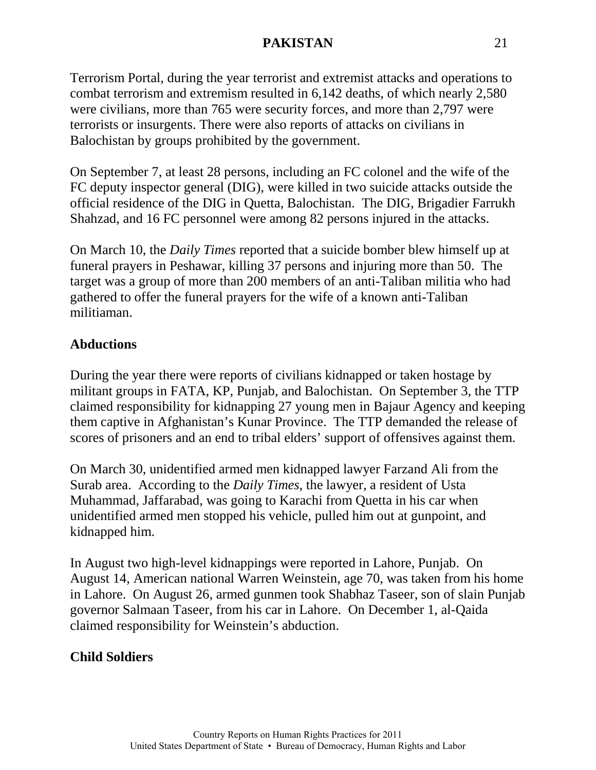Terrorism Portal, during the year terrorist and extremist attacks and operations to combat terrorism and extremism resulted in 6,142 deaths, of which nearly 2,580 were civilians, more than 765 were security forces, and more than 2,797 were terrorists or insurgents. There were also reports of attacks on civilians in Balochistan by groups prohibited by the government.

On September 7, at least 28 persons, including an FC colonel and the wife of the FC deputy inspector general (DIG), were killed in two suicide attacks outside the official residence of the DIG in Quetta, Balochistan. The DIG, Brigadier Farrukh Shahzad, and 16 FC personnel were among 82 persons injured in the attacks.

On March 10, the *Daily Times* reported that a suicide bomber blew himself up at funeral prayers in Peshawar, killing 37 persons and injuring more than 50. The target was a group of more than 200 members of an anti-Taliban militia who had gathered to offer the funeral prayers for the wife of a known anti-Taliban militiaman.

**Abductions**

During the year there were reports of civilians kidnapped or taken hostage by militant groups in FATA, KP, Punjab, and Balochistan. On September 3, the TTP claimed responsibility for kidnapping 27 young men in Bajaur Agency and keeping them captive in Afghanistan's Kunar Province. The TTP demanded the release of scores of prisoners and an end to tribal elders' support of offensives against them.

On March 30, unidentified armed men kidnapped lawyer Farzand Ali from the Surab area. According to the *Daily Times*, the lawyer, a resident of Usta Muhammad, Jaffarabad, was going to Karachi from Quetta in his car when unidentified armed men stopped his vehicle, pulled him out at gunpoint, and kidnapped him.

In August two high-level kidnappings were reported in Lahore, Punjab. On August 14, American national Warren Weinstein, age 70, was taken from his home in Lahore. On August 26, armed gunmen took Shabhaz Taseer, son of slain Punjab governor Salmaan Taseer, from his car in Lahore. On December 1, al-Qaida claimed responsibility for Weinstein's abduction.

**Child Soldiers**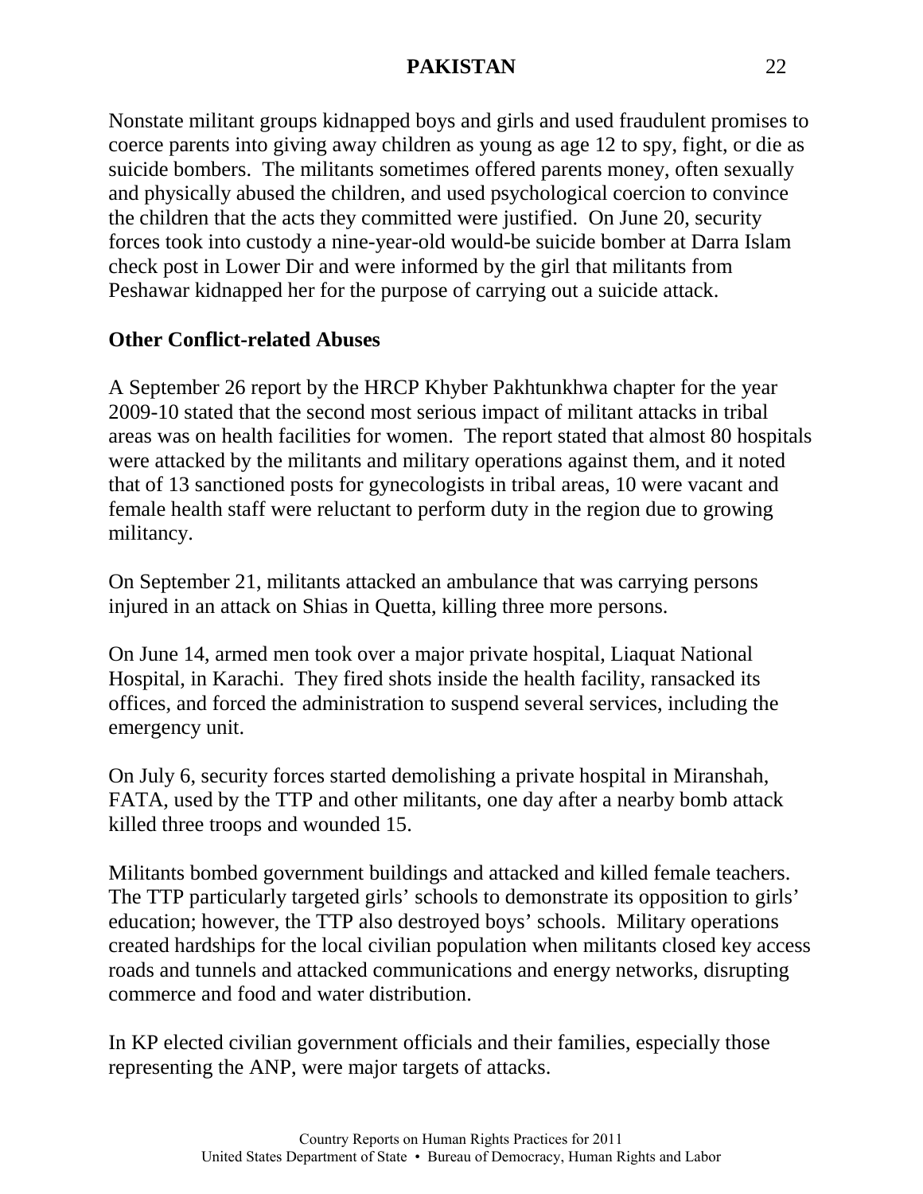Nonstate militant groups kidnapped boys and girls and used fraudulent promises to coerce parents into giving away children as young as age 12 to spy, fight, or die as suicide bombers. The militants sometimes offered parents money, often sexually and physically abused the children, and used psychological coercion to convince the children that the acts they committed were justified. On June 20, security forces took into custody a nine-year-old would-be suicide bomber at Darra Islam check post in Lower Dir and were informed by the girl that militants from Peshawar kidnapped her for the purpose of carrying out a suicide attack.

**Other Conflict-related Abuses**

A September 26 report by the HRCP Khyber Pakhtunkhwa chapter for the year 2009-10 stated that the second most serious impact of militant attacks in tribal areas was on health facilities for women. The report stated that almost 80 hospitals were attacked by the militants and military operations against them, and it noted that of 13 sanctioned posts for gynecologists in tribal areas, 10 were vacant and female health staff were reluctant to perform duty in the region due to growing militancy.

On September 21, militants attacked an ambulance that was carrying persons injured in an attack on Shias in Quetta, killing three more persons.

On June 14, armed men took over a major private hospital, Liaquat National Hospital, in Karachi. They fired shots inside the health facility, ransacked its offices, and forced the administration to suspend several services, including the emergency unit.

On July 6, security forces started demolishing a private hospital in Miranshah, FATA, used by the TTP and other militants, one day after a nearby bomb attack killed three troops and wounded 15.

Militants bombed government buildings and attacked and killed female teachers. The TTP particularly targeted girls' schools to demonstrate its opposition to girls' education; however, the TTP also destroyed boys' schools. Military operations created hardships for the local civilian population when militants closed key access roads and tunnels and attacked communications and energy networks, disrupting commerce and food and water distribution.

In KP elected civilian government officials and their families, especially those representing the ANP, were major targets of attacks.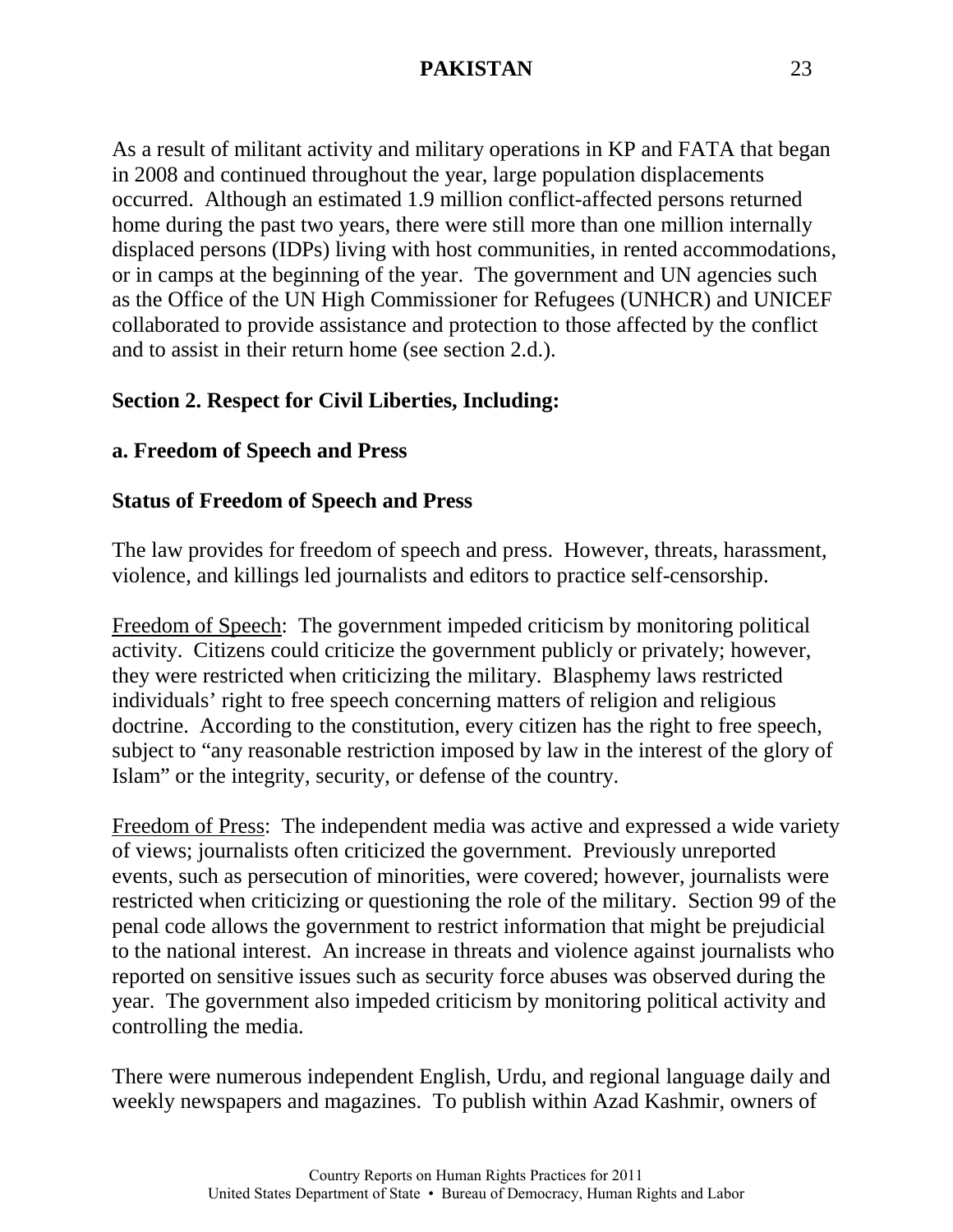As a result of militant activity and military operations in KP and FATA that began in 2008 and continued throughout the year, large population displacements occurred. Although an estimated 1.9 million conflict-affected persons returned home during the past two years, there were still more than one million internally displaced persons (IDPs) living with host communities, in rented accommodations, or in camps at the beginning of the year. The government and UN agencies such as the Office of the UN High Commissioner for Refugees (UNHCR) and UNICEF collaborated to provide assistance and protection to those affected by the conflict and to assist in their return home (see section 2.d.).

## Section 2. Respect for Civil Liberties, Including:

### a. Freedom of Speech and Press

#### Status of Freedom of Speech and Press

The law provides for freedom of speech and press. However, threats, harassment, violence, and killings led journalists and editors to practice self-censorship.

Freedom of Speech: The government impeded criticism by monitoring political activity. Citizens could criticize the government publicly or privately; however, they were restricted when criticizing the military. Blasphemy laws restricted individuals' right to free speech concerning matters of religion and religious doctrine. According to the constitution, every citizen has the right to free speech, subject to "any reasonable restriction imposed by law in the interest of the glory of Islam" or the integrity, security, or defense of the country.

Freedom of Press: The independent media was active and expressed a wide variety of views; journalists often criticized the government. Previously unreported events, such as persecution of minorities, were covered; however, journalists were restricted when criticizing or questioning the role of the military. Section 99 of the penal code allows the government to restrict information that might be prejudicial to the national interest. An increase in threats and violence against journalists who reported on sensitive issues such as security force abuses was observed during the year. The government also impeded criticism by monitoring political activity and controlling the media.

There were numerous independent English, Urdu, and regional language daily and weekly newspapers and magazines. To publish within Azad Kashmir, owners of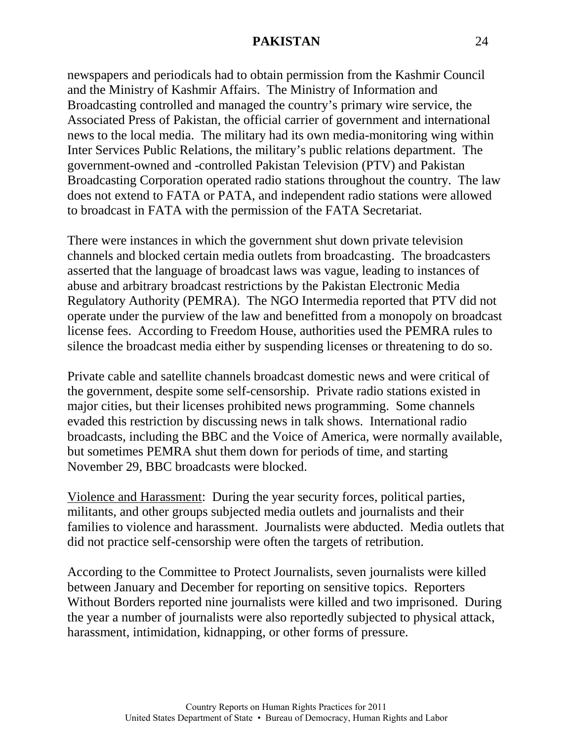newspapers and periodicals had to obtain permission from the Kashmir Council and the Ministry of Kashmir Affairs. The Ministry of Information and Broadcasting controlled and managed the country's primary wire service, the Associated Press of Pakistan, the official carrier of government and international news to the local media. The military had its own media-monitoring wing within Inter Services Public Relations, the military's public relations department. The government-owned and -controlled Pakistan Television (PTV) and Pakistan Broadcasting Corporation operated radio stations throughout the country. The law does not extend to FATA or PATA, and independent radio stations were allowed to broadcast in FATA with the permission of the FATA Secretariat.

There were instances in which the government shut down private television channels and blocked certain media outlets from broadcasting. The broadcasters asserted that the language of broadcast laws was vague, leading to instances of abuse and arbitrary broadcast restrictions by the Pakistan Electronic Media Regulatory Authority (PEMRA). The NGO Intermedia reported that PTV did not operate under the purview of the law and benefitted from a monopoly on broadcast license fees. According to Freedom House, authorities used the PEMRA rules to silence the broadcast media either by suspending licenses or threatening to do so.

Private cable and satellite channels broadcast domestic news and were critical of the government, despite some self-censorship. Private radio stations existed in major cities, but their licenses prohibited news programming. Some channels evaded this restriction by discussing news in talk shows. International radio broadcasts, including the BBC and the Voice of America, were normally available, but sometimes PEMRA shut them down for periods of time, and starting November 29, BBC broadcasts were blocked.

Violence and Harassment: During the year security forces, political parties, militants, and other groups subjected media outlets and journalists and their families to violence and harassment. Journalists were abducted. Media outlets that did not practice self-censorship were often the targets of retribution.

According to the Committee to Protect Journalists, seven journalists were killed between January and December for reporting on sensitive topics. Reporters Without Borders reported nine journalists were killed and two imprisoned. During the year a number of journalists were also reportedly subjected to physical attack, harassment, intimidation, kidnapping, or other forms of pressure.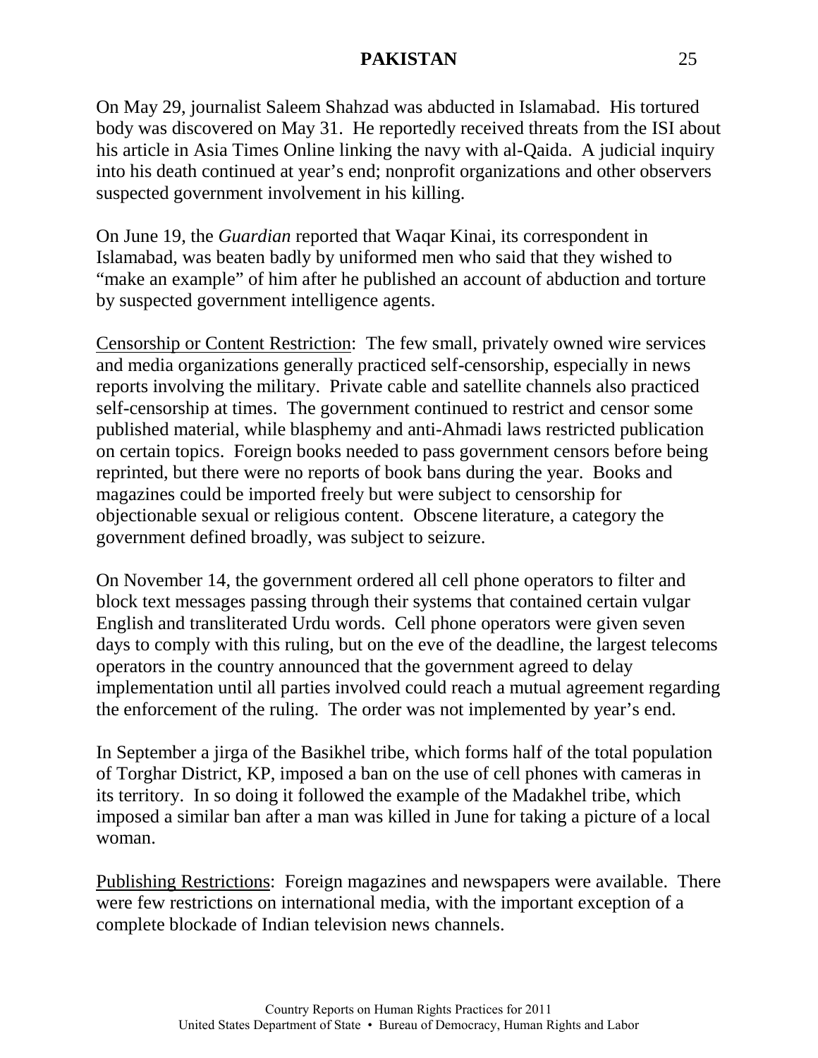On May 29, journalist Saleem Shahzad was abducted in Islamabad. His tortured body was discovered on May 31. He reportedly received threats from the ISI about his article in Asia Times Online linking the navy with al-Qaida. A judicial inquiry into his death continued at year's end; nonprofit organizations and other observers suspected government involvement in his killing.

On June 19, the *Guardian* reported that Waqar Kinai, its correspondent in Islamabad, was beaten badly by uniformed men who said that they wished to "make an example" of him after he published an account of abduction and torture by suspected government intelligence agents.

<u>Censorship or Content Restriction</u>: The few small, privately owned wire services and media organizations generally practiced self-censorship, especially in news reports involving the military. Private cable and satellite channels also practiced self-censorship at times. The government continued to restrict and censor some published material, while blasphemy and anti-Ahmadi laws restricted publication on certain topics. Foreign books needed to pass government censors before being reprinted, but there were no reports of book bans during the year. Books and magazines could be imported freely but were subject to censorship for objectionable sexual or religious content. Obscene literature, a category the government defined broadly, was subject to seizure.

On November 14, the government ordered all cell phone operators to filter and block text messages passing through their systems that contained certain vulgar English and transliterated Urdu words. Cell phone operators were given seven days to comply with this ruling, but on the eve of the deadline, the largest telecoms operators in the country announced that the government agreed to delay implementation until all parties involved could reach a mutual agreement regarding the enforcement of the ruling. The order was not implemented by year's end.

In September a jirga of the Basikhel tribe, which forms half of the total population of Torghar District, KP, imposed a ban on the use of cell phones with cameras in its territory. In so doing it followed the example of the Madakhel tribe, which imposed a similar ban after a man was killed in June for taking a picture of a local woman.

<u>Publishing Restrictions</u>: Foreign magazines and newspapers were available. There were few restrictions on international media, with the important exception of a complete blockade of Indian television news channels.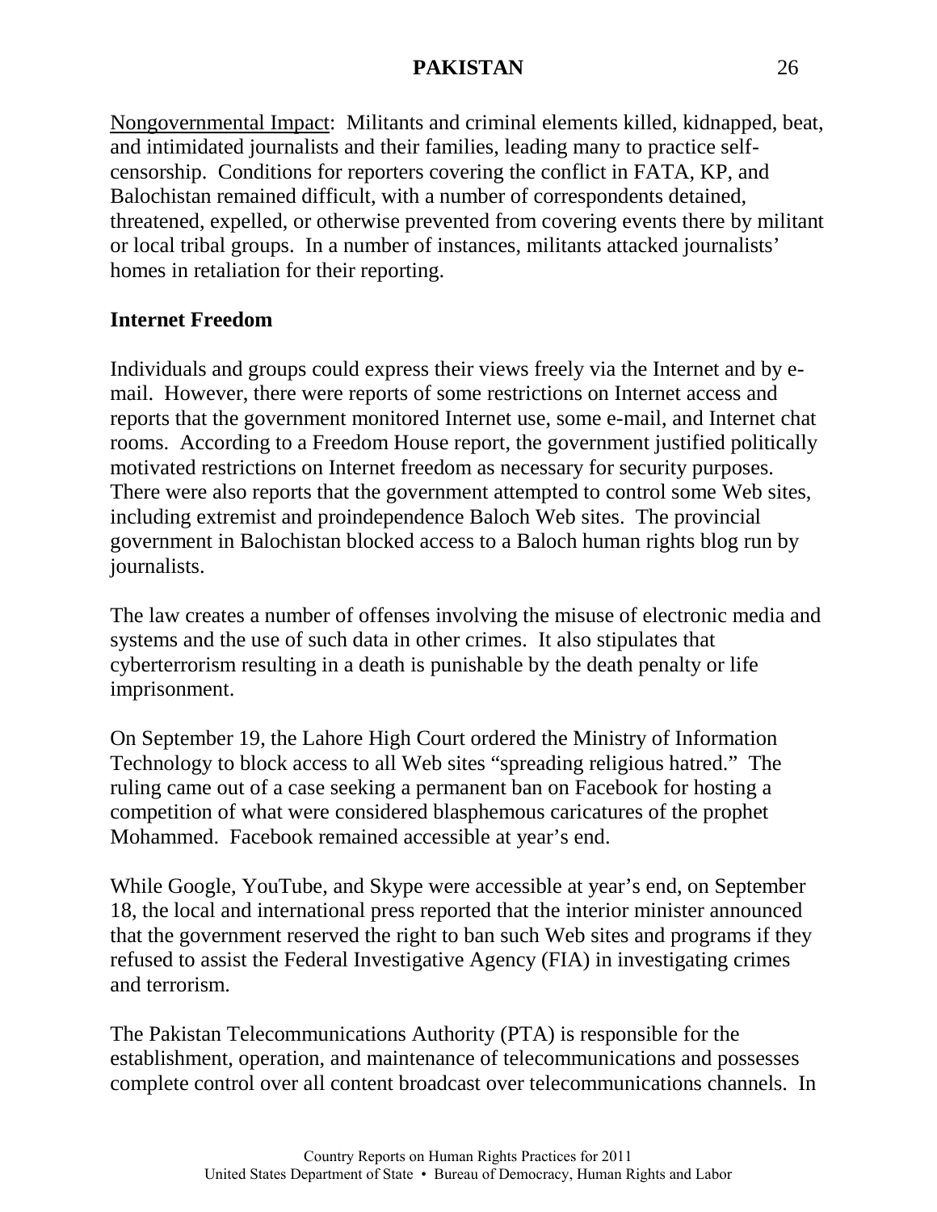Nongovernmental Impact: Militants and criminal elements killed, kidnapped, beat, and intimidated journalists and their families, leading many to practice self-censorship. Conditions for reporters covering the conflict in FATA, KP, and Balochistan remained difficult, with a number of correspondents detained, threatened, expelled, or otherwise prevented from covering events there by militant or local tribal groups. In a number of instances, militants attacked journalists' homes in retaliation for their reporting.

**Internet Freedom**

Individuals and groups could express their views freely via the Internet and by e-mail. However, there were reports of some restrictions on Internet access and reports that the government monitored Internet use, some e-mail, and Internet chat rooms. According to a Freedom House report, the government justified politically motivated restrictions on Internet freedom as necessary for security purposes. There were also reports that the government attempted to control some Web sites, including extremist and proindependence Baloch Web sites. The provincial government in Balochistan blocked access to a Baloch human rights blog run by journalists.

The law creates a number of offenses involving the misuse of electronic media and systems and the use of such data in other crimes. It also stipulates that cyberterrorism resulting in a death is punishable by the death penalty or life imprisonment.

On September 19, the Lahore High Court ordered the Ministry of Information Technology to block access to all Web sites "spreading religious hatred." The ruling came out of a case seeking a permanent ban on Facebook for hosting a competition of what were considered blasphemous caricatures of the prophet Mohammed. Facebook remained accessible at year's end.

While Google, YouTube, and Skype were accessible at year's end, on September 18, the local and international press reported that the interior minister announced that the government reserved the right to ban such Web sites and programs if they refused to assist the Federal Investigative Agency (FIA) in investigating crimes and terrorism.

The Pakistan Telecommunications Authority (PTA) is responsible for the establishment, operation, and maintenance of telecommunications and possesses complete control over all content broadcast over telecommunications channels. In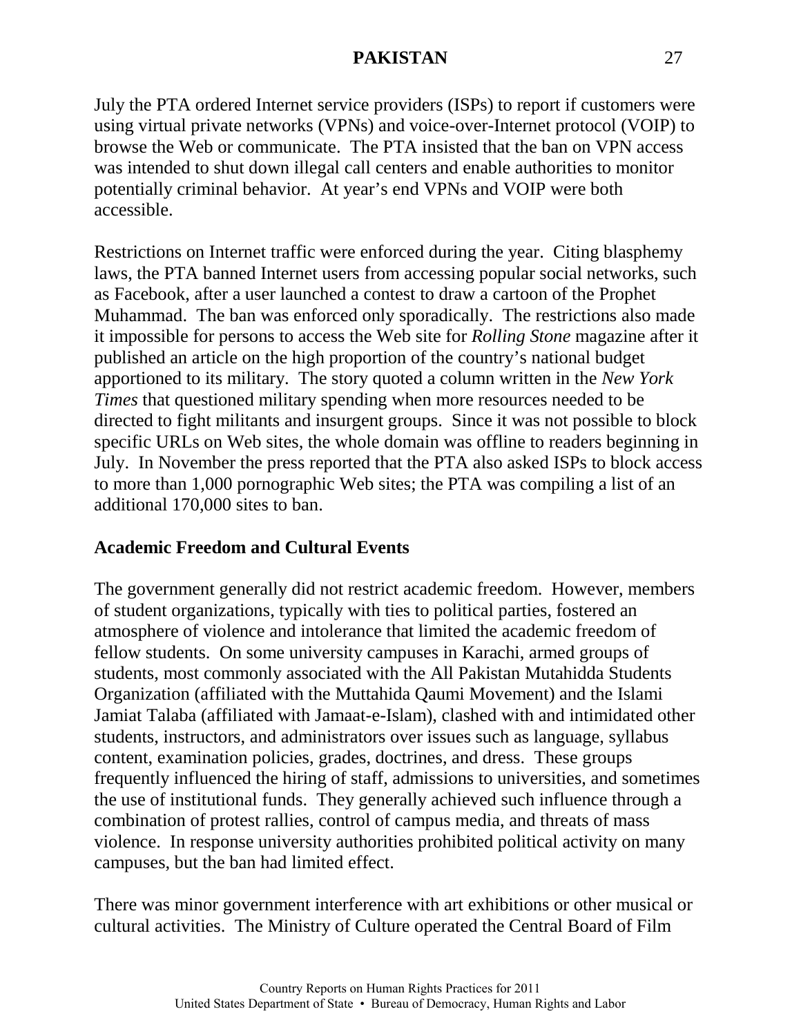July the PTA ordered Internet service providers (ISPs) to report if customers were using virtual private networks (VPNs) and voice-over-Internet protocol (VOIP) to browse the Web or communicate. The PTA insisted that the ban on VPN access was intended to shut down illegal call centers and enable authorities to monitor potentially criminal behavior. At year's end VPNs and VOIP were both accessible.

Restrictions on Internet traffic were enforced during the year. Citing blasphemy laws, the PTA banned Internet users from accessing popular social networks, such as Facebook, after a user launched a contest to draw a cartoon of the Prophet Muhammad. The ban was enforced only sporadically. The restrictions also made it impossible for persons to access the Web site for *Rolling Stone* magazine after it published an article on the high proportion of the country's national budget apportioned to its military. The story quoted a column written in the *New York Times* that questioned military spending when more resources needed to be directed to fight militants and insurgent groups. Since it was not possible to block specific URLs on Web sites, the whole domain was offline to readers beginning in July. In November the press reported that the PTA also asked ISPs to block access to more than 1,000 pornographic Web sites; the PTA was compiling a list of an additional 170,000 sites to ban.

**Academic Freedom and Cultural Events**

The government generally did not restrict academic freedom. However, members of student organizations, typically with ties to political parties, fostered an atmosphere of violence and intolerance that limited the academic freedom of fellow students. On some university campuses in Karachi, armed groups of students, most commonly associated with the All Pakistan Mutahidda Students Organization (affiliated with the Muttahida Qaumi Movement) and the Islami Jamiat Talaba (affiliated with Jamaat-e-Islam), clashed with and intimidated other students, instructors, and administrators over issues such as language, syllabus content, examination policies, grades, doctrines, and dress. These groups frequently influenced the hiring of staff, admissions to universities, and sometimes the use of institutional funds. They generally achieved such influence through a combination of protest rallies, control of campus media, and threats of mass violence. In response university authorities prohibited political activity on many campuses, but the ban had limited effect.

There was minor government interference with art exhibitions or other musical or cultural activities. The Ministry of Culture operated the Central Board of Film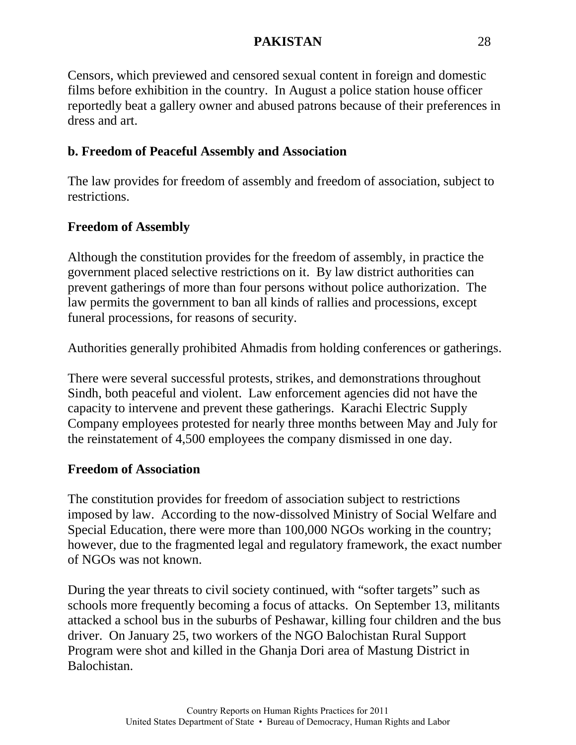Censors, which previewed and censored sexual content in foreign and domestic films before exhibition in the country.  In August a police station house officer reportedly beat a gallery owner and abused patrons because of their preferences in dress and art.

**b. Freedom of Peaceful Assembly and Association**

The law provides for freedom of assembly and freedom of association, subject to restrictions.

**Freedom of Assembly**

Although the constitution provides for the freedom of assembly, in practice the government placed selective restrictions on it.  By law district authorities can prevent gatherings of more than four persons without police authorization.  The law permits the government to ban all kinds of rallies and processions, except funeral processions, for reasons of security.

Authorities generally prohibited Ahmadis from holding conferences or gatherings.

There were several successful protests, strikes, and demonstrations throughout Sindh, both peaceful and violent.  Law enforcement agencies did not have the capacity to intervene and prevent these gatherings.  Karachi Electric Supply Company employees protested for nearly three months between May and July for the reinstatement of 4,500 employees the company dismissed in one day.

**Freedom of Association**

The constitution provides for freedom of association subject to restrictions imposed by law.  According to the now-dissolved Ministry of Social Welfare and Special Education, there were more than 100,000 NGOs working in the country; however, due to the fragmented legal and regulatory framework, the exact number of NGOs was not known.

During the year threats to civil society continued, with "softer targets" such as schools more frequently becoming a focus of attacks.  On September 13, militants attacked a school bus in the suburbs of Peshawar, killing four children and the bus driver.  On January 25, two workers of the NGO Balochistan Rural Support Program were shot and killed in the Ghanja Dori area of Mastung District in Balochistan.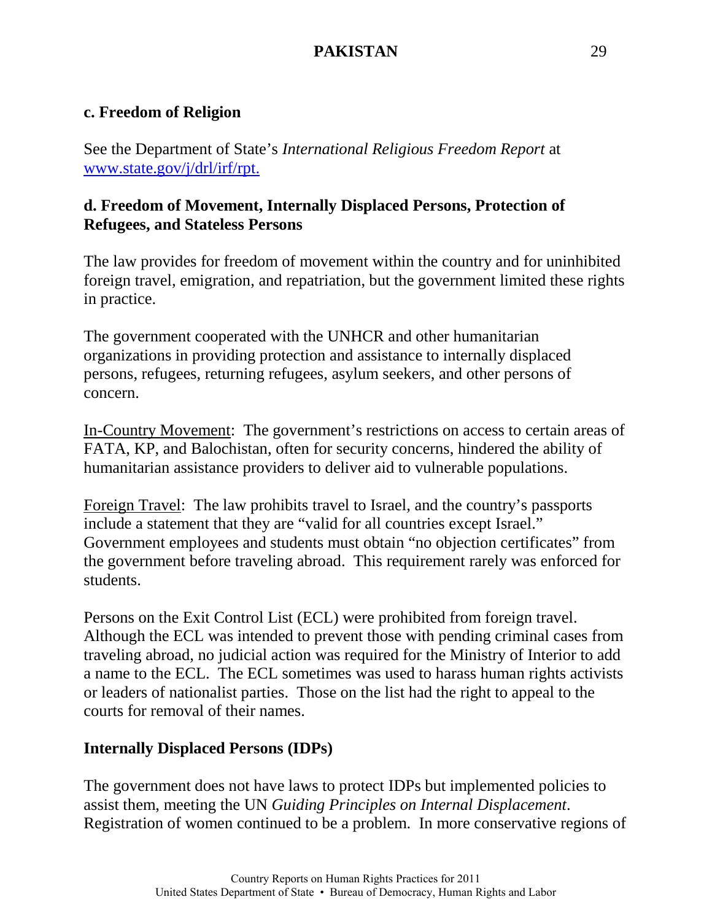### c. Freedom of Religion

See the Department of State's *International Religious Freedom Report* at [www.state.gov/j/drl/irf/rpt.](www.state.gov/j/drl/irf/rpt.)

### d. Freedom of Movement, Internally Displaced Persons, Protection of Refugees, and Stateless Persons

The law provides for freedom of movement within the country and for uninhibited foreign travel, emigration, and repatriation, but the government limited these rights in practice.

The government cooperated with the UNHCR and other humanitarian organizations in providing protection and assistance to internally displaced persons, refugees, returning refugees, asylum seekers, and other persons of concern.

<u>In-Country Movement</u>: The government's restrictions on access to certain areas of FATA, KP, and Balochistan, often for security concerns, hindered the ability of humanitarian assistance providers to deliver aid to vulnerable populations.

<u>Foreign Travel</u>: The law prohibits travel to Israel, and the country's passports include a statement that they are "valid for all countries except Israel." Government employees and students must obtain "no objection certificates" from the government before traveling abroad. This requirement rarely was enforced for students.

Persons on the Exit Control List (ECL) were prohibited from foreign travel. Although the ECL was intended to prevent those with pending criminal cases from traveling abroad, no judicial action was required for the Ministry of Interior to add a name to the ECL. The ECL sometimes was used to harass human rights activists or leaders of nationalist parties. Those on the list had the right to appeal to the courts for removal of their names.

### Internally Displaced Persons (IDPs)

The government does not have laws to protect IDPs but implemented policies to assist them, meeting the UN *Guiding Principles on Internal Displacement*. Registration of women continued to be a problem. In more conservative regions of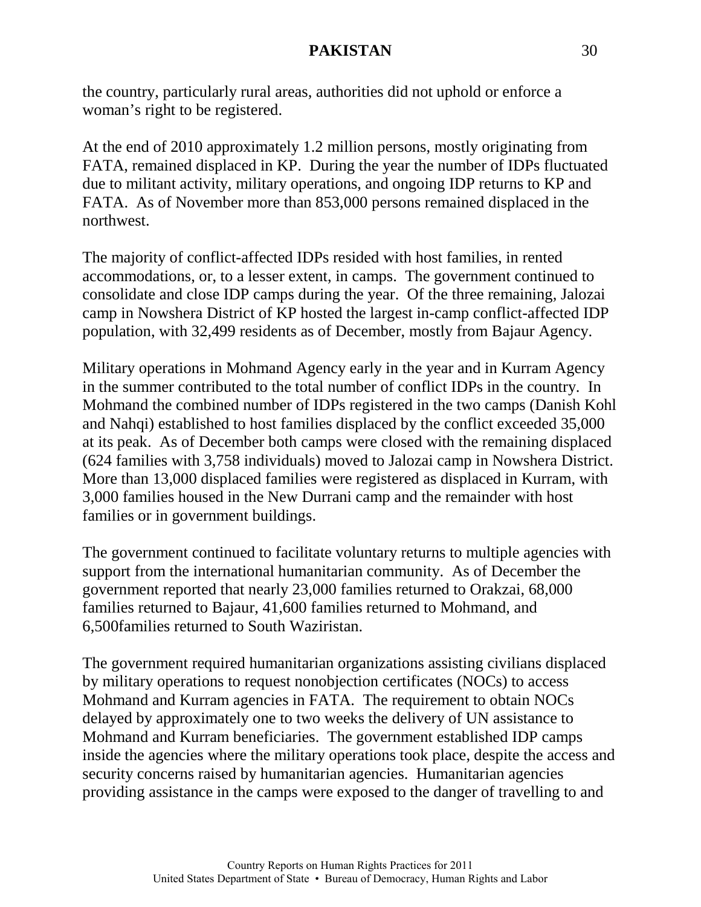the country, particularly rural areas, authorities did not uphold or enforce a woman's right to be registered.

At the end of 2010 approximately 1.2 million persons, mostly originating from FATA, remained displaced in KP. During the year the number of IDPs fluctuated due to militant activity, military operations, and ongoing IDP returns to KP and FATA. As of November more than 853,000 persons remained displaced in the northwest.

The majority of conflict-affected IDPs resided with host families, in rented accommodations, or, to a lesser extent, in camps. The government continued to consolidate and close IDP camps during the year. Of the three remaining, Jalozai camp in Nowshera District of KP hosted the largest in-camp conflict-affected IDP population, with 32,499 residents as of December, mostly from Bajaur Agency.

Military operations in Mohmand Agency early in the year and in Kurram Agency in the summer contributed to the total number of conflict IDPs in the country. In Mohmand the combined number of IDPs registered in the two camps (Danish Kohl and Nahqi) established to host families displaced by the conflict exceeded 35,000 at its peak. As of December both camps were closed with the remaining displaced (624 families with 3,758 individuals) moved to Jalozai camp in Nowshera District. More than 13,000 displaced families were registered as displaced in Kurram, with 3,000 families housed in the New Durrani camp and the remainder with host families or in government buildings.

The government continued to facilitate voluntary returns to multiple agencies with support from the international humanitarian community. As of December the government reported that nearly 23,000 families returned to Orakzai, 68,000 families returned to Bajaur, 41,600 families returned to Mohmand, and 6,500families returned to South Waziristan.

The government required humanitarian organizations assisting civilians displaced by military operations to request nonobjection certificates (NOCs) to access Mohmand and Kurram agencies in FATA. The requirement to obtain NOCs delayed by approximately one to two weeks the delivery of UN assistance to Mohmand and Kurram beneficiaries. The government established IDP camps inside the agencies where the military operations took place, despite the access and security concerns raised by humanitarian agencies. Humanitarian agencies providing assistance in the camps were exposed to the danger of travelling to and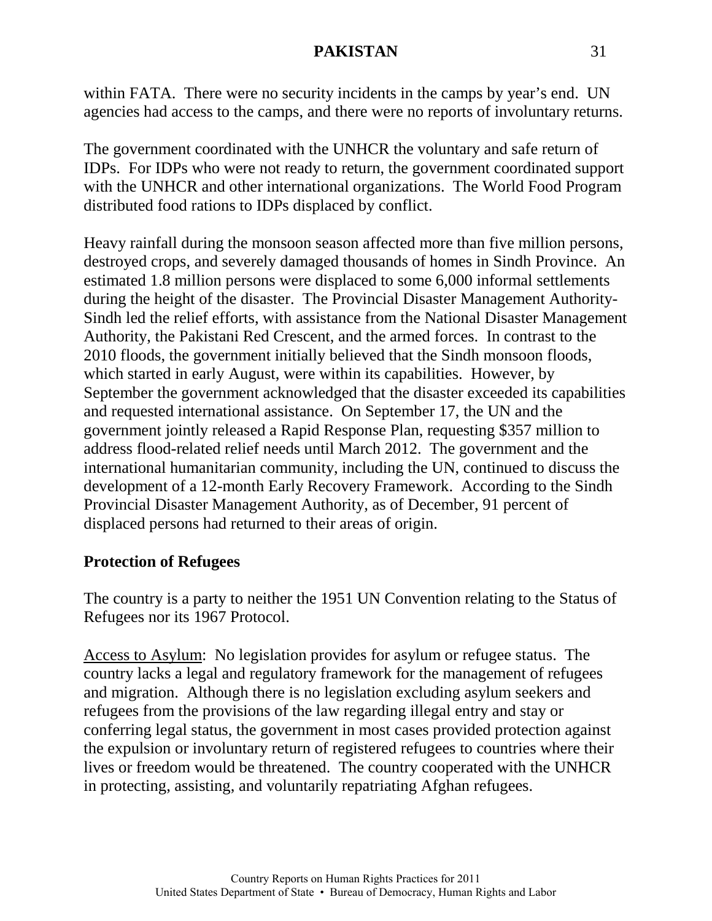within FATA. There were no security incidents in the camps by year's end. UN agencies had access to the camps, and there were no reports of involuntary returns.

The government coordinated with the UNHCR the voluntary and safe return of IDPs. For IDPs who were not ready to return, the government coordinated support with the UNHCR and other international organizations. The World Food Program distributed food rations to IDPs displaced by conflict.

Heavy rainfall during the monsoon season affected more than five million persons, destroyed crops, and severely damaged thousands of homes in Sindh Province. An estimated 1.8 million persons were displaced to some 6,000 informal settlements during the height of the disaster. The Provincial Disaster Management Authority-Sindh led the relief efforts, with assistance from the National Disaster Management Authority, the Pakistani Red Crescent, and the armed forces. In contrast to the 2010 floods, the government initially believed that the Sindh monsoon floods, which started in early August, were within its capabilities. However, by September the government acknowledged that the disaster exceeded its capabilities and requested international assistance. On September 17, the UN and the government jointly released a Rapid Response Plan, requesting $357 million to address flood-related relief needs until March 2012. The government and the international humanitarian community, including the UN, continued to discuss the development of a 12-month Early Recovery Framework. According to the Sindh Provincial Disaster Management Authority, as of December, 91 percent of displaced persons had returned to their areas of origin.

**Protection of Refugees**

The country is a party to neither the 1951 UN Convention relating to the Status of Refugees nor its 1967 Protocol.

Access to Asylum: No legislation provides for asylum or refugee status. The country lacks a legal and regulatory framework for the management of refugees and migration. Although there is no legislation excluding asylum seekers and refugees from the provisions of the law regarding illegal entry and stay or conferring legal status, the government in most cases provided protection against the expulsion or involuntary return of registered refugees to countries where their lives or freedom would be threatened. The country cooperated with the UNHCR in protecting, assisting, and voluntarily repatriating Afghan refugees.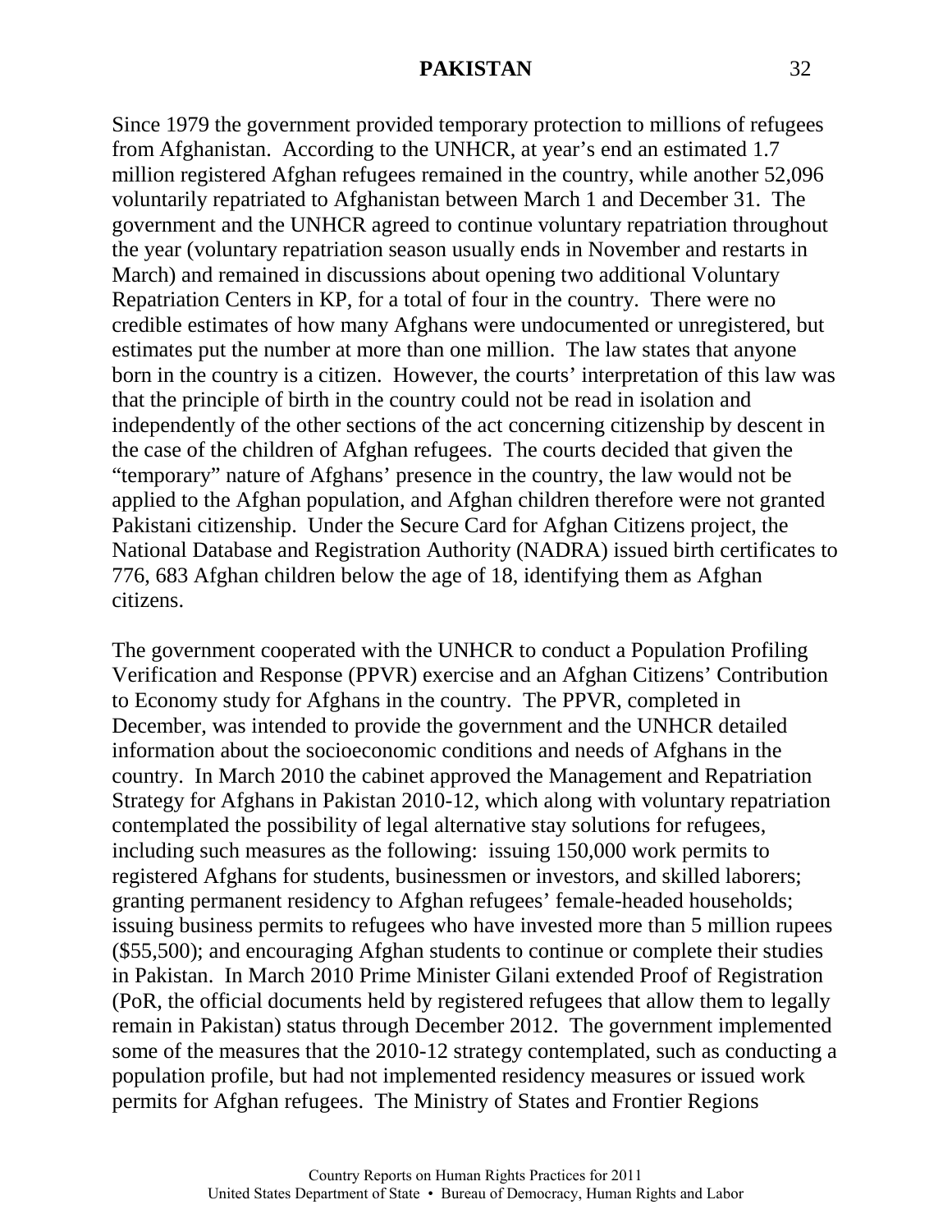Since 1979 the government provided temporary protection to millions of refugees from Afghanistan. According to the UNHCR, at year's end an estimated 1.7 million registered Afghan refugees remained in the country, while another 52,096 voluntarily repatriated to Afghanistan between March 1 and December 31. The government and the UNHCR agreed to continue voluntary repatriation throughout the year (voluntary repatriation season usually ends in November and restarts in March) and remained in discussions about opening two additional Voluntary Repatriation Centers in KP, for a total of four in the country. There were no credible estimates of how many Afghans were undocumented or unregistered, but estimates put the number at more than one million. The law states that anyone born in the country is a citizen. However, the courts' interpretation of this law was that the principle of birth in the country could not be read in isolation and independently of the other sections of the act concerning citizenship by descent in the case of the children of Afghan refugees. The courts decided that given the "temporary" nature of Afghans' presence in the country, the law would not be applied to the Afghan population, and Afghan children therefore were not granted Pakistani citizenship. Under the Secure Card for Afghan Citizens project, the National Database and Registration Authority (NADRA) issued birth certificates to 776, 683 Afghan children below the age of 18, identifying them as Afghan citizens.

The government cooperated with the UNHCR to conduct a Population Profiling Verification and Response (PPVR) exercise and an Afghan Citizens' Contribution to Economy study for Afghans in the country. The PPVR, completed in December, was intended to provide the government and the UNHCR detailed information about the socioeconomic conditions and needs of Afghans in the country. In March 2010 the cabinet approved the Management and Repatriation Strategy for Afghans in Pakistan 2010-12, which along with voluntary repatriation contemplated the possibility of legal alternative stay solutions for refugees, including such measures as the following: issuing 150,000 work permits to registered Afghans for students, businessmen or investors, and skilled laborers; granting permanent residency to Afghan refugees' female-headed households; issuing business permits to refugees who have invested more than 5 million rupees ($55,500); and encouraging Afghan students to continue or complete their studies in Pakistan. In March 2010 Prime Minister Gilani extended Proof of Registration (PoR, the official documents held by registered refugees that allow them to legally remain in Pakistan) status through December 2012. The government implemented some of the measures that the 2010-12 strategy contemplated, such as conducting a population profile, but had not implemented residency measures or issued work permits for Afghan refugees. The Ministry of States and Frontier Regions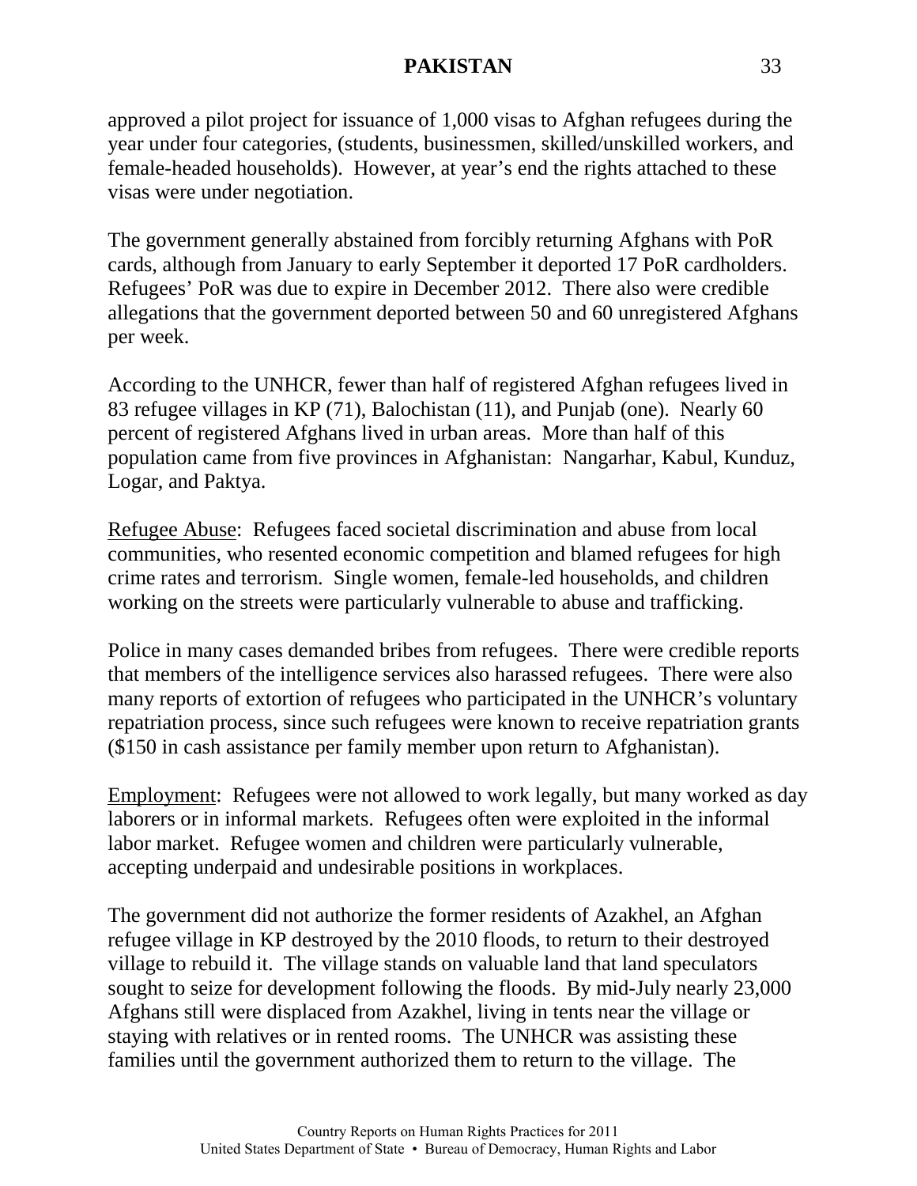approved a pilot project for issuance of 1,000 visas to Afghan refugees during the year under four categories, (students, businessmen, skilled/unskilled workers, and female-headed households). However, at year's end the rights attached to these visas were under negotiation.

The government generally abstained from forcibly returning Afghans with PoR cards, although from January to early September it deported 17 PoR cardholders. Refugees' PoR was due to expire in December 2012. There also were credible allegations that the government deported between 50 and 60 unregistered Afghans per week.

According to the UNHCR, fewer than half of registered Afghan refugees lived in 83 refugee villages in KP (71), Balochistan (11), and Punjab (one). Nearly 60 percent of registered Afghans lived in urban areas. More than half of this population came from five provinces in Afghanistan: Nangarhar, Kabul, Kunduz, Logar, and Paktya.

Refugee Abuse: Refugees faced societal discrimination and abuse from local communities, who resented economic competition and blamed refugees for high crime rates and terrorism. Single women, female-led households, and children working on the streets were particularly vulnerable to abuse and trafficking.

Police in many cases demanded bribes from refugees. There were credible reports that members of the intelligence services also harassed refugees. There were also many reports of extortion of refugees who participated in the UNHCR's voluntary repatriation process, since such refugees were known to receive repatriation grants ($150 in cash assistance per family member upon return to Afghanistan).

Employment: Refugees were not allowed to work legally, but many worked as day laborers or in informal markets. Refugees often were exploited in the informal labor market. Refugee women and children were particularly vulnerable, accepting underpaid and undesirable positions in workplaces.

The government did not authorize the former residents of Azakhel, an Afghan refugee village in KP destroyed by the 2010 floods, to return to their destroyed village to rebuild it. The village stands on valuable land that land speculators sought to seize for development following the floods. By mid-July nearly 23,000 Afghans still were displaced from Azakhel, living in tents near the village or staying with relatives or in rented rooms. The UNHCR was assisting these families until the government authorized them to return to the village. The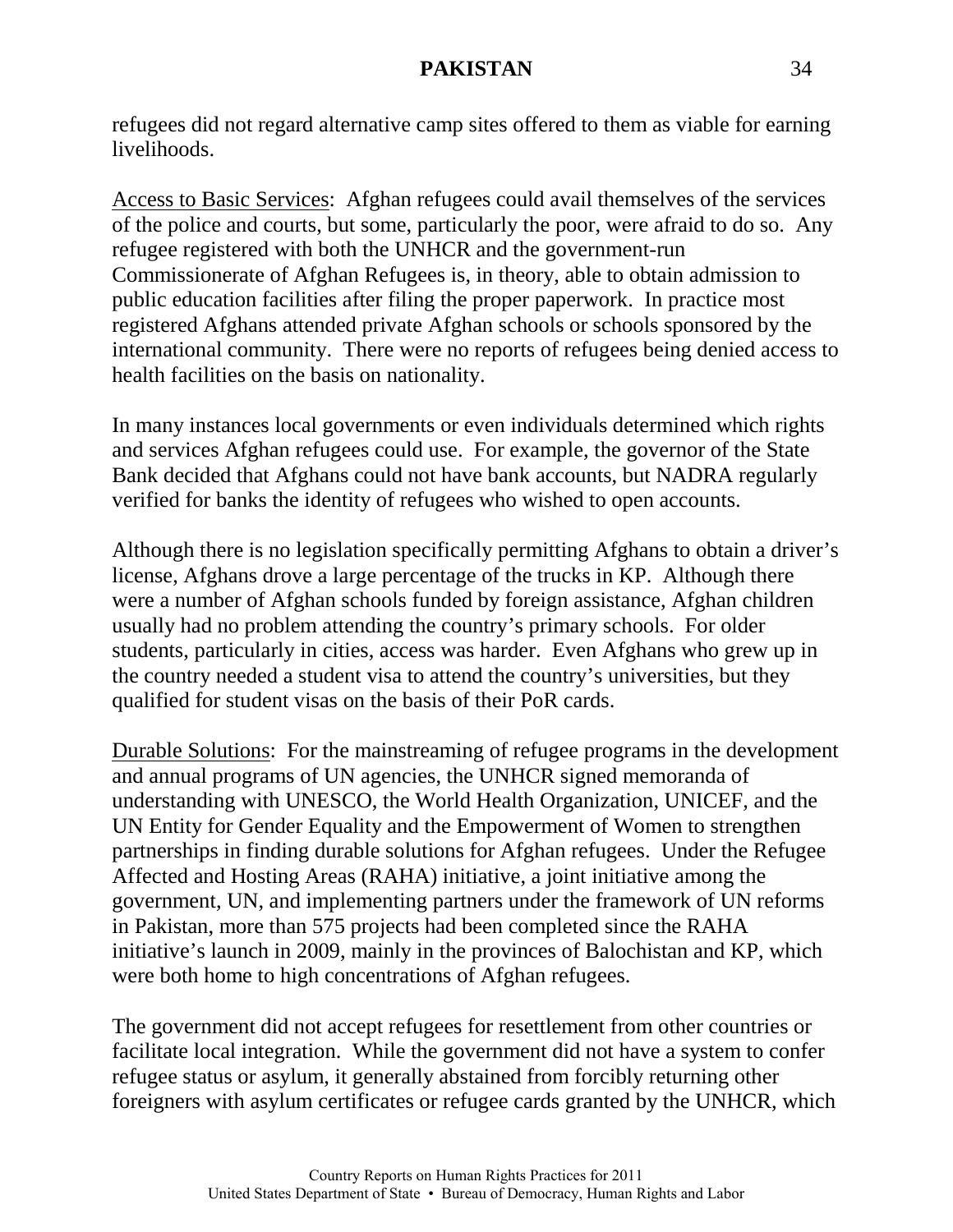refugees did not regard alternative camp sites offered to them as viable for earning livelihoods.

Access to Basic Services: Afghan refugees could avail themselves of the services of the police and courts, but some, particularly the poor, were afraid to do so. Any refugee registered with both the UNHCR and the government-run Commissionerate of Afghan Refugees is, in theory, able to obtain admission to public education facilities after filing the proper paperwork. In practice most registered Afghans attended private Afghan schools or schools sponsored by the international community. There were no reports of refugees being denied access to health facilities on the basis on nationality.

In many instances local governments or even individuals determined which rights and services Afghan refugees could use. For example, the governor of the State Bank decided that Afghans could not have bank accounts, but NADRA regularly verified for banks the identity of refugees who wished to open accounts.

Although there is no legislation specifically permitting Afghans to obtain a driver's license, Afghans drove a large percentage of the trucks in KP. Although there were a number of Afghan schools funded by foreign assistance, Afghan children usually had no problem attending the country's primary schools. For older students, particularly in cities, access was harder. Even Afghans who grew up in the country needed a student visa to attend the country's universities, but they qualified for student visas on the basis of their PoR cards.

Durable Solutions: For the mainstreaming of refugee programs in the development and annual programs of UN agencies, the UNHCR signed memoranda of understanding with UNESCO, the World Health Organization, UNICEF, and the UN Entity for Gender Equality and the Empowerment of Women to strengthen partnerships in finding durable solutions for Afghan refugees. Under the Refugee Affected and Hosting Areas (RAHA) initiative, a joint initiative among the government, UN, and implementing partners under the framework of UN reforms in Pakistan, more than 575 projects had been completed since the RAHA initiative's launch in 2009, mainly in the provinces of Balochistan and KP, which were both home to high concentrations of Afghan refugees.

The government did not accept refugees for resettlement from other countries or facilitate local integration. While the government did not have a system to confer refugee status or asylum, it generally abstained from forcibly returning other foreigners with asylum certificates or refugee cards granted by the UNHCR, which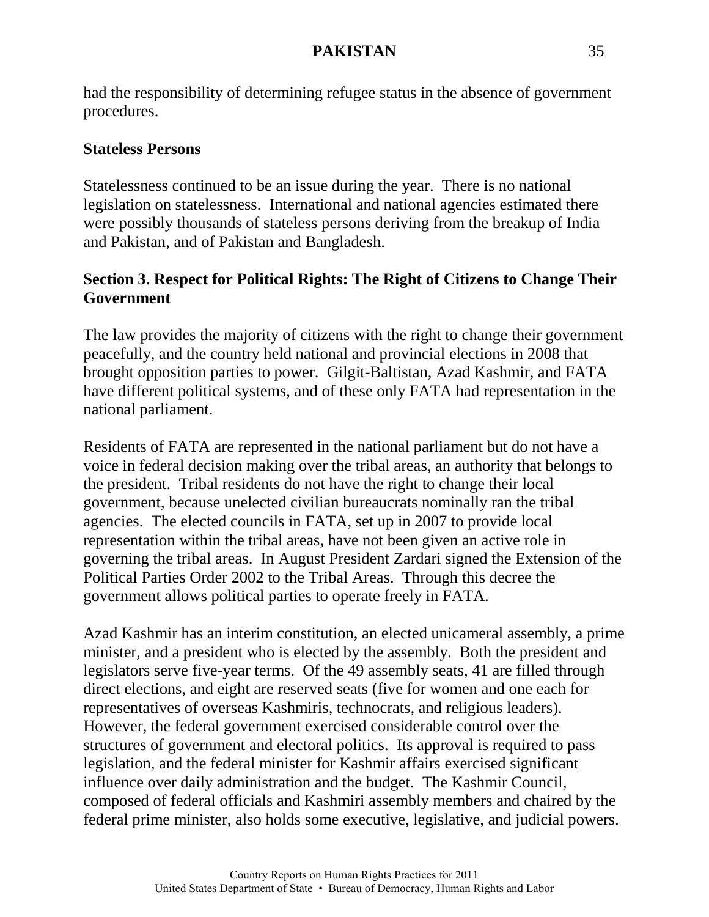had the responsibility of determining refugee status in the absence of government procedures.

**Stateless Persons**

Statelessness continued to be an issue during the year. There is no national legislation on statelessness. International and national agencies estimated there were possibly thousands of stateless persons deriving from the breakup of India and Pakistan, and of Pakistan and Bangladesh.

## Section 3. Respect for Political Rights: The Right of Citizens to Change Their Government

The law provides the majority of citizens with the right to change their government peacefully, and the country held national and provincial elections in 2008 that brought opposition parties to power. Gilgit-Baltistan, Azad Kashmir, and FATA have different political systems, and of these only FATA had representation in the national parliament.

Residents of FATA are represented in the national parliament but do not have a voice in federal decision making over the tribal areas, an authority that belongs to the president. Tribal residents do not have the right to change their local government, because unelected civilian bureaucrats nominally ran the tribal agencies. The elected councils in FATA, set up in 2007 to provide local representation within the tribal areas, have not been given an active role in governing the tribal areas. In August President Zardari signed the Extension of the Political Parties Order 2002 to the Tribal Areas. Through this decree the government allows political parties to operate freely in FATA.

Azad Kashmir has an interim constitution, an elected unicameral assembly, a prime minister, and a president who is elected by the assembly. Both the president and legislators serve five-year terms. Of the 49 assembly seats, 41 are filled through direct elections, and eight are reserved seats (five for women and one each for representatives of overseas Kashmiris, technocrats, and religious leaders). However, the federal government exercised considerable control over the structures of government and electoral politics. Its approval is required to pass legislation, and the federal minister for Kashmir affairs exercised significant influence over daily administration and the budget. The Kashmir Council, composed of federal officials and Kashmiri assembly members and chaired by the federal prime minister, also holds some executive, legislative, and judicial powers.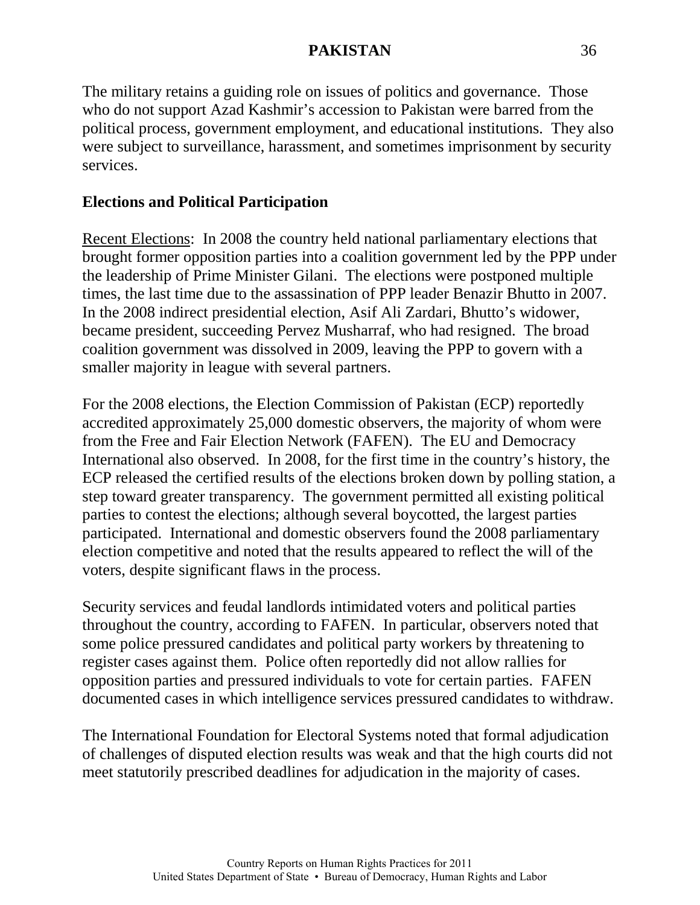The military retains a guiding role on issues of politics and governance. Those who do not support Azad Kashmir's accession to Pakistan were barred from the political process, government employment, and educational institutions. They also were subject to surveillance, harassment, and sometimes imprisonment by security services.

## Elections and Political Participation

Recent Elections: In 2008 the country held national parliamentary elections that brought former opposition parties into a coalition government led by the PPP under the leadership of Prime Minister Gilani. The elections were postponed multiple times, the last time due to the assassination of PPP leader Benazir Bhutto in 2007. In the 2008 indirect presidential election, Asif Ali Zardari, Bhutto's widower, became president, succeeding Pervez Musharraf, who had resigned. The broad coalition government was dissolved in 2009, leaving the PPP to govern with a smaller majority in league with several partners.

For the 2008 elections, the Election Commission of Pakistan (ECP) reportedly accredited approximately 25,000 domestic observers, the majority of whom were from the Free and Fair Election Network (FAFEN). The EU and Democracy International also observed. In 2008, for the first time in the country's history, the ECP released the certified results of the elections broken down by polling station, a step toward greater transparency. The government permitted all existing political parties to contest the elections; although several boycotted, the largest parties participated. International and domestic observers found the 2008 parliamentary election competitive and noted that the results appeared to reflect the will of the voters, despite significant flaws in the process.

Security services and feudal landlords intimidated voters and political parties throughout the country, according to FAFEN. In particular, observers noted that some police pressured candidates and political party workers by threatening to register cases against them. Police often reportedly did not allow rallies for opposition parties and pressured individuals to vote for certain parties. FAFEN documented cases in which intelligence services pressured candidates to withdraw.

The International Foundation for Electoral Systems noted that formal adjudication of challenges of disputed election results was weak and that the high courts did not meet statutorily prescribed deadlines for adjudication in the majority of cases.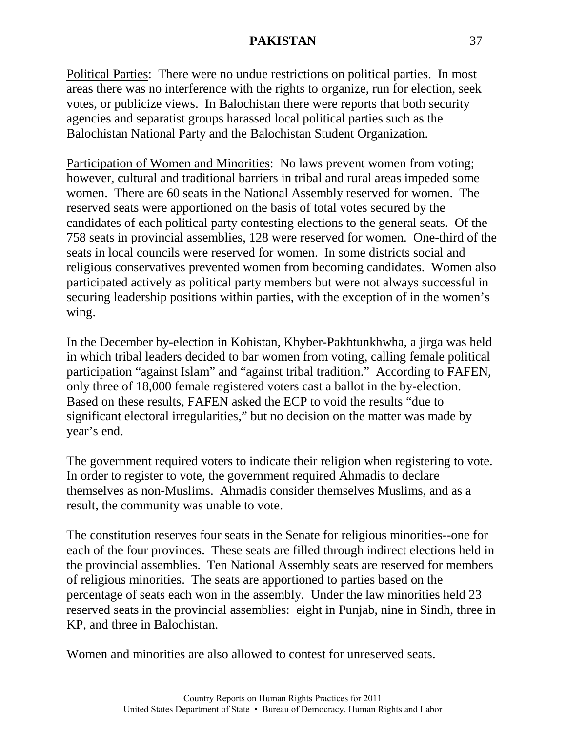Political Parties: There were no undue restrictions on political parties. In most areas there was no interference with the rights to organize, run for election, seek votes, or publicize views. In Balochistan there were reports that both security agencies and separatist groups harassed local political parties such as the Balochistan National Party and the Balochistan Student Organization.

Participation of Women and Minorities: No laws prevent women from voting; however, cultural and traditional barriers in tribal and rural areas impeded some women. There are 60 seats in the National Assembly reserved for women. The reserved seats were apportioned on the basis of total votes secured by the candidates of each political party contesting elections to the general seats. Of the 758 seats in provincial assemblies, 128 were reserved for women. One-third of the seats in local councils were reserved for women. In some districts social and religious conservatives prevented women from becoming candidates. Women also participated actively as political party members but were not always successful in securing leadership positions within parties, with the exception of in the women's wing.

In the December by-election in Kohistan, Khyber-Pakhtunkhwha, a jirga was held in which tribal leaders decided to bar women from voting, calling female political participation "against Islam" and "against tribal tradition." According to FAFEN, only three of 18,000 female registered voters cast a ballot in the by-election. Based on these results, FAFEN asked the ECP to void the results "due to significant electoral irregularities," but no decision on the matter was made by year's end.

The government required voters to indicate their religion when registering to vote. In order to register to vote, the government required Ahmadis to declare themselves as non-Muslims. Ahmadis consider themselves Muslims, and as a result, the community was unable to vote.

The constitution reserves four seats in the Senate for religious minorities--one for each of the four provinces. These seats are filled through indirect elections held in the provincial assemblies. Ten National Assembly seats are reserved for members of religious minorities. The seats are apportioned to parties based on the percentage of seats each won in the assembly. Under the law minorities held 23 reserved seats in the provincial assemblies: eight in Punjab, nine in Sindh, three in KP, and three in Balochistan.

Women and minorities are also allowed to contest for unreserved seats.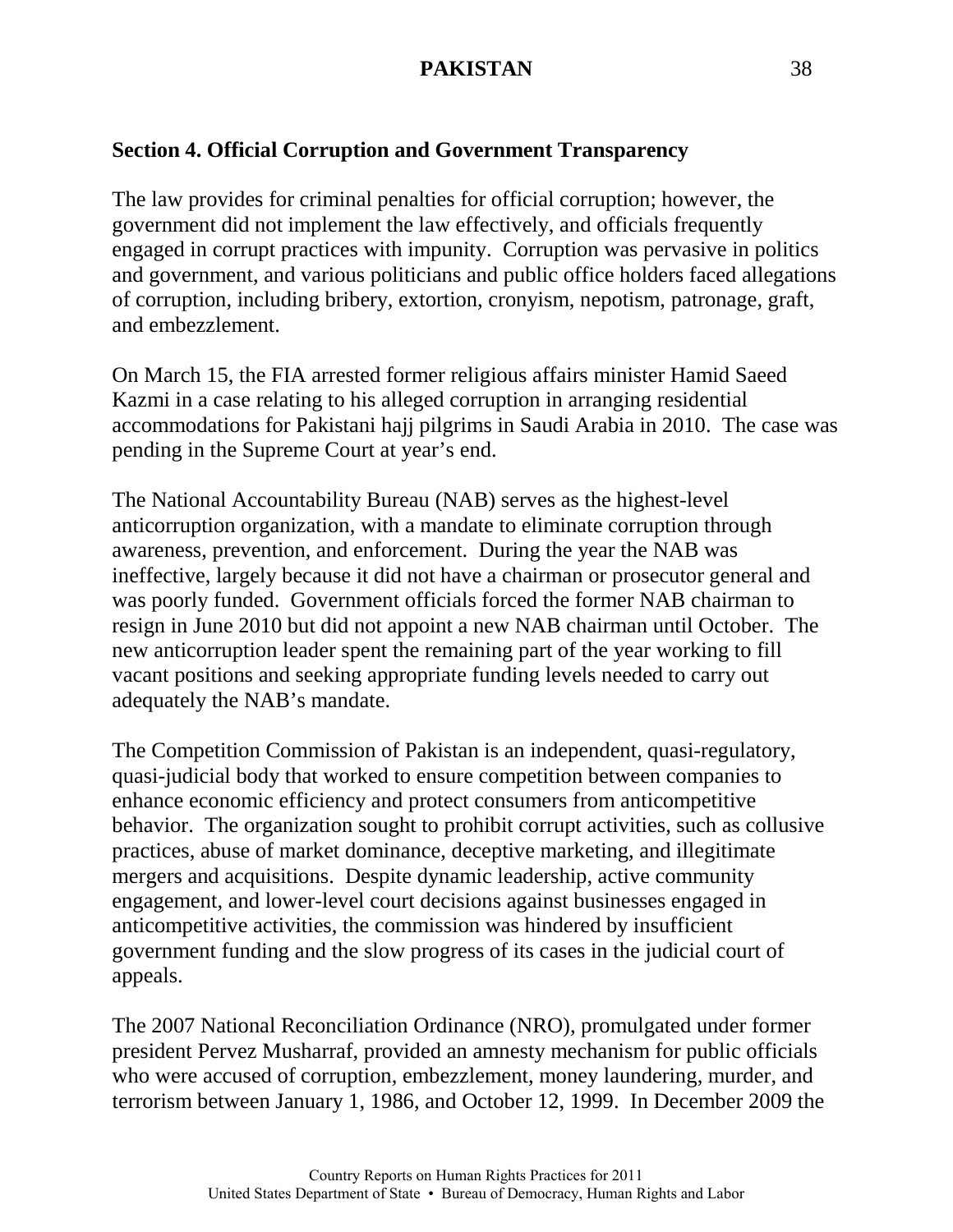## Section 4. Official Corruption and Government Transparency

The law provides for criminal penalties for official corruption; however, the government did not implement the law effectively, and officials frequently engaged in corrupt practices with impunity. Corruption was pervasive in politics and government, and various politicians and public office holders faced allegations of corruption, including bribery, extortion, cronyism, nepotism, patronage, graft, and embezzlement.

On March 15, the FIA arrested former religious affairs minister Hamid Saeed Kazmi in a case relating to his alleged corruption in arranging residential accommodations for Pakistani hajj pilgrims in Saudi Arabia in 2010. The case was pending in the Supreme Court at year's end.

The National Accountability Bureau (NAB) serves as the highest-level anticorruption organization, with a mandate to eliminate corruption through awareness, prevention, and enforcement. During the year the NAB was ineffective, largely because it did not have a chairman or prosecutor general and was poorly funded. Government officials forced the former NAB chairman to resign in June 2010 but did not appoint a new NAB chairman until October. The new anticorruption leader spent the remaining part of the year working to fill vacant positions and seeking appropriate funding levels needed to carry out adequately the NAB's mandate.

The Competition Commission of Pakistan is an independent, quasi-regulatory, quasi-judicial body that worked to ensure competition between companies to enhance economic efficiency and protect consumers from anticompetitive behavior. The organization sought to prohibit corrupt activities, such as collusive practices, abuse of market dominance, deceptive marketing, and illegitimate mergers and acquisitions. Despite dynamic leadership, active community engagement, and lower-level court decisions against businesses engaged in anticompetitive activities, the commission was hindered by insufficient government funding and the slow progress of its cases in the judicial court of appeals.

The 2007 National Reconciliation Ordinance (NRO), promulgated under former president Pervez Musharraf, provided an amnesty mechanism for public officials who were accused of corruption, embezzlement, money laundering, murder, and terrorism between January 1, 1986, and October 12, 1999. In December 2009 the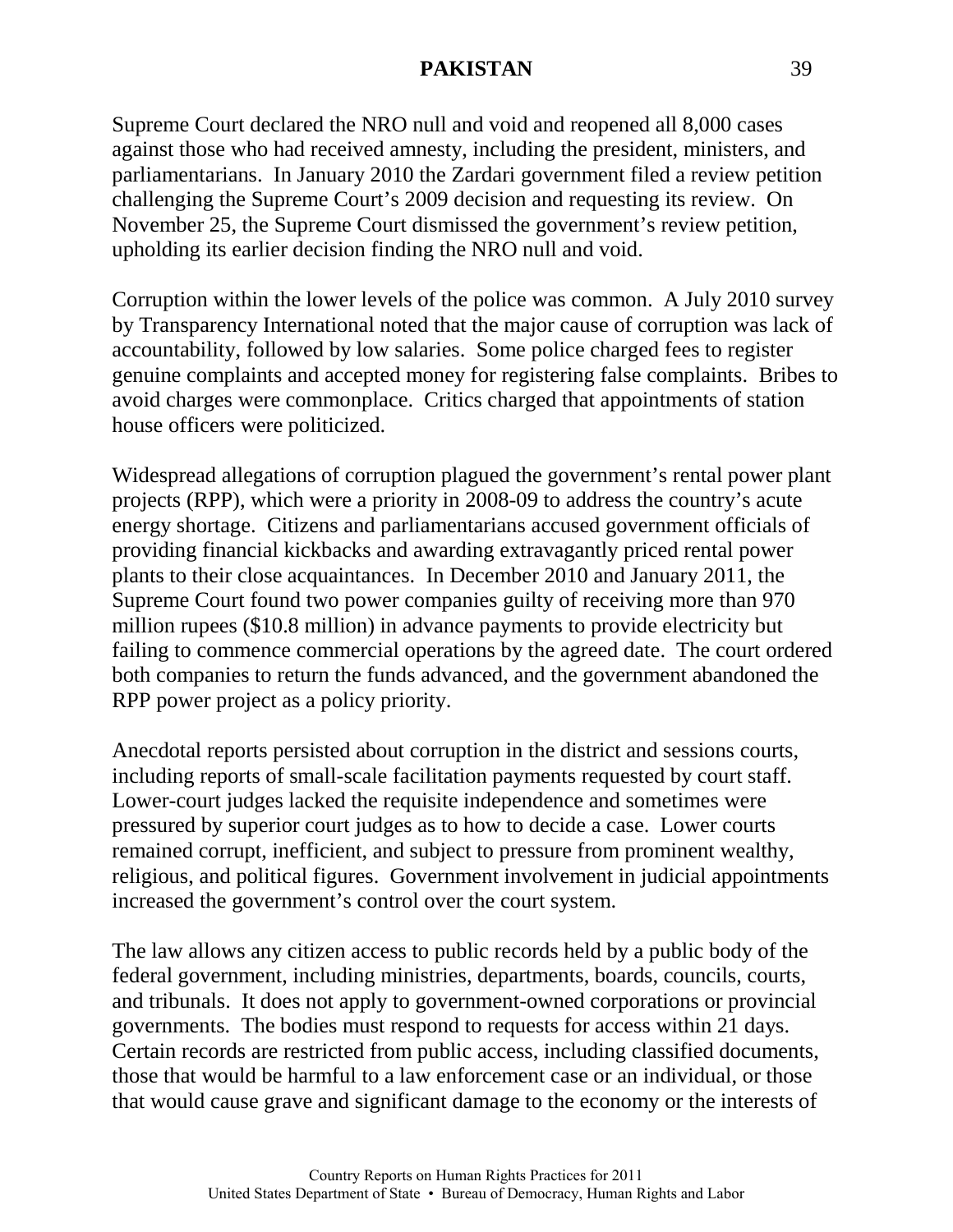Supreme Court declared the NRO null and void and reopened all 8,000 cases against those who had received amnesty, including the president, ministers, and parliamentarians. In January 2010 the Zardari government filed a review petition challenging the Supreme Court's 2009 decision and requesting its review. On November 25, the Supreme Court dismissed the government's review petition, upholding its earlier decision finding the NRO null and void.

Corruption within the lower levels of the police was common. A July 2010 survey by Transparency International noted that the major cause of corruption was lack of accountability, followed by low salaries. Some police charged fees to register genuine complaints and accepted money for registering false complaints. Bribes to avoid charges were commonplace. Critics charged that appointments of station house officers were politicized.

Widespread allegations of corruption plagued the government's rental power plant projects (RPP), which were a priority in 2008-09 to address the country's acute energy shortage. Citizens and parliamentarians accused government officials of providing financial kickbacks and awarding extravagantly priced rental power plants to their close acquaintances. In December 2010 and January 2011, the Supreme Court found two power companies guilty of receiving more than 970 million rupees ($10.8 million) in advance payments to provide electricity but failing to commence commercial operations by the agreed date. The court ordered both companies to return the funds advanced, and the government abandoned the RPP power project as a policy priority.

Anecdotal reports persisted about corruption in the district and sessions courts, including reports of small-scale facilitation payments requested by court staff. Lower-court judges lacked the requisite independence and sometimes were pressured by superior court judges as to how to decide a case. Lower courts remained corrupt, inefficient, and subject to pressure from prominent wealthy, religious, and political figures. Government involvement in judicial appointments increased the government's control over the court system.

The law allows any citizen access to public records held by a public body of the federal government, including ministries, departments, boards, councils, courts, and tribunals. It does not apply to government-owned corporations or provincial governments. The bodies must respond to requests for access within 21 days. Certain records are restricted from public access, including classified documents, those that would be harmful to a law enforcement case or an individual, or those that would cause grave and significant damage to the economy or the interests of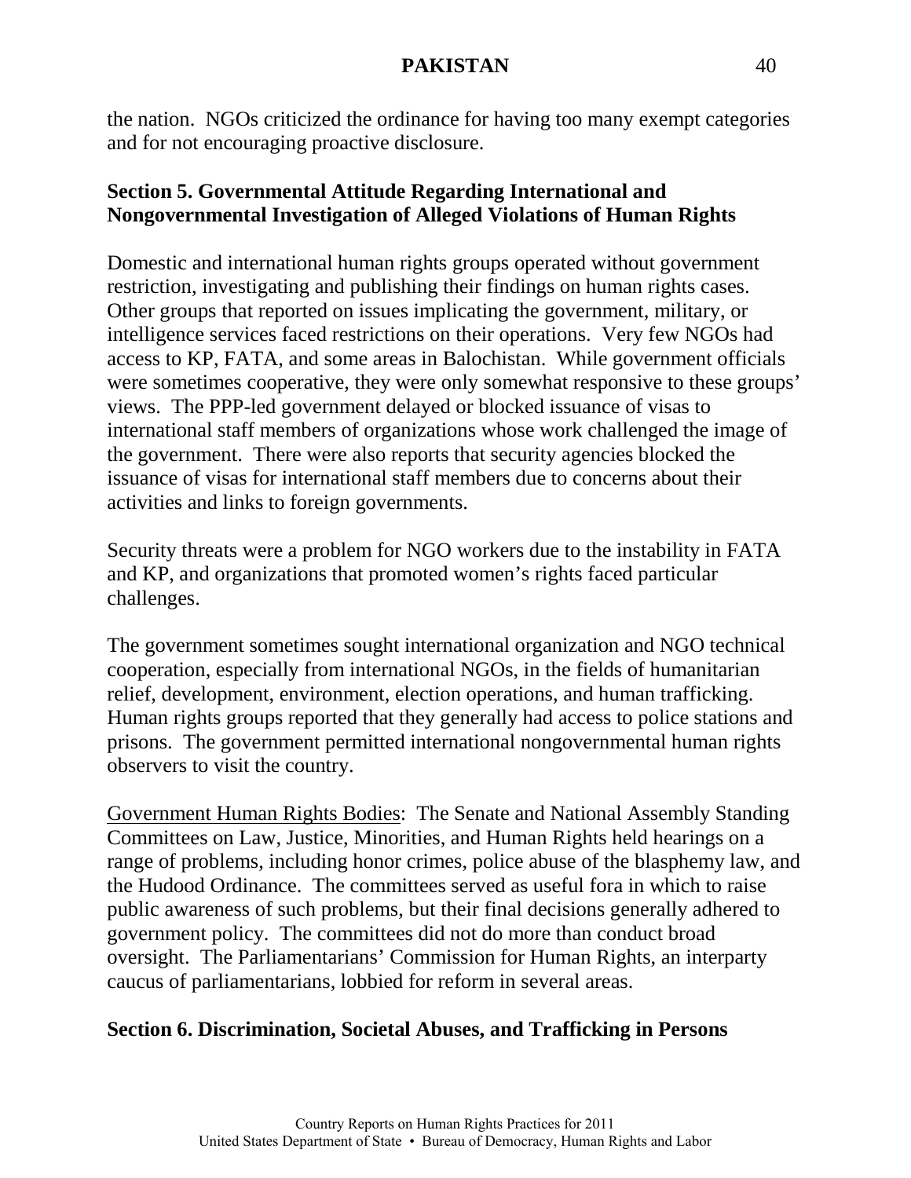the nation. NGOs criticized the ordinance for having too many exempt categories and for not encouraging proactive disclosure.

## Section 5. Governmental Attitude Regarding International and Nongovernmental Investigation of Alleged Violations of Human Rights

Domestic and international human rights groups operated without government restriction, investigating and publishing their findings on human rights cases. Other groups that reported on issues implicating the government, military, or intelligence services faced restrictions on their operations. Very few NGOs had access to KP, FATA, and some areas in Balochistan. While government officials were sometimes cooperative, they were only somewhat responsive to these groups' views. The PPP-led government delayed or blocked issuance of visas to international staff members of organizations whose work challenged the image of the government. There were also reports that security agencies blocked the issuance of visas for international staff members due to concerns about their activities and links to foreign governments.

Security threats were a problem for NGO workers due to the instability in FATA and KP, and organizations that promoted women's rights faced particular challenges.

The government sometimes sought international organization and NGO technical cooperation, especially from international NGOs, in the fields of humanitarian relief, development, environment, election operations, and human trafficking. Human rights groups reported that they generally had access to police stations and prisons. The government permitted international nongovernmental human rights observers to visit the country.

Government Human Rights Bodies: The Senate and National Assembly Standing Committees on Law, Justice, Minorities, and Human Rights held hearings on a range of problems, including honor crimes, police abuse of the blasphemy law, and the Hudood Ordinance. The committees served as useful fora in which to raise public awareness of such problems, but their final decisions generally adhered to government policy. The committees did not do more than conduct broad oversight. The Parliamentarians' Commission for Human Rights, an interparty caucus of parliamentarians, lobbied for reform in several areas.

## Section 6. Discrimination, Societal Abuses, and Trafficking in Persons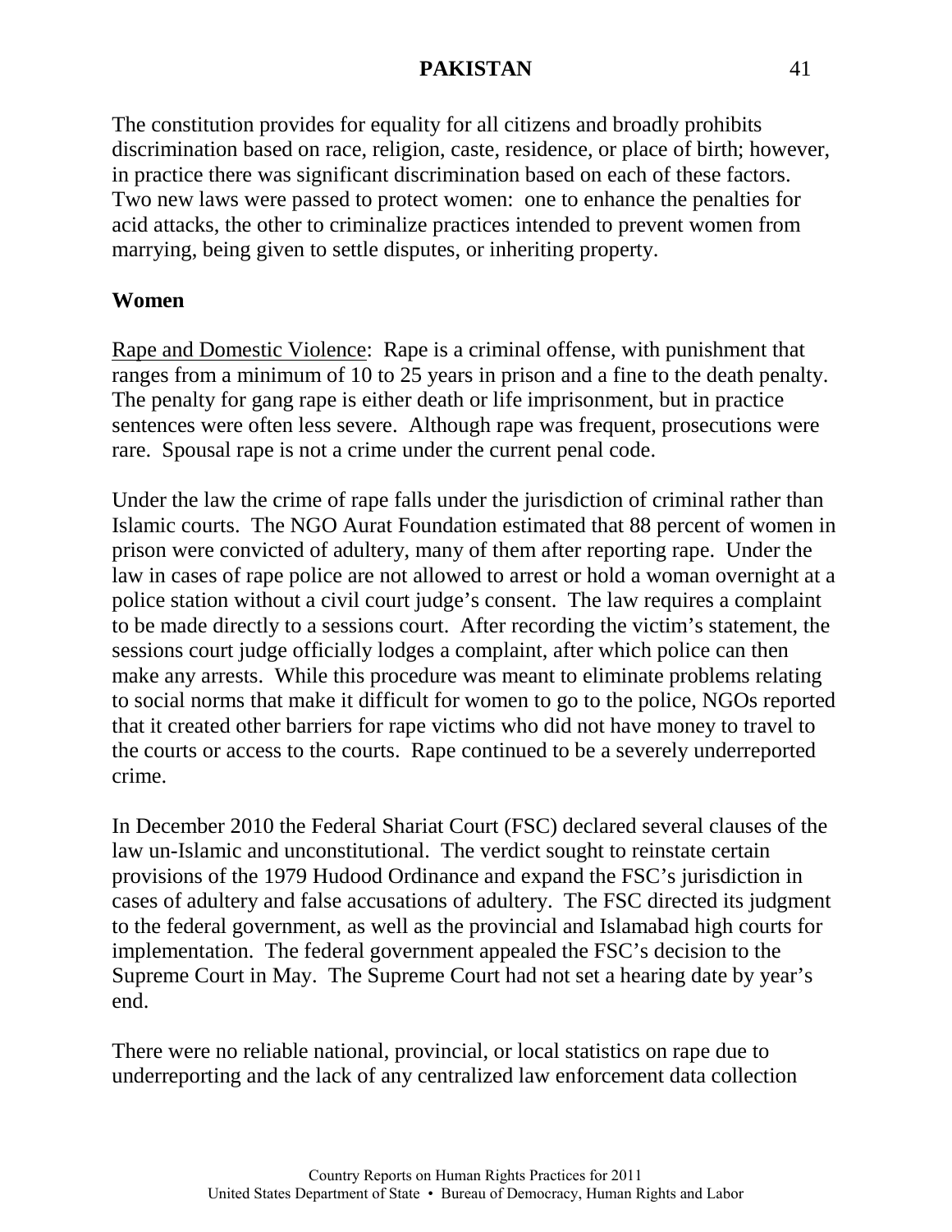The constitution provides for equality for all citizens and broadly prohibits discrimination based on race, religion, caste, residence, or place of birth; however, in practice there was significant discrimination based on each of these factors. Two new laws were passed to protect women: one to enhance the penalties for acid attacks, the other to criminalize practices intended to prevent women from marrying, being given to settle disputes, or inheriting property.

**Women**

Rape and Domestic Violence: Rape is a criminal offense, with punishment that ranges from a minimum of 10 to 25 years in prison and a fine to the death penalty. The penalty for gang rape is either death or life imprisonment, but in practice sentences were often less severe. Although rape was frequent, prosecutions were rare. Spousal rape is not a crime under the current penal code.

Under the law the crime of rape falls under the jurisdiction of criminal rather than Islamic courts. The NGO Aurat Foundation estimated that 88 percent of women in prison were convicted of adultery, many of them after reporting rape. Under the law in cases of rape police are not allowed to arrest or hold a woman overnight at a police station without a civil court judge's consent. The law requires a complaint to be made directly to a sessions court. After recording the victim's statement, the sessions court judge officially lodges a complaint, after which police can then make any arrests. While this procedure was meant to eliminate problems relating to social norms that make it difficult for women to go to the police, NGOs reported that it created other barriers for rape victims who did not have money to travel to the courts or access to the courts. Rape continued to be a severely underreported crime.

In December 2010 the Federal Shariat Court (FSC) declared several clauses of the law un-Islamic and unconstitutional. The verdict sought to reinstate certain provisions of the 1979 Hudood Ordinance and expand the FSC's jurisdiction in cases of adultery and false accusations of adultery. The FSC directed its judgment to the federal government, as well as the provincial and Islamabad high courts for implementation. The federal government appealed the FSC's decision to the Supreme Court in May. The Supreme Court had not set a hearing date by year's end.

There were no reliable national, provincial, or local statistics on rape due to underreporting and the lack of any centralized law enforcement data collection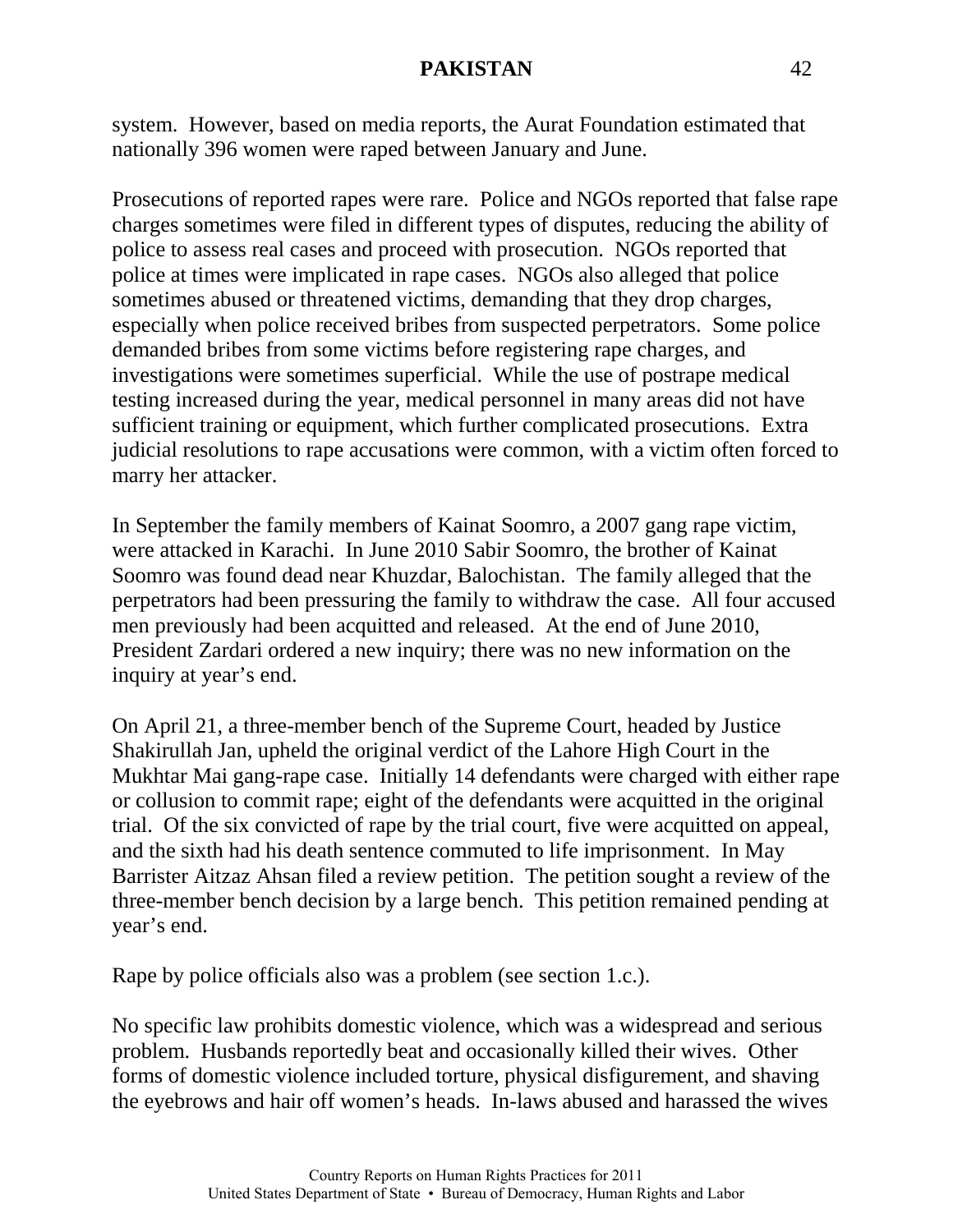system. However, based on media reports, the Aurat Foundation estimated that nationally 396 women were raped between January and June.

Prosecutions of reported rapes were rare. Police and NGOs reported that false rape charges sometimes were filed in different types of disputes, reducing the ability of police to assess real cases and proceed with prosecution. NGOs reported that police at times were implicated in rape cases. NGOs also alleged that police sometimes abused or threatened victims, demanding that they drop charges, especially when police received bribes from suspected perpetrators. Some police demanded bribes from some victims before registering rape charges, and investigations were sometimes superficial. While the use of postrape medical testing increased during the year, medical personnel in many areas did not have sufficient training or equipment, which further complicated prosecutions. Extra judicial resolutions to rape accusations were common, with a victim often forced to marry her attacker.

In September the family members of Kainat Soomro, a 2007 gang rape victim, were attacked in Karachi. In June 2010 Sabir Soomro, the brother of Kainat Soomro was found dead near Khuzdar, Balochistan. The family alleged that the perpetrators had been pressuring the family to withdraw the case. All four accused men previously had been acquitted and released. At the end of June 2010, President Zardari ordered a new inquiry; there was no new information on the inquiry at year's end.

On April 21, a three-member bench of the Supreme Court, headed by Justice Shakirullah Jan, upheld the original verdict of the Lahore High Court in the Mukhtar Mai gang-rape case. Initially 14 defendants were charged with either rape or collusion to commit rape; eight of the defendants were acquitted in the original trial. Of the six convicted of rape by the trial court, five were acquitted on appeal, and the sixth had his death sentence commuted to life imprisonment. In May Barrister Aitzaz Ahsan filed a review petition. The petition sought a review of the three-member bench decision by a large bench. This petition remained pending at year's end.

Rape by police officials also was a problem (see section 1.c.).

No specific law prohibits domestic violence, which was a widespread and serious problem. Husbands reportedly beat and occasionally killed their wives. Other forms of domestic violence included torture, physical disfigurement, and shaving the eyebrows and hair off women's heads. In-laws abused and harassed the wives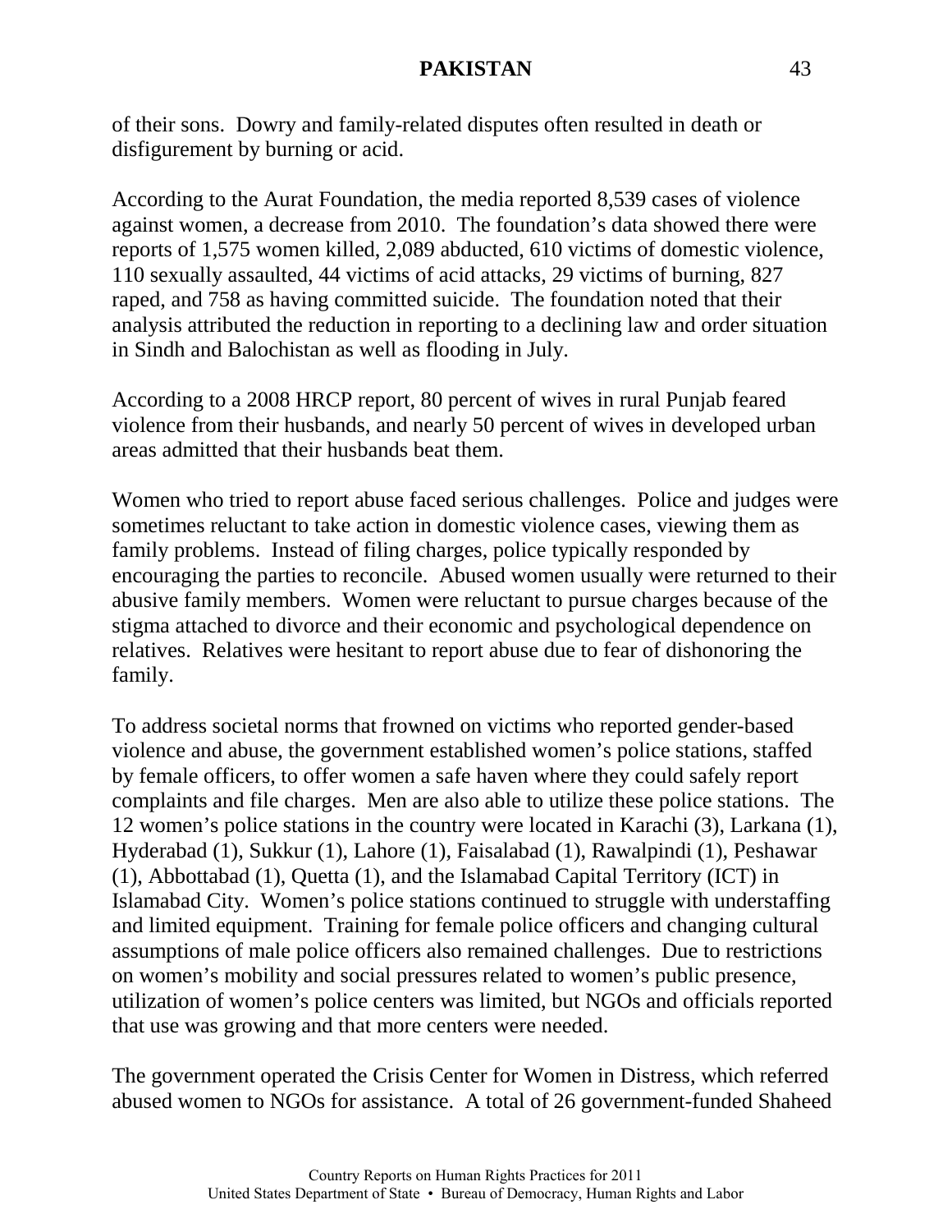of their sons. Dowry and family-related disputes often resulted in death or disfigurement by burning or acid.

According to the Aurat Foundation, the media reported 8,539 cases of violence against women, a decrease from 2010. The foundation's data showed there were reports of 1,575 women killed, 2,089 abducted, 610 victims of domestic violence, 110 sexually assaulted, 44 victims of acid attacks, 29 victims of burning, 827 raped, and 758 as having committed suicide. The foundation noted that their analysis attributed the reduction in reporting to a declining law and order situation in Sindh and Balochistan as well as flooding in July.

According to a 2008 HRCP report, 80 percent of wives in rural Punjab feared violence from their husbands, and nearly 50 percent of wives in developed urban areas admitted that their husbands beat them.

Women who tried to report abuse faced serious challenges. Police and judges were sometimes reluctant to take action in domestic violence cases, viewing them as family problems. Instead of filing charges, police typically responded by encouraging the parties to reconcile. Abused women usually were returned to their abusive family members. Women were reluctant to pursue charges because of the stigma attached to divorce and their economic and psychological dependence on relatives. Relatives were hesitant to report abuse due to fear of dishonoring the family.

To address societal norms that frowned on victims who reported gender-based violence and abuse, the government established women's police stations, staffed by female officers, to offer women a safe haven where they could safely report complaints and file charges. Men are also able to utilize these police stations. The 12 women's police stations in the country were located in Karachi (3), Larkana (1), Hyderabad (1), Sukkur (1), Lahore (1), Faisalabad (1), Rawalpindi (1), Peshawar (1), Abbottabad (1), Quetta (1), and the Islamabad Capital Territory (ICT) in Islamabad City. Women's police stations continued to struggle with understaffing and limited equipment. Training for female police officers and changing cultural assumptions of male police officers also remained challenges. Due to restrictions on women's mobility and social pressures related to women's public presence, utilization of women's police centers was limited, but NGOs and officials reported that use was growing and that more centers were needed.

The government operated the Crisis Center for Women in Distress, which referred abused women to NGOs for assistance. A total of 26 government-funded Shaheed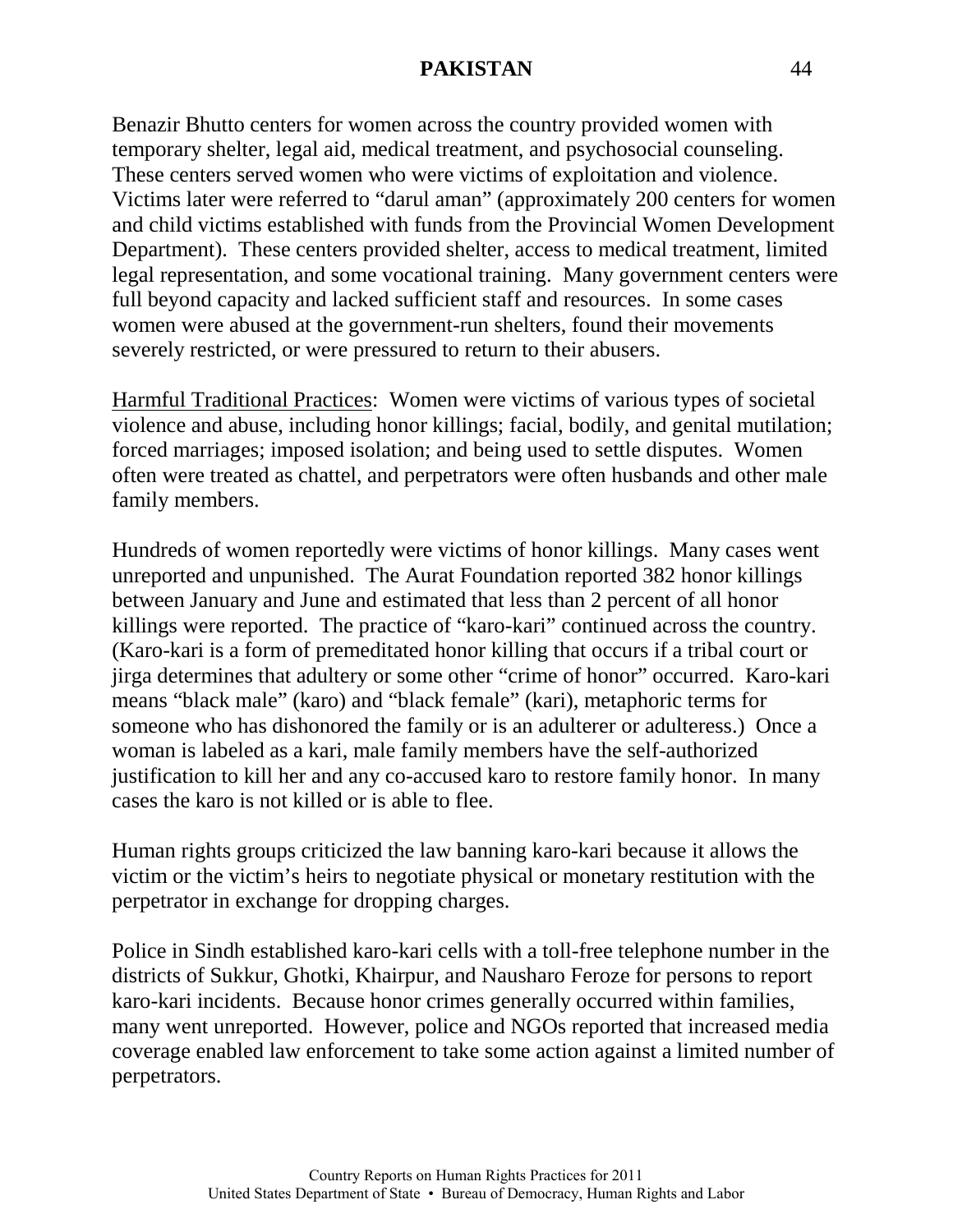Benazir Bhutto centers for women across the country provided women with temporary shelter, legal aid, medical treatment, and psychosocial counseling. These centers served women who were victims of exploitation and violence. Victims later were referred to "darul aman" (approximately 200 centers for women and child victims established with funds from the Provincial Women Development Department). These centers provided shelter, access to medical treatment, limited legal representation, and some vocational training. Many government centers were full beyond capacity and lacked sufficient staff and resources. In some cases women were abused at the government-run shelters, found their movements severely restricted, or were pressured to return to their abusers.

Harmful Traditional Practices: Women were victims of various types of societal violence and abuse, including honor killings; facial, bodily, and genital mutilation; forced marriages; imposed isolation; and being used to settle disputes. Women often were treated as chattel, and perpetrators were often husbands and other male family members.

Hundreds of women reportedly were victims of honor killings. Many cases went unreported and unpunished. The Aurat Foundation reported 382 honor killings between January and June and estimated that less than 2 percent of all honor killings were reported. The practice of "karo-kari" continued across the country. (Karo-kari is a form of premeditated honor killing that occurs if a tribal court or jirga determines that adultery or some other "crime of honor" occurred. Karo-kari means "black male" (karo) and "black female" (kari), metaphoric terms for someone who has dishonored the family or is an adulterer or adulteress.) Once a woman is labeled as a kari, male family members have the self-authorized justification to kill her and any co-accused karo to restore family honor. In many cases the karo is not killed or is able to flee.

Human rights groups criticized the law banning karo-kari because it allows the victim or the victim's heirs to negotiate physical or monetary restitution with the perpetrator in exchange for dropping charges.

Police in Sindh established karo-kari cells with a toll-free telephone number in the districts of Sukkur, Ghotki, Khairpur, and Nausharo Feroze for persons to report karo-kari incidents. Because honor crimes generally occurred within families, many went unreported. However, police and NGOs reported that increased media coverage enabled law enforcement to take some action against a limited number of perpetrators.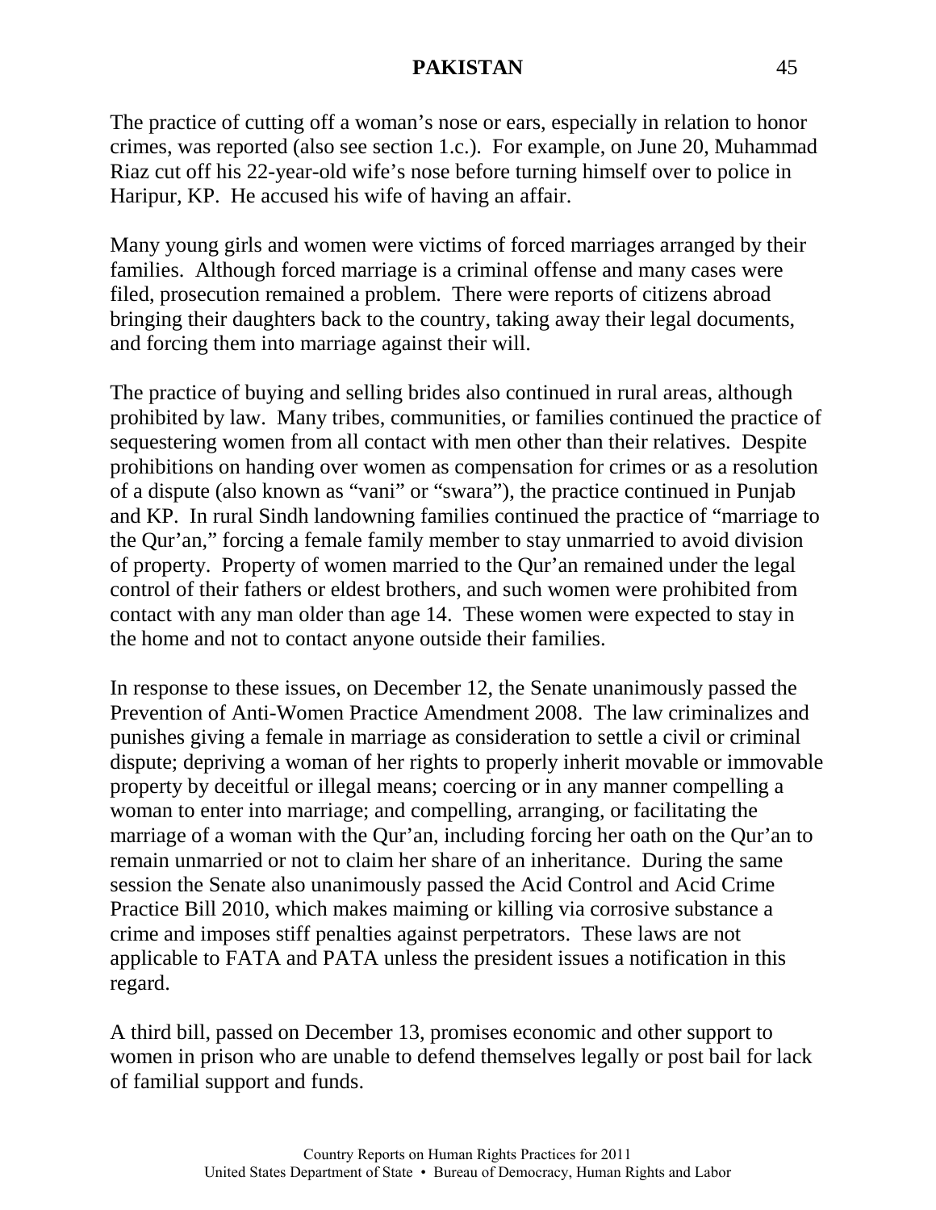The practice of cutting off a woman's nose or ears, especially in relation to honor crimes, was reported (also see section 1.c.). For example, on June 20, Muhammad Riaz cut off his 22-year-old wife's nose before turning himself over to police in Haripur, KP. He accused his wife of having an affair.

Many young girls and women were victims of forced marriages arranged by their families. Although forced marriage is a criminal offense and many cases were filed, prosecution remained a problem. There were reports of citizens abroad bringing their daughters back to the country, taking away their legal documents, and forcing them into marriage against their will.

The practice of buying and selling brides also continued in rural areas, although prohibited by law. Many tribes, communities, or families continued the practice of sequestering women from all contact with men other than their relatives. Despite prohibitions on handing over women as compensation for crimes or as a resolution of a dispute (also known as "vani" or "swara"), the practice continued in Punjab and KP. In rural Sindh landowning families continued the practice of "marriage to the Qur'an," forcing a female family member to stay unmarried to avoid division of property. Property of women married to the Qur'an remained under the legal control of their fathers or eldest brothers, and such women were prohibited from contact with any man older than age 14. These women were expected to stay in the home and not to contact anyone outside their families.

In response to these issues, on December 12, the Senate unanimously passed the Prevention of Anti-Women Practice Amendment 2008. The law criminalizes and punishes giving a female in marriage as consideration to settle a civil or criminal dispute; depriving a woman of her rights to properly inherit movable or immovable property by deceitful or illegal means; coercing or in any manner compelling a woman to enter into marriage; and compelling, arranging, or facilitating the marriage of a woman with the Qur'an, including forcing her oath on the Qur'an to remain unmarried or not to claim her share of an inheritance. During the same session the Senate also unanimously passed the Acid Control and Acid Crime Practice Bill 2010, which makes maiming or killing via corrosive substance a crime and imposes stiff penalties against perpetrators. These laws are not applicable to FATA and PATA unless the president issues a notification in this regard.

A third bill, passed on December 13, promises economic and other support to women in prison who are unable to defend themselves legally or post bail for lack of familial support and funds.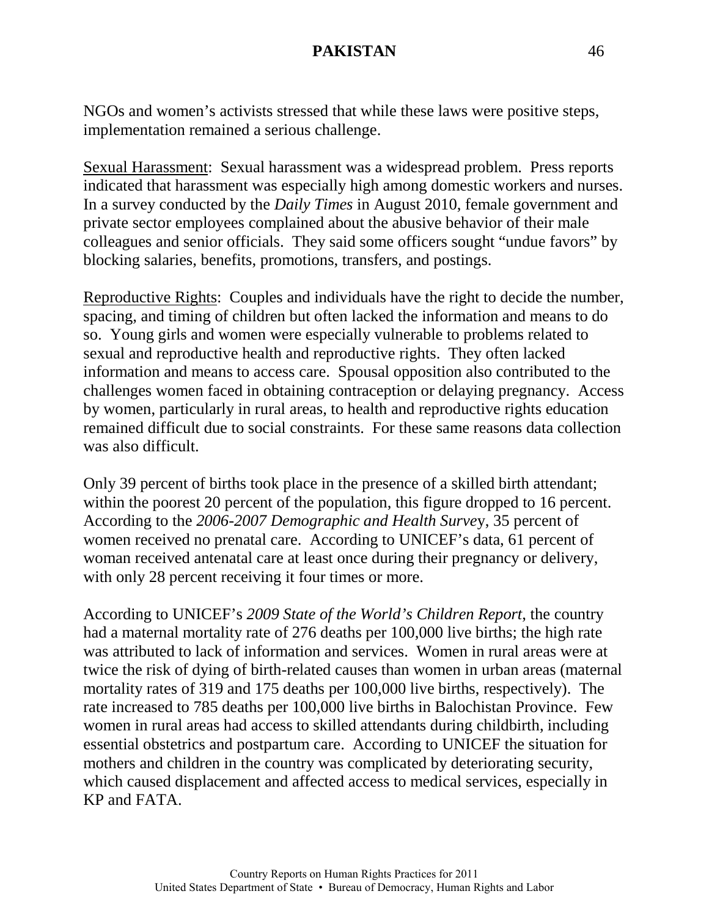NGOs and women's activists stressed that while these laws were positive steps, implementation remained a serious challenge.

Sexual Harassment: Sexual harassment was a widespread problem. Press reports indicated that harassment was especially high among domestic workers and nurses. In a survey conducted by the *Daily Times* in August 2010, female government and private sector employees complained about the abusive behavior of their male colleagues and senior officials. They said some officers sought "undue favors" by blocking salaries, benefits, promotions, transfers, and postings.

Reproductive Rights: Couples and individuals have the right to decide the number, spacing, and timing of children but often lacked the information and means to do so. Young girls and women were especially vulnerable to problems related to sexual and reproductive health and reproductive rights. They often lacked information and means to access care. Spousal opposition also contributed to the challenges women faced in obtaining contraception or delaying pregnancy. Access by women, particularly in rural areas, to health and reproductive rights education remained difficult due to social constraints. For these same reasons data collection was also difficult.

Only 39 percent of births took place in the presence of a skilled birth attendant; within the poorest 20 percent of the population, this figure dropped to 16 percent. According to the *2006-2007 Demographic and Health Survey*, 35 percent of women received no prenatal care. According to UNICEF's data, 61 percent of woman received antenatal care at least once during their pregnancy or delivery, with only 28 percent receiving it four times or more.

According to UNICEF's *2009 State of the World's Children Report*, the country had a maternal mortality rate of 276 deaths per 100,000 live births; the high rate was attributed to lack of information and services. Women in rural areas were at twice the risk of dying of birth-related causes than women in urban areas (maternal mortality rates of 319 and 175 deaths per 100,000 live births, respectively). The rate increased to 785 deaths per 100,000 live births in Balochistan Province. Few women in rural areas had access to skilled attendants during childbirth, including essential obstetrics and postpartum care. According to UNICEF the situation for mothers and children in the country was complicated by deteriorating security, which caused displacement and affected access to medical services, especially in KP and FATA.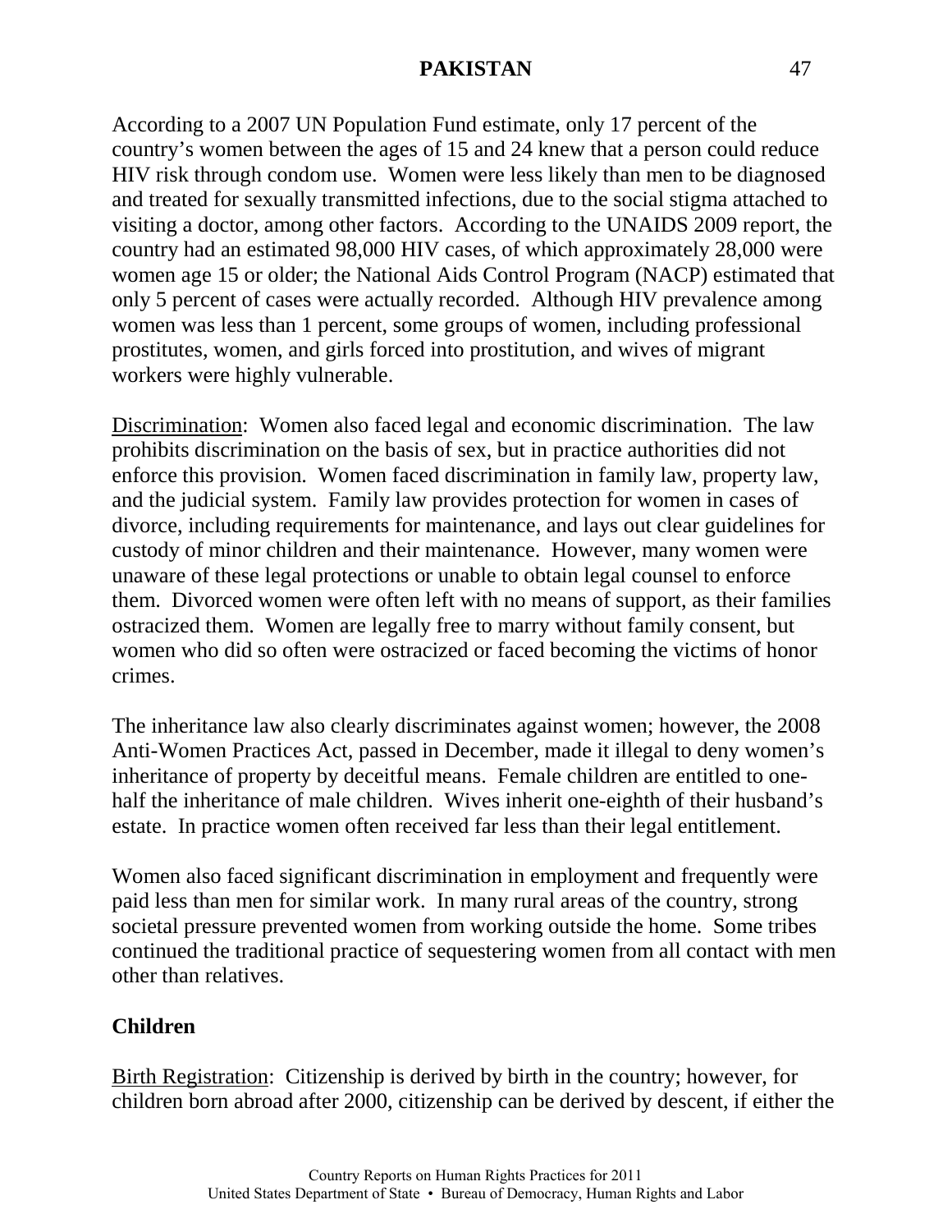According to a 2007 UN Population Fund estimate, only 17 percent of the country's women between the ages of 15 and 24 knew that a person could reduce HIV risk through condom use. Women were less likely than men to be diagnosed and treated for sexually transmitted infections, due to the social stigma attached to visiting a doctor, among other factors. According to the UNAIDS 2009 report, the country had an estimated 98,000 HIV cases, of which approximately 28,000 were women age 15 or older; the National Aids Control Program (NACP) estimated that only 5 percent of cases were actually recorded. Although HIV prevalence among women was less than 1 percent, some groups of women, including professional prostitutes, women, and girls forced into prostitution, and wives of migrant workers were highly vulnerable.

Discrimination: Women also faced legal and economic discrimination. The law prohibits discrimination on the basis of sex, but in practice authorities did not enforce this provision. Women faced discrimination in family law, property law, and the judicial system. Family law provides protection for women in cases of divorce, including requirements for maintenance, and lays out clear guidelines for custody of minor children and their maintenance. However, many women were unaware of these legal protections or unable to obtain legal counsel to enforce them. Divorced women were often left with no means of support, as their families ostracized them. Women are legally free to marry without family consent, but women who did so often were ostracized or faced becoming the victims of honor crimes.

The inheritance law also clearly discriminates against women; however, the 2008 Anti-Women Practices Act, passed in December, made it illegal to deny women's inheritance of property by deceitful means. Female children are entitled to one-half the inheritance of male children. Wives inherit one-eighth of their husband's estate. In practice women often received far less than their legal entitlement.

Women also faced significant discrimination in employment and frequently were paid less than men for similar work. In many rural areas of the country, strong societal pressure prevented women from working outside the home. Some tribes continued the traditional practice of sequestering women from all contact with men other than relatives.

**Children**

Birth Registration: Citizenship is derived by birth in the country; however, for children born abroad after 2000, citizenship can be derived by descent, if either the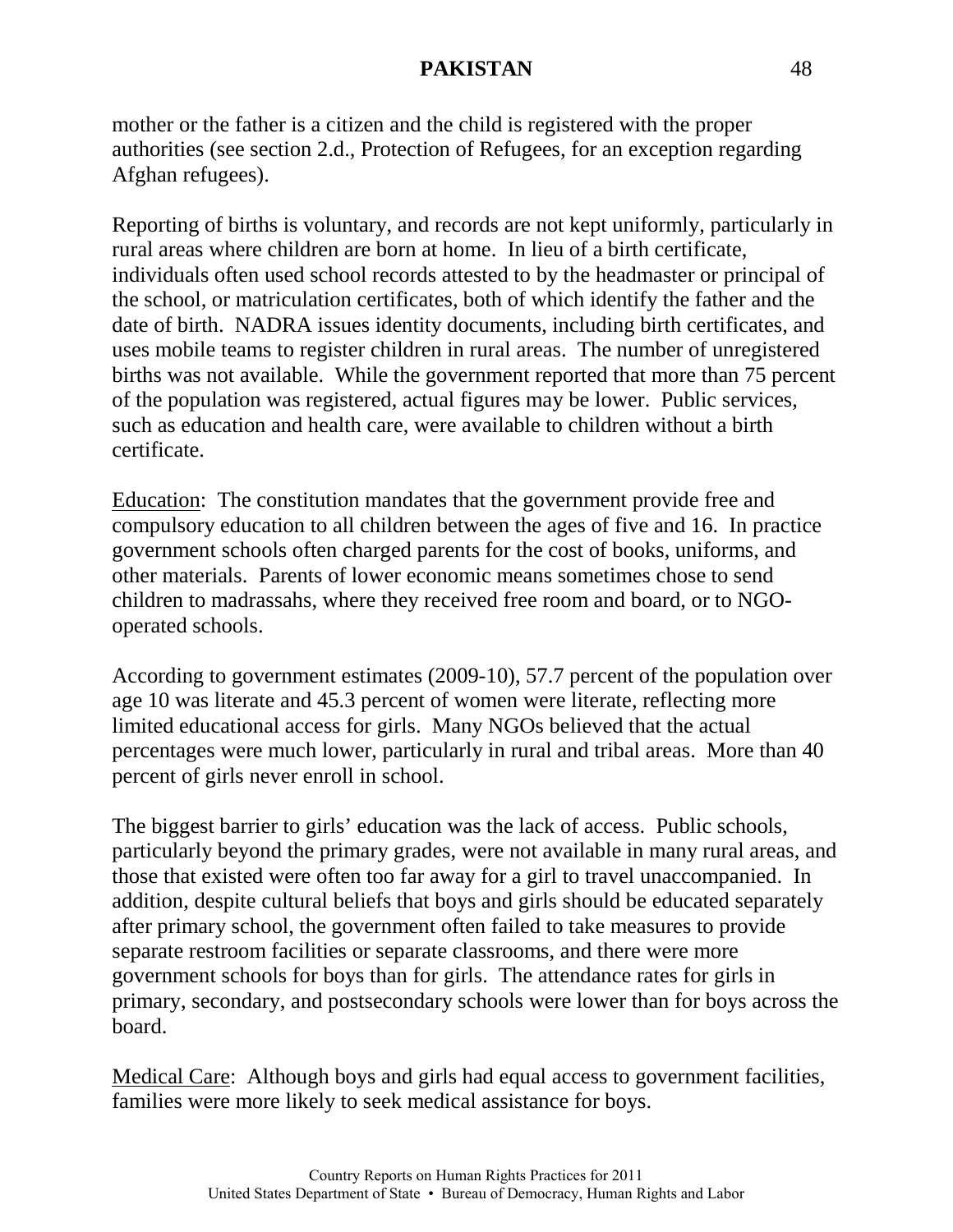mother or the father is a citizen and the child is registered with the proper authorities (see section 2.d., Protection of Refugees, for an exception regarding Afghan refugees).

Reporting of births is voluntary, and records are not kept uniformly, particularly in rural areas where children are born at home. In lieu of a birth certificate, individuals often used school records attested to by the headmaster or principal of the school, or matriculation certificates, both of which identify the father and the date of birth. NADRA issues identity documents, including birth certificates, and uses mobile teams to register children in rural areas. The number of unregistered births was not available. While the government reported that more than 75 percent of the population was registered, actual figures may be lower. Public services, such as education and health care, were available to children without a birth certificate.

Education: The constitution mandates that the government provide free and compulsory education to all children between the ages of five and 16. In practice government schools often charged parents for the cost of books, uniforms, and other materials. Parents of lower economic means sometimes chose to send children to madrassahs, where they received free room and board, or to NGO-operated schools.

According to government estimates (2009-10), 57.7 percent of the population over age 10 was literate and 45.3 percent of women were literate, reflecting more limited educational access for girls. Many NGOs believed that the actual percentages were much lower, particularly in rural and tribal areas. More than 40 percent of girls never enroll in school.

The biggest barrier to girls' education was the lack of access. Public schools, particularly beyond the primary grades, were not available in many rural areas, and those that existed were often too far away for a girl to travel unaccompanied. In addition, despite cultural beliefs that boys and girls should be educated separately after primary school, the government often failed to take measures to provide separate restroom facilities or separate classrooms, and there were more government schools for boys than for girls. The attendance rates for girls in primary, secondary, and postsecondary schools were lower than for boys across the board.

Medical Care: Although boys and girls had equal access to government facilities, families were more likely to seek medical assistance for boys.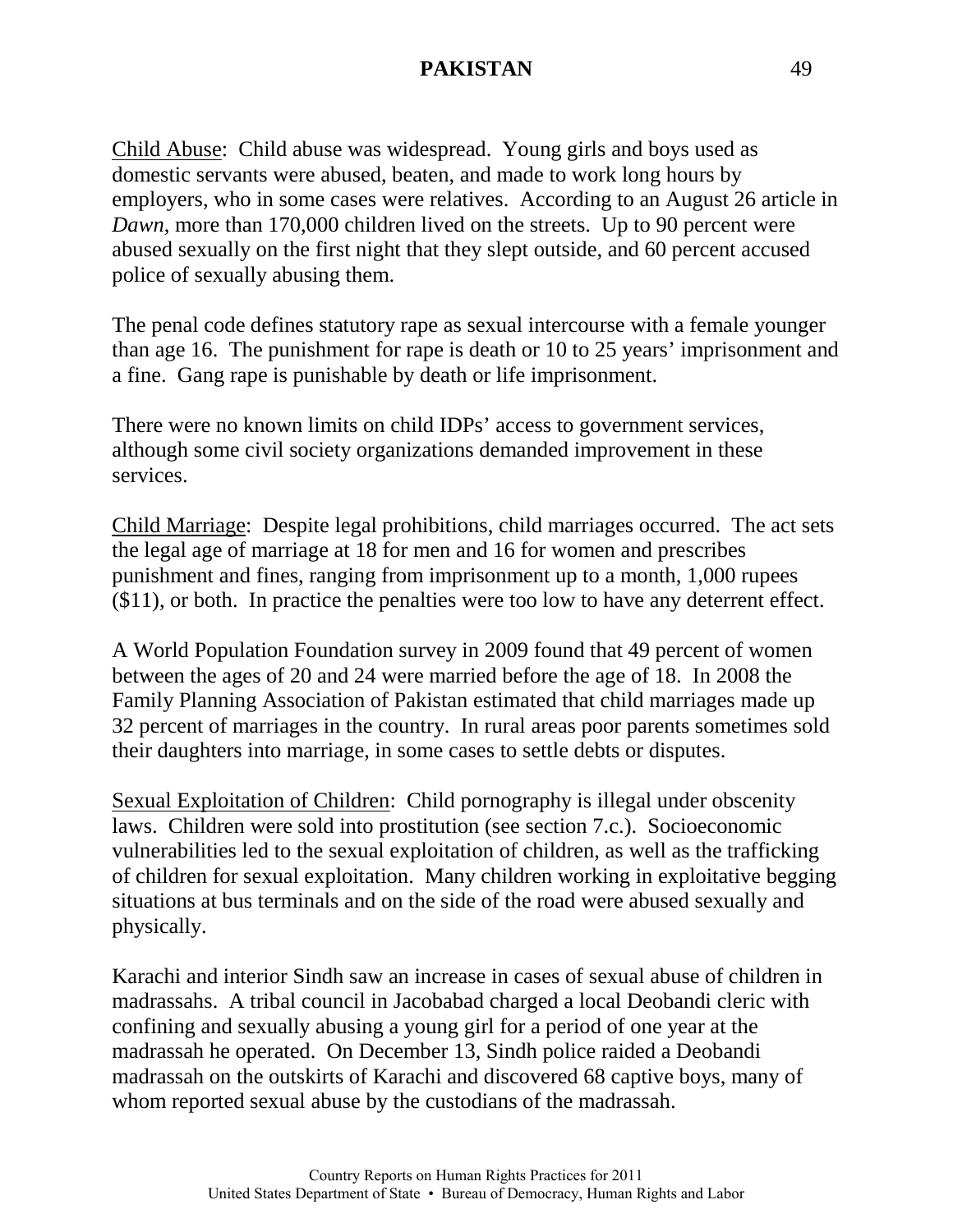Child Abuse: Child abuse was widespread. Young girls and boys used as domestic servants were abused, beaten, and made to work long hours by employers, who in some cases were relatives. According to an August 26 article in *Dawn*, more than 170,000 children lived on the streets. Up to 90 percent were abused sexually on the first night that they slept outside, and 60 percent accused police of sexually abusing them.

The penal code defines statutory rape as sexual intercourse with a female younger than age 16. The punishment for rape is death or 10 to 25 years' imprisonment and a fine. Gang rape is punishable by death or life imprisonment.

There were no known limits on child IDPs' access to government services, although some civil society organizations demanded improvement in these services.

Child Marriage: Despite legal prohibitions, child marriages occurred. The act sets the legal age of marriage at 18 for men and 16 for women and prescribes punishment and fines, ranging from imprisonment up to a month, 1,000 rupees ($11), or both. In practice the penalties were too low to have any deterrent effect.

A World Population Foundation survey in 2009 found that 49 percent of women between the ages of 20 and 24 were married before the age of 18. In 2008 the Family Planning Association of Pakistan estimated that child marriages made up 32 percent of marriages in the country. In rural areas poor parents sometimes sold their daughters into marriage, in some cases to settle debts or disputes.

Sexual Exploitation of Children: Child pornography is illegal under obscenity laws. Children were sold into prostitution (see section 7.c.). Socioeconomic vulnerabilities led to the sexual exploitation of children, as well as the trafficking of children for sexual exploitation. Many children working in exploitative begging situations at bus terminals and on the side of the road were abused sexually and physically.

Karachi and interior Sindh saw an increase in cases of sexual abuse of children in madrassahs. A tribal council in Jacobabad charged a local Deobandi cleric with confining and sexually abusing a young girl for a period of one year at the madrassah he operated. On December 13, Sindh police raided a Deobandi madrassah on the outskirts of Karachi and discovered 68 captive boys, many of whom reported sexual abuse by the custodians of the madrassah.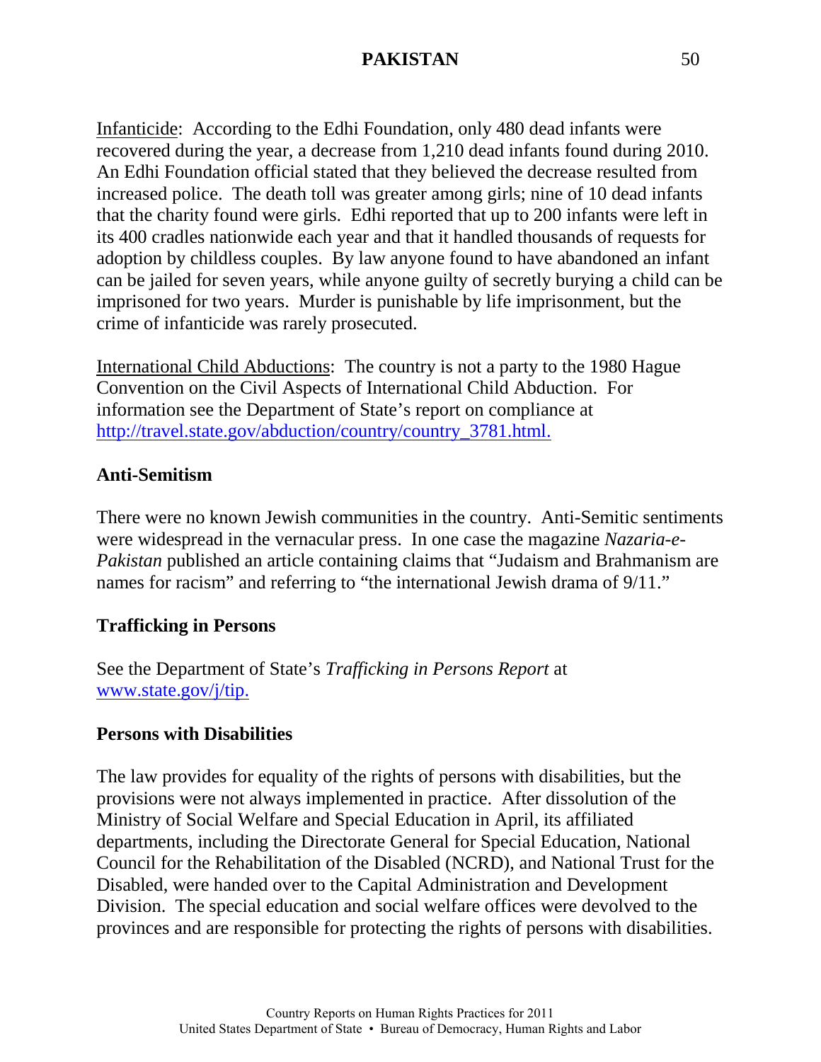Infanticide: According to the Edhi Foundation, only 480 dead infants were recovered during the year, a decrease from 1,210 dead infants found during 2010. An Edhi Foundation official stated that they believed the decrease resulted from increased police. The death toll was greater among girls; nine of 10 dead infants that the charity found were girls. Edhi reported that up to 200 infants were left in its 400 cradles nationwide each year and that it handled thousands of requests for adoption by childless couples. By law anyone found to have abandoned an infant can be jailed for seven years, while anyone guilty of secretly burying a child can be imprisoned for two years. Murder is punishable by life imprisonment, but the crime of infanticide was rarely prosecuted.

International Child Abductions: The country is not a party to the 1980 Hague Convention on the Civil Aspects of International Child Abduction. For information see the Department of State's report on compliance at http://travel.state.gov/abduction/country/country_3781.html.

**Anti-Semitism**

There were no known Jewish communities in the country. Anti-Semitic sentiments were widespread in the vernacular press. In one case the magazine *Nazaria-e-Pakistan* published an article containing claims that "Judaism and Brahmanism are names for racism" and referring to "the international Jewish drama of 9/11."

**Trafficking in Persons**

See the Department of State's *Trafficking in Persons Report* at www.state.gov/j/tip.

**Persons with Disabilities**

The law provides for equality of the rights of persons with disabilities, but the provisions were not always implemented in practice. After dissolution of the Ministry of Social Welfare and Special Education in April, its affiliated departments, including the Directorate General for Special Education, National Council for the Rehabilitation of the Disabled (NCRD), and National Trust for the Disabled, were handed over to the Capital Administration and Development Division. The special education and social welfare offices were devolved to the provinces and are responsible for protecting the rights of persons with disabilities.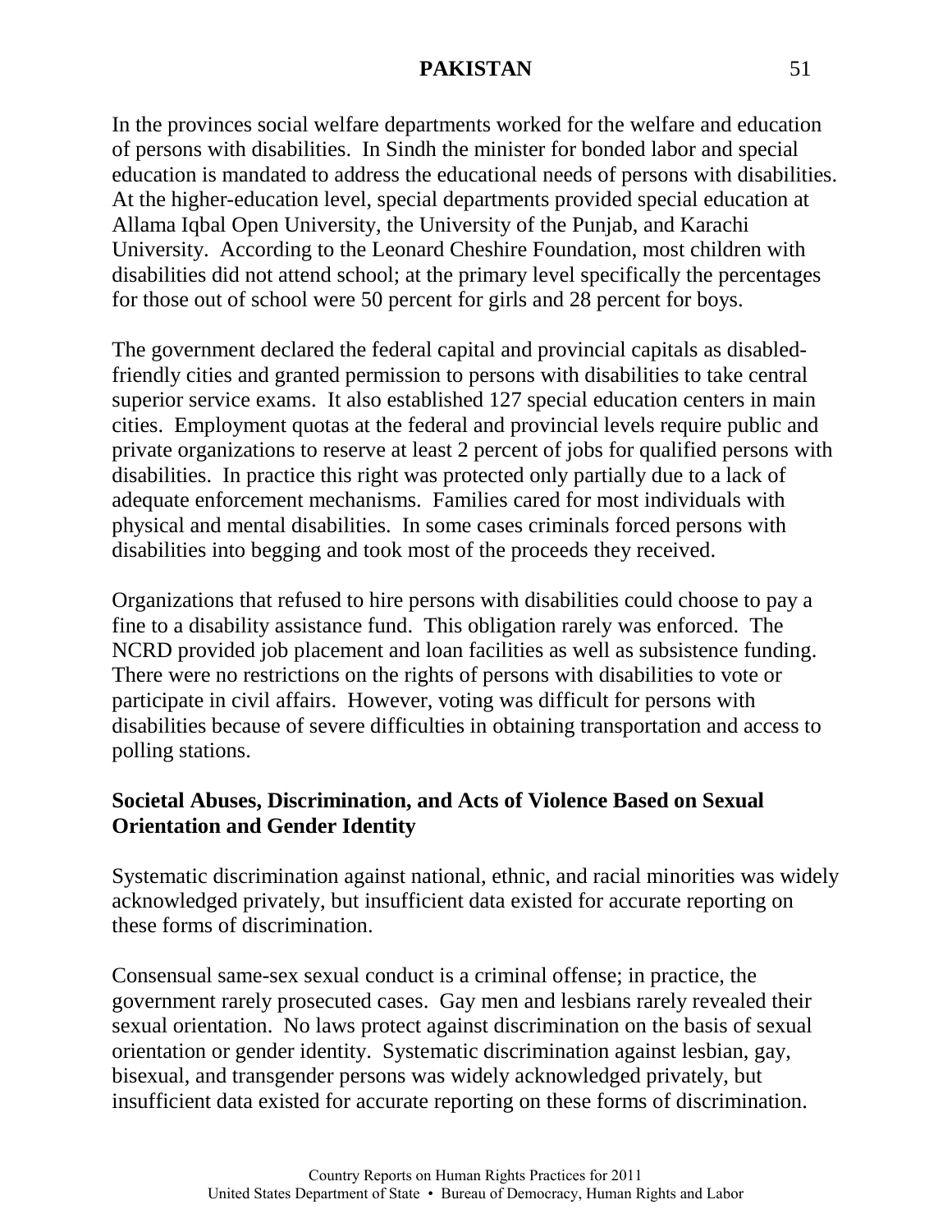In the provinces social welfare departments worked for the welfare and education of persons with disabilities. In Sindh the minister for bonded labor and special education is mandated to address the educational needs of persons with disabilities. At the higher-education level, special departments provided special education at Allama Iqbal Open University, the University of the Punjab, and Karachi University. According to the Leonard Cheshire Foundation, most children with disabilities did not attend school; at the primary level specifically the percentages for those out of school were 50 percent for girls and 28 percent for boys.

The government declared the federal capital and provincial capitals as disabled-friendly cities and granted permission to persons with disabilities to take central superior service exams. It also established 127 special education centers in main cities. Employment quotas at the federal and provincial levels require public and private organizations to reserve at least 2 percent of jobs for qualified persons with disabilities. In practice this right was protected only partially due to a lack of adequate enforcement mechanisms. Families cared for most individuals with physical and mental disabilities. In some cases criminals forced persons with disabilities into begging and took most of the proceeds they received.

Organizations that refused to hire persons with disabilities could choose to pay a fine to a disability assistance fund. This obligation rarely was enforced. The NCRD provided job placement and loan facilities as well as subsistence funding. There were no restrictions on the rights of persons with disabilities to vote or participate in civil affairs. However, voting was difficult for persons with disabilities because of severe difficulties in obtaining transportation and access to polling stations.

**Societal Abuses, Discrimination, and Acts of Violence Based on Sexual Orientation and Gender Identity**

Systematic discrimination against national, ethnic, and racial minorities was widely acknowledged privately, but insufficient data existed for accurate reporting on these forms of discrimination.

Consensual same-sex sexual conduct is a criminal offense; in practice, the government rarely prosecuted cases. Gay men and lesbians rarely revealed their sexual orientation. No laws protect against discrimination on the basis of sexual orientation or gender identity. Systematic discrimination against lesbian, gay, bisexual, and transgender persons was widely acknowledged privately, but insufficient data existed for accurate reporting on these forms of discrimination.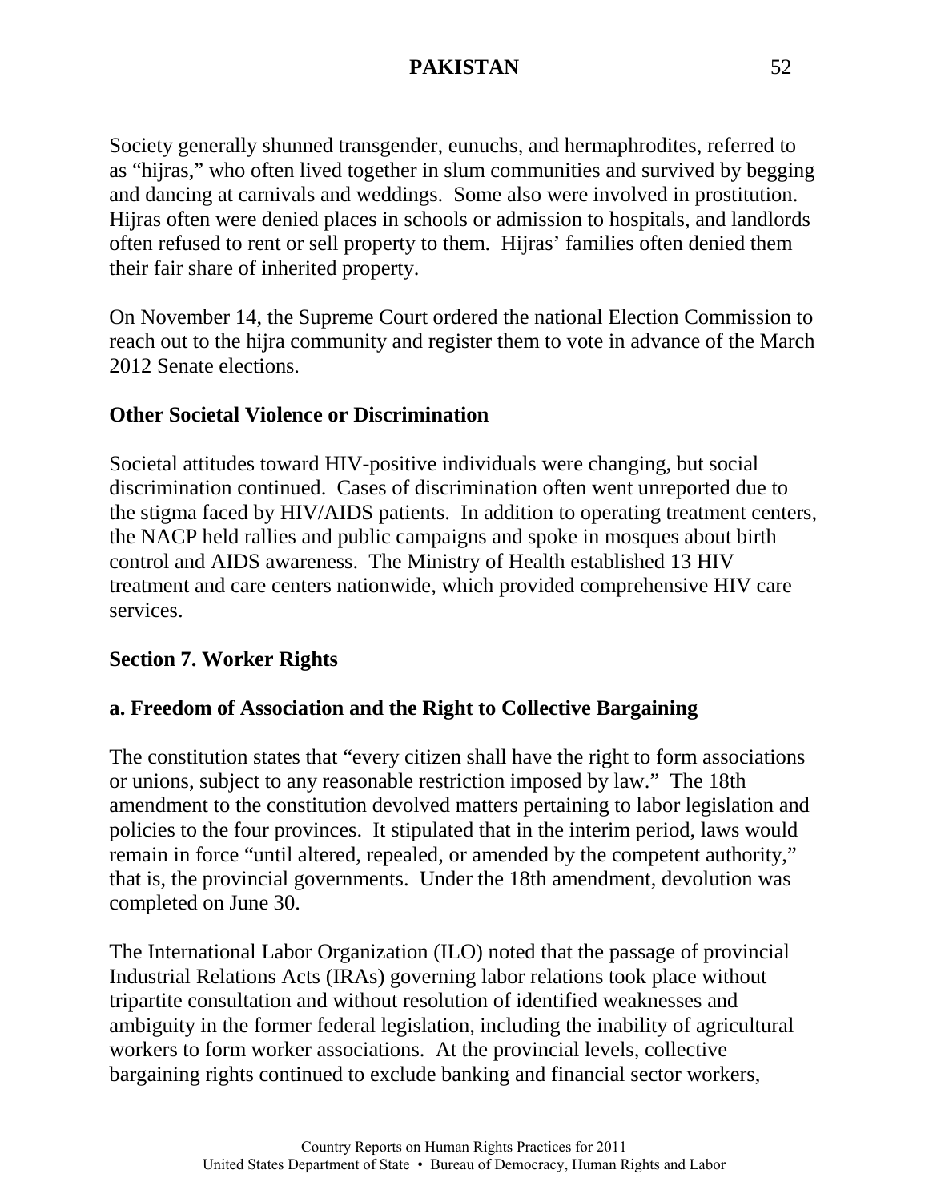Society generally shunned transgender, eunuchs, and hermaphrodites, referred to as "hijras," who often lived together in slum communities and survived by begging and dancing at carnivals and weddings. Some also were involved in prostitution. Hijras often were denied places in schools or admission to hospitals, and landlords often refused to rent or sell property to them. Hijras' families often denied them their fair share of inherited property.

On November 14, the Supreme Court ordered the national Election Commission to reach out to the hijra community and register them to vote in advance of the March 2012 Senate elections.

### Other Societal Violence or Discrimination

Societal attitudes toward HIV-positive individuals were changing, but social discrimination continued. Cases of discrimination often went unreported due to the stigma faced by HIV/AIDS patients. In addition to operating treatment centers, the NACP held rallies and public campaigns and spoke in mosques about birth control and AIDS awareness. The Ministry of Health established 13 HIV treatment and care centers nationwide, which provided comprehensive HIV care services.

## Section 7. Worker Rights

### a. Freedom of Association and the Right to Collective Bargaining

The constitution states that "every citizen shall have the right to form associations or unions, subject to any reasonable restriction imposed by law." The 18th amendment to the constitution devolved matters pertaining to labor legislation and policies to the four provinces. It stipulated that in the interim period, laws would remain in force "until altered, repealed, or amended by the competent authority," that is, the provincial governments. Under the 18th amendment, devolution was completed on June 30.

The International Labor Organization (ILO) noted that the passage of provincial Industrial Relations Acts (IRAs) governing labor relations took place without tripartite consultation and without resolution of identified weaknesses and ambiguity in the former federal legislation, including the inability of agricultural workers to form worker associations. At the provincial levels, collective bargaining rights continued to exclude banking and financial sector workers,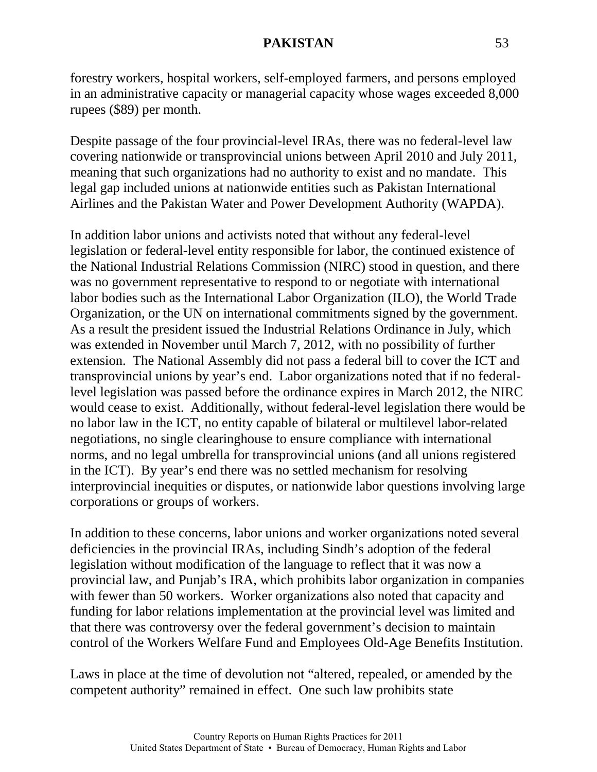forestry workers, hospital workers, self-employed farmers, and persons employed in an administrative capacity or managerial capacity whose wages exceeded 8,000 rupees ($89) per month.

Despite passage of the four provincial-level IRAs, there was no federal-level law covering nationwide or transprovincial unions between April 2010 and July 2011, meaning that such organizations had no authority to exist and no mandate. This legal gap included unions at nationwide entities such as Pakistan International Airlines and the Pakistan Water and Power Development Authority (WAPDA).

In addition labor unions and activists noted that without any federal-level legislation or federal-level entity responsible for labor, the continued existence of the National Industrial Relations Commission (NIRC) stood in question, and there was no government representative to respond to or negotiate with international labor bodies such as the International Labor Organization (ILO), the World Trade Organization, or the UN on international commitments signed by the government. As a result the president issued the Industrial Relations Ordinance in July, which was extended in November until March 7, 2012, with no possibility of further extension. The National Assembly did not pass a federal bill to cover the ICT and transprovincial unions by year's end. Labor organizations noted that if no federal-level legislation was passed before the ordinance expires in March 2012, the NIRC would cease to exist. Additionally, without federal-level legislation there would be no labor law in the ICT, no entity capable of bilateral or multilevel labor-related negotiations, no single clearinghouse to ensure compliance with international norms, and no legal umbrella for transprovincial unions (and all unions registered in the ICT). By year's end there was no settled mechanism for resolving interprovincial inequities or disputes, or nationwide labor questions involving large corporations or groups of workers.

In addition to these concerns, labor unions and worker organizations noted several deficiencies in the provincial IRAs, including Sindh's adoption of the federal legislation without modification of the language to reflect that it was now a provincial law, and Punjab's IRA, which prohibits labor organization in companies with fewer than 50 workers. Worker organizations also noted that capacity and funding for labor relations implementation at the provincial level was limited and that there was controversy over the federal government's decision to maintain control of the Workers Welfare Fund and Employees Old-Age Benefits Institution.

Laws in place at the time of devolution not "altered, repealed, or amended by the competent authority" remained in effect. One such law prohibits state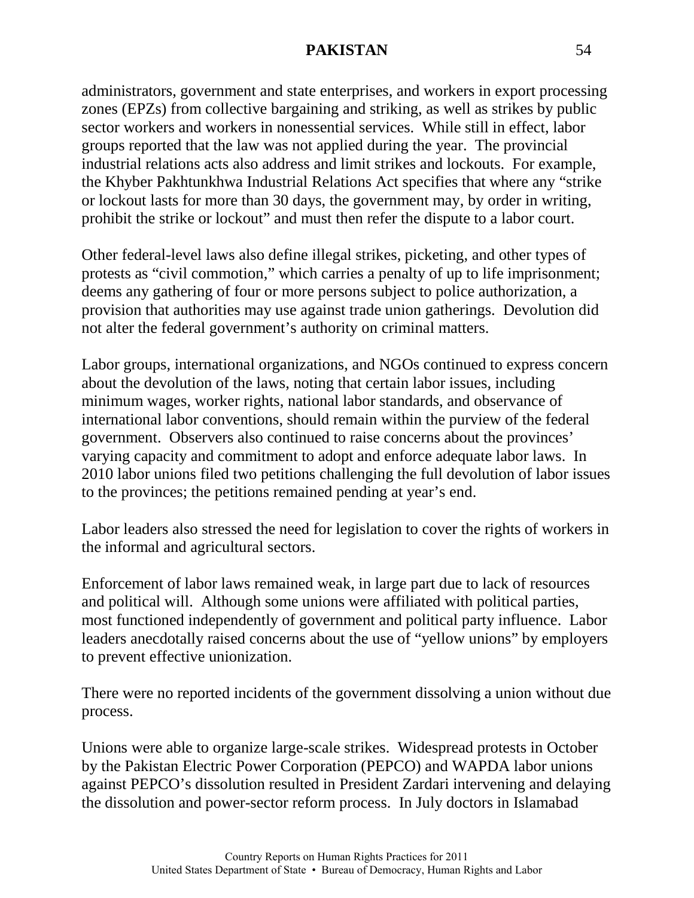administrators, government and state enterprises, and workers in export processing zones (EPZs) from collective bargaining and striking, as well as strikes by public sector workers and workers in nonessential services. While still in effect, labor groups reported that the law was not applied during the year. The provincial industrial relations acts also address and limit strikes and lockouts. For example, the Khyber Pakhtunkhwa Industrial Relations Act specifies that where any "strike or lockout lasts for more than 30 days, the government may, by order in writing, prohibit the strike or lockout" and must then refer the dispute to a labor court.

Other federal-level laws also define illegal strikes, picketing, and other types of protests as "civil commotion," which carries a penalty of up to life imprisonment; deems any gathering of four or more persons subject to police authorization, a provision that authorities may use against trade union gatherings. Devolution did not alter the federal government's authority on criminal matters.

Labor groups, international organizations, and NGOs continued to express concern about the devolution of the laws, noting that certain labor issues, including minimum wages, worker rights, national labor standards, and observance of international labor conventions, should remain within the purview of the federal government. Observers also continued to raise concerns about the provinces' varying capacity and commitment to adopt and enforce adequate labor laws. In 2010 labor unions filed two petitions challenging the full devolution of labor issues to the provinces; the petitions remained pending at year's end.

Labor leaders also stressed the need for legislation to cover the rights of workers in the informal and agricultural sectors.

Enforcement of labor laws remained weak, in large part due to lack of resources and political will. Although some unions were affiliated with political parties, most functioned independently of government and political party influence. Labor leaders anecdotally raised concerns about the use of "yellow unions" by employers to prevent effective unionization.

There were no reported incidents of the government dissolving a union without due process.

Unions were able to organize large-scale strikes. Widespread protests in October by the Pakistan Electric Power Corporation (PEPCO) and WAPDA labor unions against PEPCO's dissolution resulted in President Zardari intervening and delaying the dissolution and power-sector reform process. In July doctors in Islamabad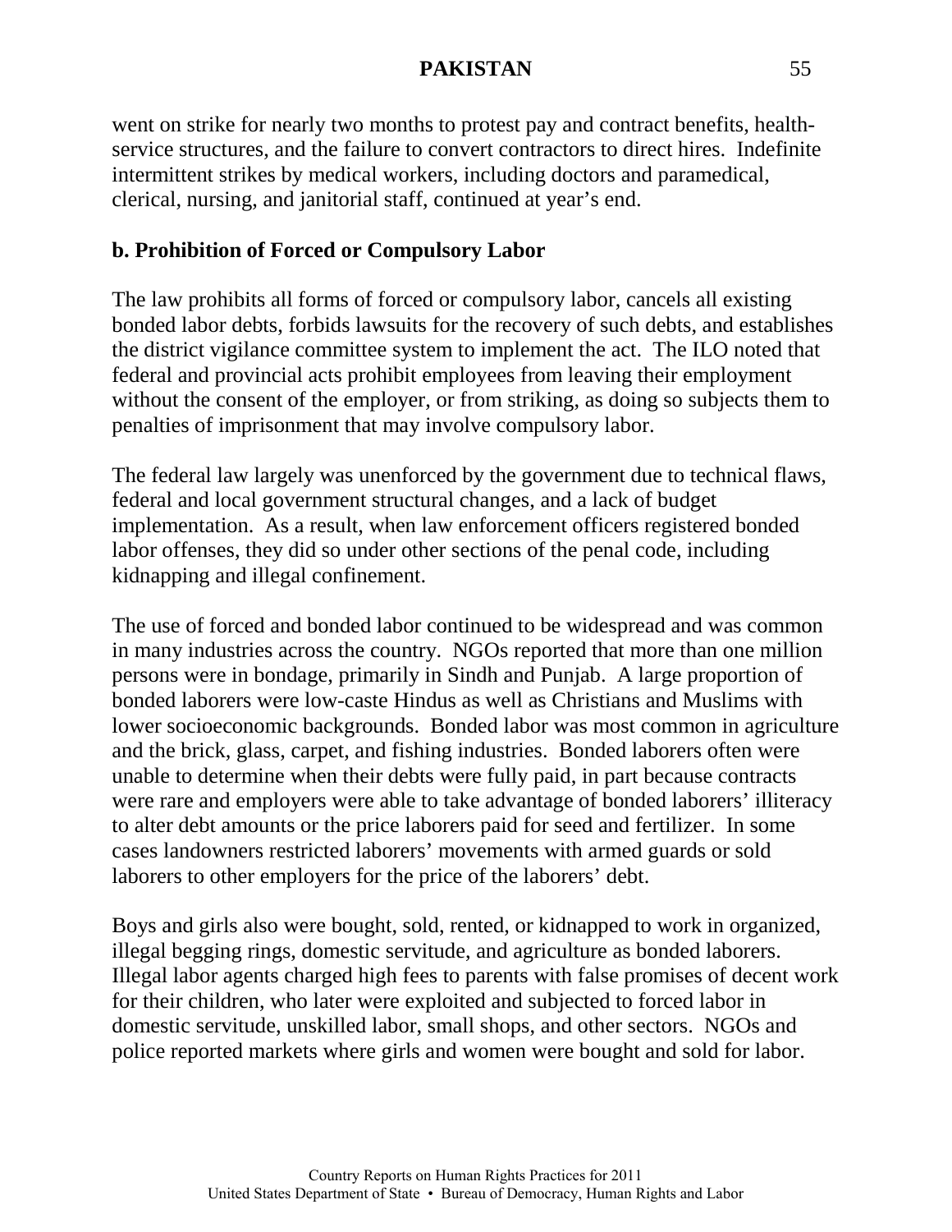went on strike for nearly two months to protest pay and contract benefits, health-service structures, and the failure to convert contractors to direct hires. Indefinite intermittent strikes by medical workers, including doctors and paramedical, clerical, nursing, and janitorial staff, continued at year's end.

**b. Prohibition of Forced or Compulsory Labor**

The law prohibits all forms of forced or compulsory labor, cancels all existing bonded labor debts, forbids lawsuits for the recovery of such debts, and establishes the district vigilance committee system to implement the act. The ILO noted that federal and provincial acts prohibit employees from leaving their employment without the consent of the employer, or from striking, as doing so subjects them to penalties of imprisonment that may involve compulsory labor.

The federal law largely was unenforced by the government due to technical flaws, federal and local government structural changes, and a lack of budget implementation. As a result, when law enforcement officers registered bonded labor offenses, they did so under other sections of the penal code, including kidnapping and illegal confinement.

The use of forced and bonded labor continued to be widespread and was common in many industries across the country. NGOs reported that more than one million persons were in bondage, primarily in Sindh and Punjab. A large proportion of bonded laborers were low-caste Hindus as well as Christians and Muslims with lower socioeconomic backgrounds. Bonded labor was most common in agriculture and the brick, glass, carpet, and fishing industries. Bonded laborers often were unable to determine when their debts were fully paid, in part because contracts were rare and employers were able to take advantage of bonded laborers' illiteracy to alter debt amounts or the price laborers paid for seed and fertilizer. In some cases landowners restricted laborers' movements with armed guards or sold laborers to other employers for the price of the laborers' debt.

Boys and girls also were bought, sold, rented, or kidnapped to work in organized, illegal begging rings, domestic servitude, and agriculture as bonded laborers. Illegal labor agents charged high fees to parents with false promises of decent work for their children, who later were exploited and subjected to forced labor in domestic servitude, unskilled labor, small shops, and other sectors. NGOs and police reported markets where girls and women were bought and sold for labor.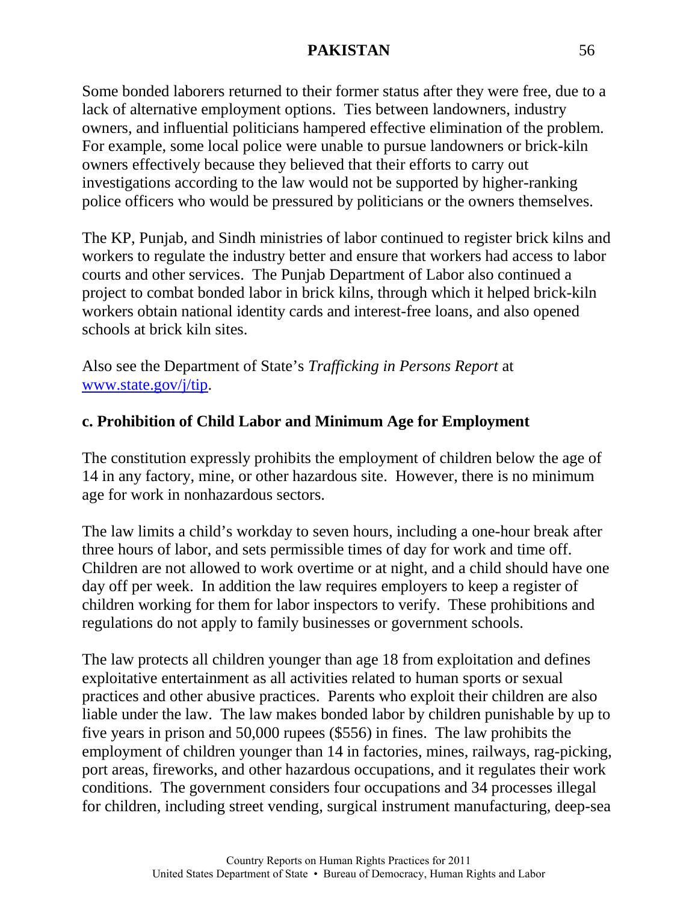Some bonded laborers returned to their former status after they were free, due to a lack of alternative employment options. Ties between landowners, industry owners, and influential politicians hampered effective elimination of the problem. For example, some local police were unable to pursue landowners or brick-kiln owners effectively because they believed that their efforts to carry out investigations according to the law would not be supported by higher-ranking police officers who would be pressured by politicians or the owners themselves.

The KP, Punjab, and Sindh ministries of labor continued to register brick kilns and workers to regulate the industry better and ensure that workers had access to labor courts and other services. The Punjab Department of Labor also continued a project to combat bonded labor in brick kilns, through which it helped brick-kiln workers obtain national identity cards and interest-free loans, and also opened schools at brick kiln sites.

Also see the Department of State's *Trafficking in Persons Report* at [www.state.gov/j/tip](www.state.gov/j/tip).

### c. Prohibition of Child Labor and Minimum Age for Employment

The constitution expressly prohibits the employment of children below the age of 14 in any factory, mine, or other hazardous site. However, there is no minimum age for work in nonhazardous sectors.

The law limits a child's workday to seven hours, including a one-hour break after three hours of labor, and sets permissible times of day for work and time off. Children are not allowed to work overtime or at night, and a child should have one day off per week. In addition the law requires employers to keep a register of children working for them for labor inspectors to verify. These prohibitions and regulations do not apply to family businesses or government schools.

The law protects all children younger than age 18 from exploitation and defines exploitative entertainment as all activities related to human sports or sexual practices and other abusive practices. Parents who exploit their children are also liable under the law. The law makes bonded labor by children punishable by up to five years in prison and 50,000 rupees ($556) in fines. The law prohibits the employment of children younger than 14 in factories, mines, railways, rag-picking, port areas, fireworks, and other hazardous occupations, and it regulates their work conditions. The government considers four occupations and 34 processes illegal for children, including street vending, surgical instrument manufacturing, deep-sea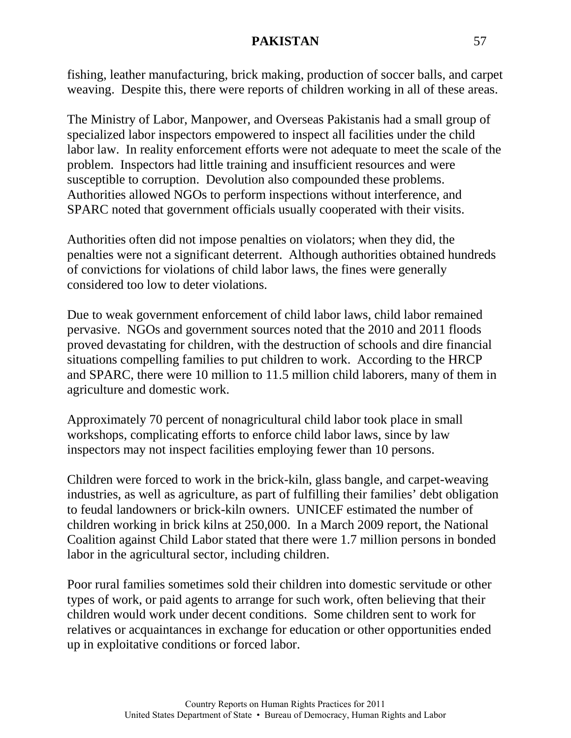fishing, leather manufacturing, brick making, production of soccer balls, and carpet weaving. Despite this, there were reports of children working in all of these areas.

The Ministry of Labor, Manpower, and Overseas Pakistanis had a small group of specialized labor inspectors empowered to inspect all facilities under the child labor law. In reality enforcement efforts were not adequate to meet the scale of the problem. Inspectors had little training and insufficient resources and were susceptible to corruption. Devolution also compounded these problems. Authorities allowed NGOs to perform inspections without interference, and SPARC noted that government officials usually cooperated with their visits.

Authorities often did not impose penalties on violators; when they did, the penalties were not a significant deterrent. Although authorities obtained hundreds of convictions for violations of child labor laws, the fines were generally considered too low to deter violations.

Due to weak government enforcement of child labor laws, child labor remained pervasive. NGOs and government sources noted that the 2010 and 2011 floods proved devastating for children, with the destruction of schools and dire financial situations compelling families to put children to work. According to the HRCP and SPARC, there were 10 million to 11.5 million child laborers, many of them in agriculture and domestic work.

Approximately 70 percent of nonagricultural child labor took place in small workshops, complicating efforts to enforce child labor laws, since by law inspectors may not inspect facilities employing fewer than 10 persons.

Children were forced to work in the brick-kiln, glass bangle, and carpet-weaving industries, as well as agriculture, as part of fulfilling their families' debt obligation to feudal landowners or brick-kiln owners. UNICEF estimated the number of children working in brick kilns at 250,000. In a March 2009 report, the National Coalition against Child Labor stated that there were 1.7 million persons in bonded labor in the agricultural sector, including children.

Poor rural families sometimes sold their children into domestic servitude or other types of work, or paid agents to arrange for such work, often believing that their children would work under decent conditions. Some children sent to work for relatives or acquaintances in exchange for education or other opportunities ended up in exploitative conditions or forced labor.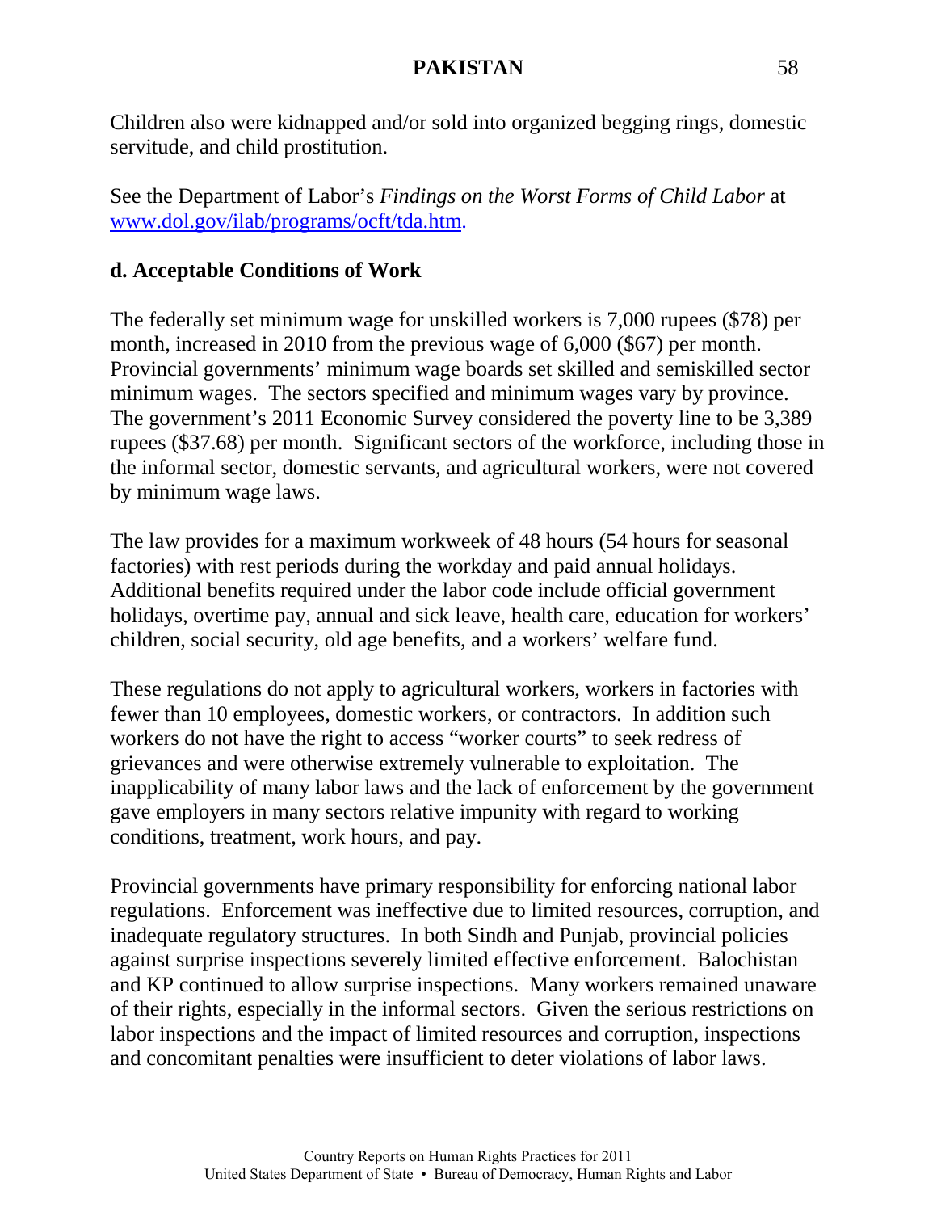Children also were kidnapped and/or sold into organized begging rings, domestic servitude, and child prostitution.

See the Department of Labor's *Findings on the Worst Forms of Child Labor* at [www.dol.gov/ilab/programs/ocft/tda.htm](http://www.dol.gov/ilab/programs/ocft/tda.htm).

### d. Acceptable Conditions of Work

The federally set minimum wage for unskilled workers is 7,000 rupees ($78) per month, increased in 2010 from the previous wage of 6,000 ($67) per month. Provincial governments' minimum wage boards set skilled and semiskilled sector minimum wages. The sectors specified and minimum wages vary by province. The government's 2011 Economic Survey considered the poverty line to be 3,389 rupees ($37.68) per month. Significant sectors of the workforce, including those in the informal sector, domestic servants, and agricultural workers, were not covered by minimum wage laws.

The law provides for a maximum workweek of 48 hours (54 hours for seasonal factories) with rest periods during the workday and paid annual holidays. Additional benefits required under the labor code include official government holidays, overtime pay, annual and sick leave, health care, education for workers' children, social security, old age benefits, and a workers' welfare fund.

These regulations do not apply to agricultural workers, workers in factories with fewer than 10 employees, domestic workers, or contractors. In addition such workers do not have the right to access "worker courts" to seek redress of grievances and were otherwise extremely vulnerable to exploitation. The inapplicability of many labor laws and the lack of enforcement by the government gave employers in many sectors relative impunity with regard to working conditions, treatment, work hours, and pay.

Provincial governments have primary responsibility for enforcing national labor regulations. Enforcement was ineffective due to limited resources, corruption, and inadequate regulatory structures. In both Sindh and Punjab, provincial policies against surprise inspections severely limited effective enforcement. Balochistan and KP continued to allow surprise inspections. Many workers remained unaware of their rights, especially in the informal sectors. Given the serious restrictions on labor inspections and the impact of limited resources and corruption, inspections and concomitant penalties were insufficient to deter violations of labor laws.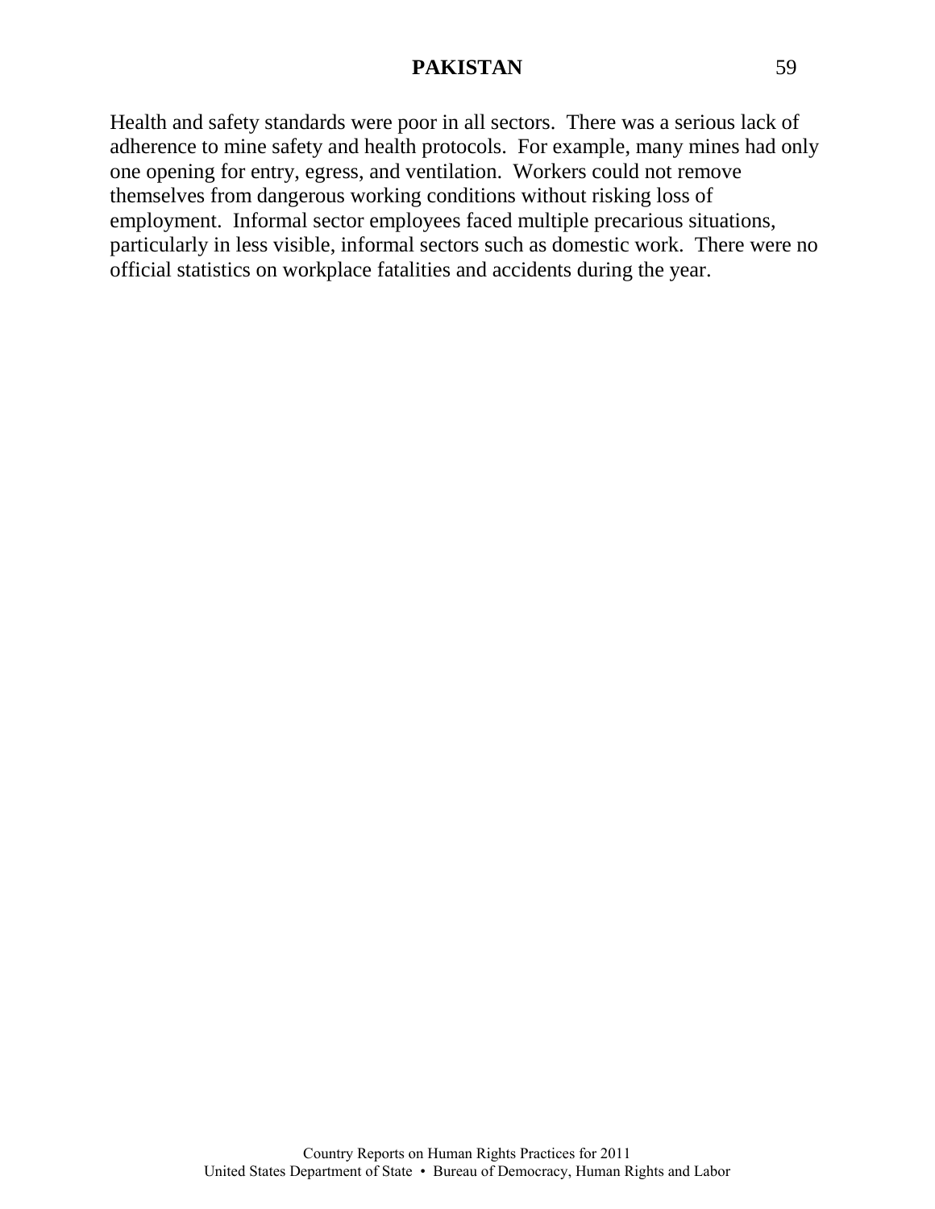Health and safety standards were poor in all sectors. There was a serious lack of adherence to mine safety and health protocols. For example, many mines had only one opening for entry, egress, and ventilation. Workers could not remove themselves from dangerous working conditions without risking loss of employment. Informal sector employees faced multiple precarious situations, particularly in less visible, informal sectors such as domestic work. There were no official statistics on workplace fatalities and accidents during the year.